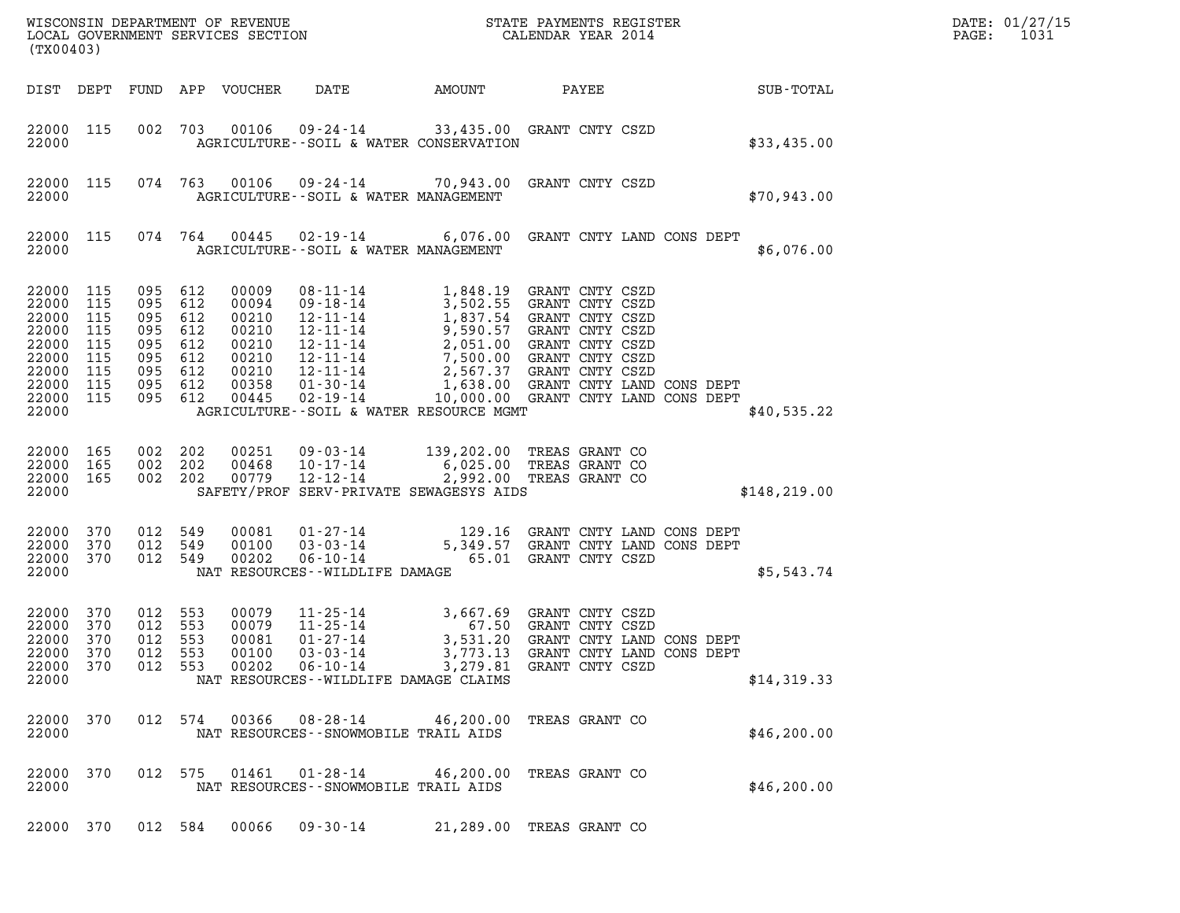WISCONSIN DEPARTMENT OF REVENUE
LOCAL GOVERNMENT SERVICES SECTION
(TX00403)

STATE PAYMENTS REGISTER
CALENDAR YEAR 2014

DATE: 01/27/15
PAGE: 1031

| DIST | DEPT | FUND | APP | VOUCHER | DATE | AMOUNT | PAYEE | SUB-TOTAL |
|---|---|---|---|---|---|---|---|---|
| 22000 | 115 | 002 | 703 | 00106 | 09-24-14 | 33,435.00 | GRANT CNTY CSZD | |
| 22000 | | | | | AGRICULTURE--SOIL & WATER CONSERVATION | | | $33,435.00 |
| 22000 | 115 | 074 | 763 | 00106 | 09-24-14 | 70,943.00 | GRANT CNTY CSZD | |
| 22000 | | | | | AGRICULTURE--SOIL & WATER MANAGEMENT | | | $70,943.00 |
| 22000 | 115 | 074 | 764 | 00445 | 02-19-14 | 6,076.00 | GRANT CNTY LAND CONS DEPT | |
| 22000 | | | | | AGRICULTURE--SOIL & WATER MANAGEMENT | | | $6,076.00 |
| 22000 | 115 | 095 | 612 | 00009 | 08-11-14 | 1,848.19 | GRANT CNTY CSZD | |
| 22000 | 115 | 095 | 612 | 00094 | 09-18-14 | 3,502.55 | GRANT CNTY CSZD | |
| 22000 | 115 | 095 | 612 | 00210 | 12-11-14 | 1,837.54 | GRANT CNTY CSZD | |
| 22000 | 115 | 095 | 612 | 00210 | 12-11-14 | 9,590.57 | GRANT CNTY CSZD | |
| 22000 | 115 | 095 | 612 | 00210 | 12-11-14 | 2,051.00 | GRANT CNTY CSZD | |
| 22000 | 115 | 095 | 612 | 00210 | 12-11-14 | 7,500.00 | GRANT CNTY CSZD | |
| 22000 | 115 | 095 | 612 | 00210 | 12-11-14 | 2,567.37 | GRANT CNTY CSZD | |
| 22000 | 115 | 095 | 612 | 00358 | 01-30-14 | 1,638.00 | GRANT CNTY LAND CONS DEPT | |
| 22000 | 115 | 095 | 612 | 00445 | 02-19-14 | 10,000.00 | GRANT CNTY LAND CONS DEPT | |
| 22000 | | | | | AGRICULTURE--SOIL & WATER RESOURCE MGMT | | | $40,535.22 |
| 22000 | 165 | 002 | 202 | 00251 | 09-03-14 | 139,202.00 | TREAS GRANT CO | |
| 22000 | 165 | 002 | 202 | 00468 | 10-17-14 | 6,025.00 | TREAS GRANT CO | |
| 22000 | 165 | 002 | 202 | 00779 | 12-12-14 | 2,992.00 | TREAS GRANT CO | |
| 22000 | | | | | SAFETY/PROF SERV-PRIVATE SEWAGESYS AIDS | | | $148,219.00 |
| 22000 | 370 | 012 | 549 | 00081 | 01-27-14 | 129.16 | GRANT CNTY LAND CONS DEPT | |
| 22000 | 370 | 012 | 549 | 00100 | 03-03-14 | 5,349.57 | GRANT CNTY LAND CONS DEPT | |
| 22000 | 370 | 012 | 549 | 00202 | 06-10-14 | 65.01 | GRANT CNTY CSZD | |
| 22000 | | | | | NAT RESOURCES--WILDLIFE DAMAGE | | | $5,543.74 |
| 22000 | 370 | 012 | 553 | 00079 | 11-25-14 | 3,667.69 | GRANT CNTY CSZD | |
| 22000 | 370 | 012 | 553 | 00079 | 11-25-14 | 67.50 | GRANT CNTY CSZD | |
| 22000 | 370 | 012 | 553 | 00081 | 01-27-14 | 3,531.20 | GRANT CNTY LAND CONS DEPT | |
| 22000 | 370 | 012 | 553 | 00100 | 03-03-14 | 3,773.13 | GRANT CNTY LAND CONS DEPT | |
| 22000 | 370 | 012 | 553 | 00202 | 06-10-14 | 3,279.81 | GRANT CNTY CSZD | |
| 22000 | | | | | NAT RESOURCES--WILDLIFE DAMAGE CLAIMS | | | $14,319.33 |
| 22000 | 370 | 012 | 574 | 00366 | 08-28-14 | 46,200.00 | TREAS GRANT CO | |
| 22000 | | | | | NAT RESOURCES--SNOWMOBILE TRAIL AIDS | | | $46,200.00 |
| 22000 | 370 | 012 | 575 | 01461 | 01-28-14 | 46,200.00 | TREAS GRANT CO | |
| 22000 | | | | | NAT RESOURCES--SNOWMOBILE TRAIL AIDS | | | $46,200.00 |
| 22000 | 370 | 012 | 584 | 00066 | 09-30-14 | 21,289.00 | TREAS GRANT CO | |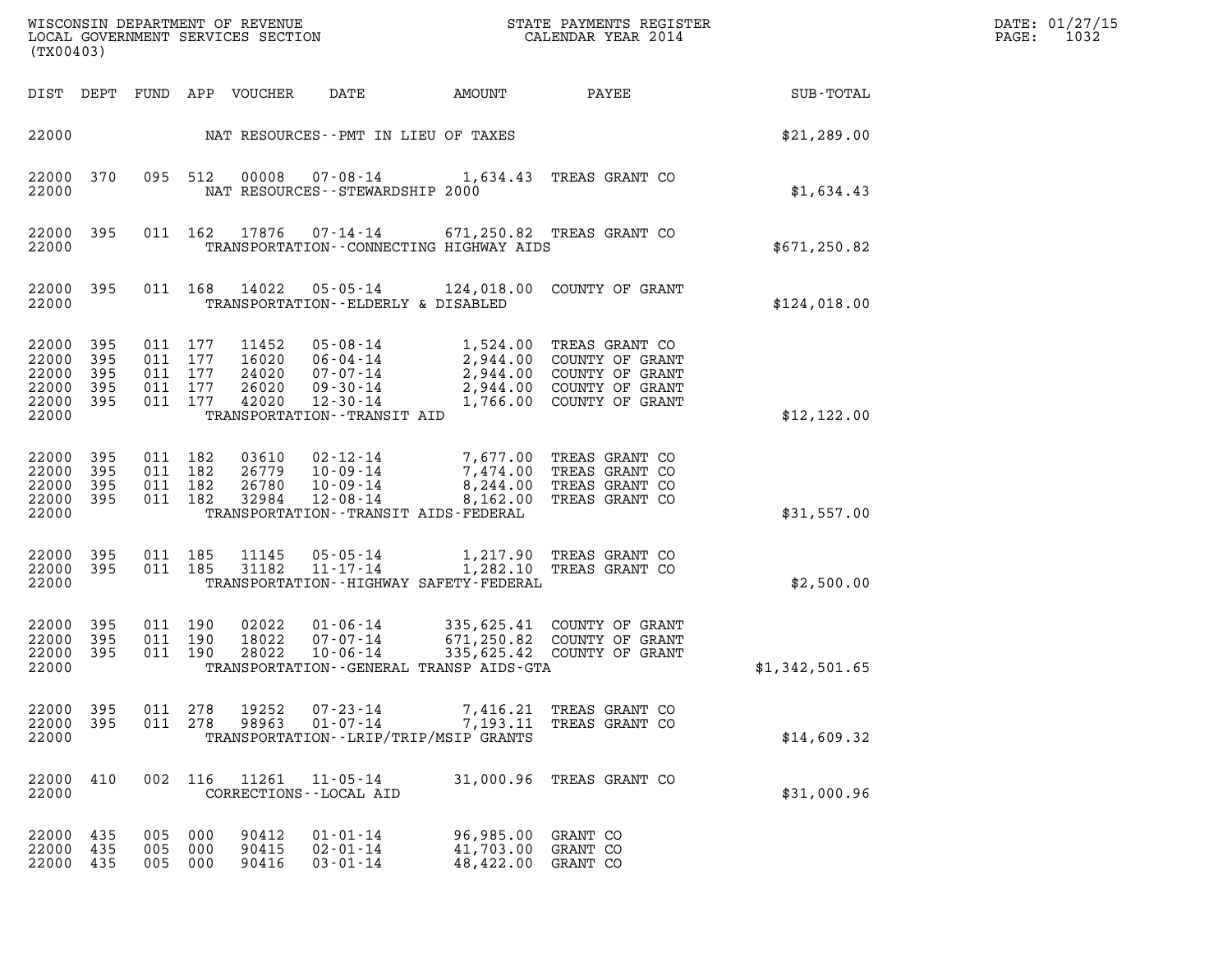| DIST | DEPT | FUND | APP | VOUCHER | DATE | AMOUNT | PAYEE | SUB-TOTAL |
|---|---|---|---|---|---|---|---|---|
| 22000 | | | | | NAT RESOURCES--PMT IN LIEU OF TAXES | | | $21,289.00 |
| 22000 | 370 | 095 | 512 | 00008 | 07-08-14 | 1,634.43 | TREAS GRANT CO | |
| 22000 | | | | | NAT RESOURCES--STEWARDSHIP 2000 | | | $1,634.43 |
| 22000 | 395 | 011 | 162 | 17876 | 07-14-14 | 671,250.82 | TREAS GRANT CO | |
| 22000 | | | | | TRANSPORTATION--CONNECTING HIGHWAY AIDS | | | $671,250.82 |
| 22000 | 395 | 011 | 168 | 14022 | 05-05-14 | 124,018.00 | COUNTY OF GRANT | |
| 22000 | | | | | TRANSPORTATION--ELDERLY & DISABLED | | | $124,018.00 |
| 22000 | 395 | 011 | 177 | 11452 | 05-08-14 | 1,524.00 | TREAS GRANT CO | |
| 22000 | 395 | 011 | 177 | 16020 | 06-04-14 | 2,944.00 | COUNTY OF GRANT | |
| 22000 | 395 | 011 | 177 | 24020 | 07-07-14 | 2,944.00 | COUNTY OF GRANT | |
| 22000 | 395 | 011 | 177 | 26020 | 09-30-14 | 2,944.00 | COUNTY OF GRANT | |
| 22000 | 395 | 011 | 177 | 42020 | 12-30-14 | 1,766.00 | COUNTY OF GRANT | |
| 22000 | | | | | TRANSPORTATION--TRANSIT AID | | | $12,122.00 |
| 22000 | 395 | 011 | 182 | 03610 | 02-12-14 | 7,677.00 | TREAS GRANT CO | |
| 22000 | 395 | 011 | 182 | 26779 | 10-09-14 | 7,474.00 | TREAS GRANT CO | |
| 22000 | 395 | 011 | 182 | 26780 | 10-09-14 | 8,244.00 | TREAS GRANT CO | |
| 22000 | 395 | 011 | 182 | 32984 | 12-08-14 | 8,162.00 | TREAS GRANT CO | |
| 22000 | | | | | TRANSPORTATION--TRANSIT AIDS-FEDERAL | | | $31,557.00 |
| 22000 | 395 | 011 | 185 | 11145 | 05-05-14 | 1,217.90 | TREAS GRANT CO | |
| 22000 | 395 | 011 | 185 | 31182 | 11-17-14 | 1,282.10 | TREAS GRANT CO | |
| 22000 | | | | | TRANSPORTATION--HIGHWAY SAFETY-FEDERAL | | | $2,500.00 |
| 22000 | 395 | 011 | 190 | 02022 | 01-06-14 | 335,625.41 | COUNTY OF GRANT | |
| 22000 | 395 | 011 | 190 | 18022 | 07-07-14 | 671,250.82 | COUNTY OF GRANT | |
| 22000 | 395 | 011 | 190 | 28022 | 10-06-14 | 335,625.42 | COUNTY OF GRANT | |
| 22000 | | | | | TRANSPORTATION--GENERAL TRANSP AIDS-GTA | | | $1,342,501.65 |
| 22000 | 395 | 011 | 278 | 19252 | 07-23-14 | 7,416.21 | TREAS GRANT CO | |
| 22000 | 395 | 011 | 278 | 98963 | 01-07-14 | 7,193.11 | TREAS GRANT CO | |
| 22000 | | | | | TRANSPORTATION--LRIP/TRIP/MSIP GRANTS | | | $14,609.32 |
| 22000 | 410 | 002 | 116 | 11261 | 11-05-14 | 31,000.96 | TREAS GRANT CO | |
| 22000 | | | | | CORRECTIONS--LOCAL AID | | | $31,000.96 |
| 22000 | 435 | 005 | 000 | 90412 | 01-01-14 | 96,985.00 | GRANT CO | |
| 22000 | 435 | 005 | 000 | 90415 | 02-01-14 | 41,703.00 | GRANT CO | |
| 22000 | 435 | 005 | 000 | 90416 | 03-01-14 | 48,422.00 | GRANT CO | |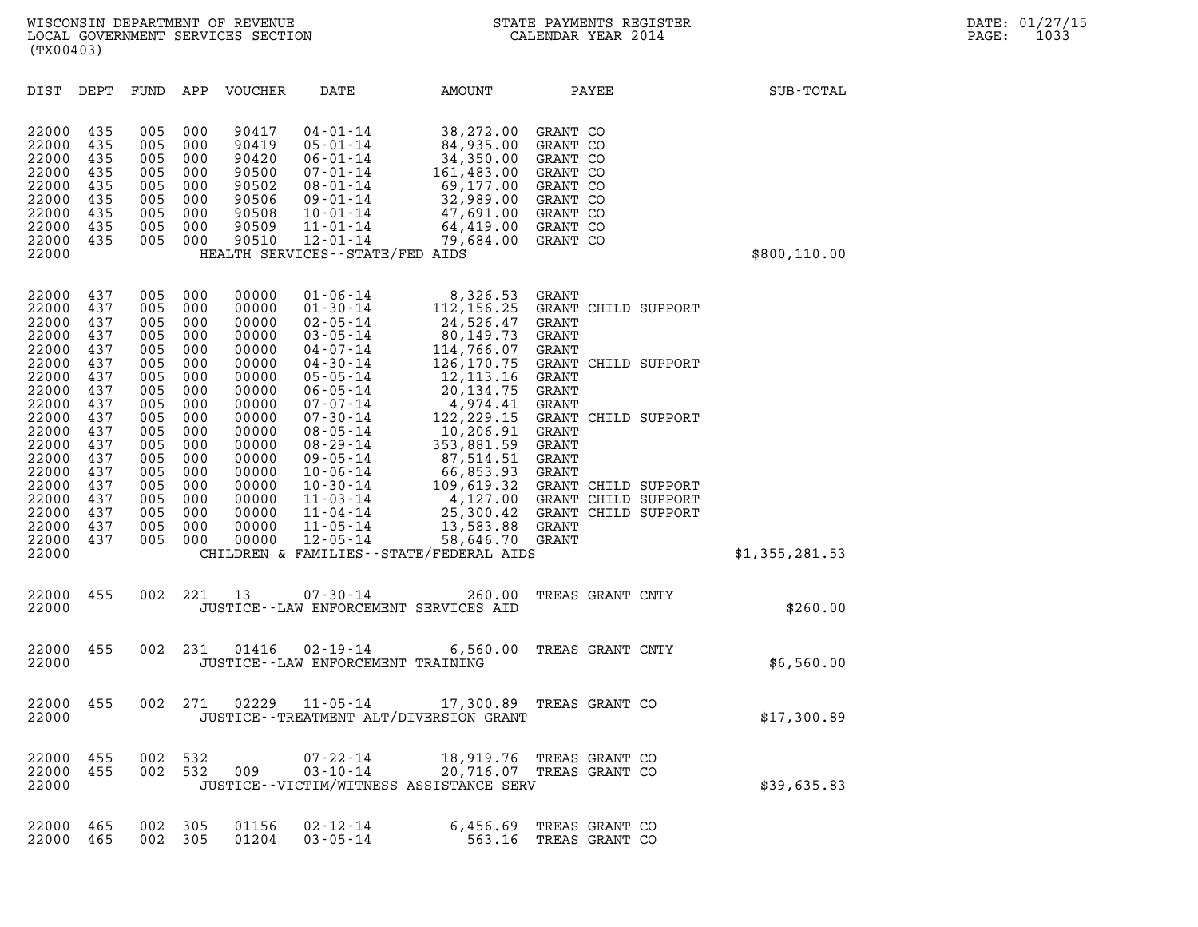| DIST | DEPT | FUND | APP | VOUCHER | DATE | AMOUNT | PAYEE | SUB-TOTAL |
|---|---|---|---|---|---|---|---|---|
| 22000 | 435 | 005 | 000 | 90417 | 04-01-14 | 38,272.00 | GRANT CO | |
| 22000 | 435 | 005 | 000 | 90419 | 05-01-14 | 84,935.00 | GRANT CO | |
| 22000 | 435 | 005 | 000 | 90420 | 06-01-14 | 34,350.00 | GRANT CO | |
| 22000 | 435 | 005 | 000 | 90500 | 07-01-14 | 161,483.00 | GRANT CO | |
| 22000 | 435 | 005 | 000 | 90502 | 08-01-14 | 69,177.00 | GRANT CO | |
| 22000 | 435 | 005 | 000 | 90506 | 09-01-14 | 32,989.00 | GRANT CO | |
| 22000 | 435 | 005 | 000 | 90508 | 10-01-14 | 47,691.00 | GRANT CO | |
| 22000 | 435 | 005 | 000 | 90509 | 11-01-14 | 64,419.00 | GRANT CO | |
| 22000 | 435 | 005 | 000 | 90510 | 12-01-14 | 79,684.00 | GRANT CO | |
| 22000 | | | | | HEALTH SERVICES--STATE/FED AIDS | | | $800,110.00 |
| 22000 | 437 | 005 | 000 | 00000 | 01-06-14 | 8,326.53 | GRANT | |
| 22000 | 437 | 005 | 000 | 00000 | 01-30-14 | 112,156.25 | GRANT CHILD SUPPORT | |
| 22000 | 437 | 005 | 000 | 00000 | 02-05-14 | 24,526.47 | GRANT | |
| 22000 | 437 | 005 | 000 | 00000 | 03-05-14 | 80,149.73 | GRANT | |
| 22000 | 437 | 005 | 000 | 00000 | 04-07-14 | 114,766.07 | GRANT | |
| 22000 | 437 | 005 | 000 | 00000 | 04-30-14 | 126,170.75 | GRANT CHILD SUPPORT | |
| 22000 | 437 | 005 | 000 | 00000 | 05-05-14 | 12,113.16 | GRANT | |
| 22000 | 437 | 005 | 000 | 00000 | 06-05-14 | 20,134.75 | GRANT | |
| 22000 | 437 | 005 | 000 | 00000 | 07-07-14 | 4,974.41 | GRANT | |
| 22000 | 437 | 005 | 000 | 00000 | 07-30-14 | 122,229.15 | GRANT CHILD SUPPORT | |
| 22000 | 437 | 005 | 000 | 00000 | 08-05-14 | 10,206.91 | GRANT | |
| 22000 | 437 | 005 | 000 | 00000 | 08-29-14 | 353,881.59 | GRANT | |
| 22000 | 437 | 005 | 000 | 00000 | 09-05-14 | 87,514.51 | GRANT | |
| 22000 | 437 | 005 | 000 | 00000 | 10-06-14 | 66,853.93 | GRANT | |
| 22000 | 437 | 005 | 000 | 00000 | 10-30-14 | 109,619.32 | GRANT CHILD SUPPORT | |
| 22000 | 437 | 005 | 000 | 00000 | 11-03-14 | 4,127.00 | GRANT CHILD SUPPORT | |
| 22000 | 437 | 005 | 000 | 00000 | 11-04-14 | 25,300.42 | GRANT CHILD SUPPORT | |
| 22000 | 437 | 005 | 000 | 00000 | 11-05-14 | 13,583.88 | GRANT | |
| 22000 | 437 | 005 | 000 | 00000 | 12-05-14 | 58,646.70 | GRANT | |
| 22000 | | | | | CHILDREN & FAMILIES--STATE/FEDERAL AIDS | | | $1,355,281.53 |
| 22000 | 455 | 002 | 221 | 13 | 07-30-14 | 260.00 | TREAS GRANT CNTY | |
| 22000 | | | | | JUSTICE--LAW ENFORCEMENT SERVICES AID | | | $260.00 |
| 22000 | 455 | 002 | 231 | 01416 | 02-19-14 | 6,560.00 | TREAS GRANT CNTY | |
| 22000 | | | | | JUSTICE--LAW ENFORCEMENT TRAINING | | | $6,560.00 |
| 22000 | 455 | 002 | 271 | 02229 | 11-05-14 | 17,300.89 | TREAS GRANT CO | |
| 22000 | | | | | JUSTICE--TREATMENT ALT/DIVERSION GRANT | | | $17,300.89 |
| 22000 | 455 | 002 | 532 | | 07-22-14 | 18,919.76 | TREAS GRANT CO | |
| 22000 | 455 | 002 | 532 | 009 | 03-10-14 | 20,716.07 | TREAS GRANT CO | |
| 22000 | | | | | JUSTICE--VICTIM/WITNESS ASSISTANCE SERV | | | $39,635.83 |
| 22000 | 465 | 002 | 305 | 01156 | 02-12-14 | 6,456.69 | TREAS GRANT CO | |
| 22000 | 465 | 002 | 305 | 01204 | 03-05-14 | 563.16 | TREAS GRANT CO | |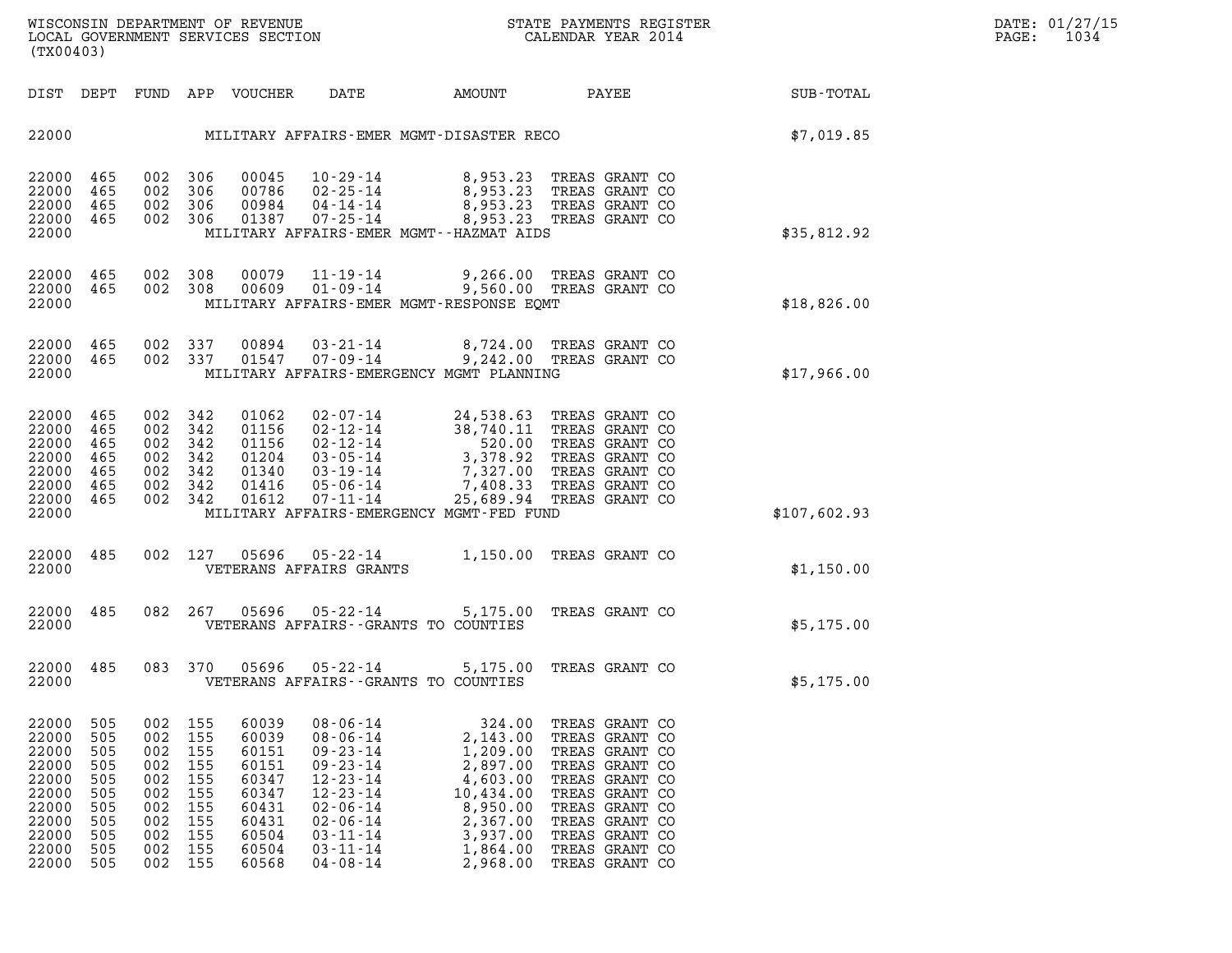| DIST | DEPT | FUND | APP | VOUCHER | DATE | AMOUNT | PAYEE | SUB-TOTAL |
|---|---|---|---|---|---|---|---|---|
| 22000 | | | | | MILITARY AFFAIRS-EMER MGMT-DISASTER RECO | | | $7,019.85 |
| 22000 | 465 | 002 | 306 | 00045 | 10-29-14 | 8,953.23 | TREAS GRANT CO | |
| 22000 | 465 | 002 | 306 | 00786 | 02-25-14 | 8,953.23 | TREAS GRANT CO | |
| 22000 | 465 | 002 | 306 | 00984 | 04-14-14 | 8,953.23 | TREAS GRANT CO | |
| 22000 | 465 | 002 | 306 | 01387 | 07-25-14 | 8,953.23 | TREAS GRANT CO | |
| 22000 | | | | | MILITARY AFFAIRS-EMER MGMT--HAZMAT AIDS | | | $35,812.92 |
| 22000 | 465 | 002 | 308 | 00079 | 11-19-14 | 9,266.00 | TREAS GRANT CO | |
| 22000 | 465 | 002 | 308 | 00609 | 01-09-14 | 9,560.00 | TREAS GRANT CO | |
| 22000 | | | | | MILITARY AFFAIRS-EMER MGMT-RESPONSE EQMT | | | $18,826.00 |
| 22000 | 465 | 002 | 337 | 00894 | 03-21-14 | 8,724.00 | TREAS GRANT CO | |
| 22000 | 465 | 002 | 337 | 01547 | 07-09-14 | 9,242.00 | TREAS GRANT CO | |
| 22000 | | | | | MILITARY AFFAIRS-EMERGENCY MGMT PLANNING | | | $17,966.00 |
| 22000 | 465 | 002 | 342 | 01062 | 02-07-14 | 24,538.63 | TREAS GRANT CO | |
| 22000 | 465 | 002 | 342 | 01156 | 02-12-14 | 38,740.11 | TREAS GRANT CO | |
| 22000 | 465 | 002 | 342 | 01156 | 02-12-14 | 520.00 | TREAS GRANT CO | |
| 22000 | 465 | 002 | 342 | 01204 | 03-05-14 | 3,378.92 | TREAS GRANT CO | |
| 22000 | 465 | 002 | 342 | 01340 | 03-19-14 | 7,327.00 | TREAS GRANT CO | |
| 22000 | 465 | 002 | 342 | 01416 | 05-06-14 | 7,408.33 | TREAS GRANT CO | |
| 22000 | 465 | 002 | 342 | 01612 | 07-11-14 | 25,689.94 | TREAS GRANT CO | |
| 22000 | | | | | MILITARY AFFAIRS-EMERGENCY MGMT-FED FUND | | | $107,602.93 |
| 22000 | 485 | 002 | 127 | 05696 | 05-22-14 | 1,150.00 | TREAS GRANT CO | |
| 22000 | | | | | VETERANS AFFAIRS GRANTS | | | $1,150.00 |
| 22000 | 485 | 082 | 267 | 05696 | 05-22-14 | 5,175.00 | TREAS GRANT CO | |
| 22000 | | | | | VETERANS AFFAIRS--GRANTS TO COUNTIES | | | $5,175.00 |
| 22000 | 485 | 083 | 370 | 05696 | 05-22-14 | 5,175.00 | TREAS GRANT CO | |
| 22000 | | | | | VETERANS AFFAIRS--GRANTS TO COUNTIES | | | $5,175.00 |
| 22000 | 505 | 002 | 155 | 60039 | 08-06-14 | 324.00 | TREAS GRANT CO | |
| 22000 | 505 | 002 | 155 | 60039 | 08-06-14 | 2,143.00 | TREAS GRANT CO | |
| 22000 | 505 | 002 | 155 | 60151 | 09-23-14 | 1,209.00 | TREAS GRANT CO | |
| 22000 | 505 | 002 | 155 | 60151 | 09-23-14 | 2,897.00 | TREAS GRANT CO | |
| 22000 | 505 | 002 | 155 | 60347 | 12-23-14 | 4,603.00 | TREAS GRANT CO | |
| 22000 | 505 | 002 | 155 | 60347 | 12-23-14 | 10,434.00 | TREAS GRANT CO | |
| 22000 | 505 | 002 | 155 | 60431 | 02-06-14 | 8,950.00 | TREAS GRANT CO | |
| 22000 | 505 | 002 | 155 | 60431 | 02-06-14 | 2,367.00 | TREAS GRANT CO | |
| 22000 | 505 | 002 | 155 | 60504 | 03-11-14 | 3,937.00 | TREAS GRANT CO | |
| 22000 | 505 | 002 | 155 | 60504 | 03-11-14 | 1,864.00 | TREAS GRANT CO | |
| 22000 | 505 | 002 | 155 | 60568 | 04-08-14 | 2,968.00 | TREAS GRANT CO | |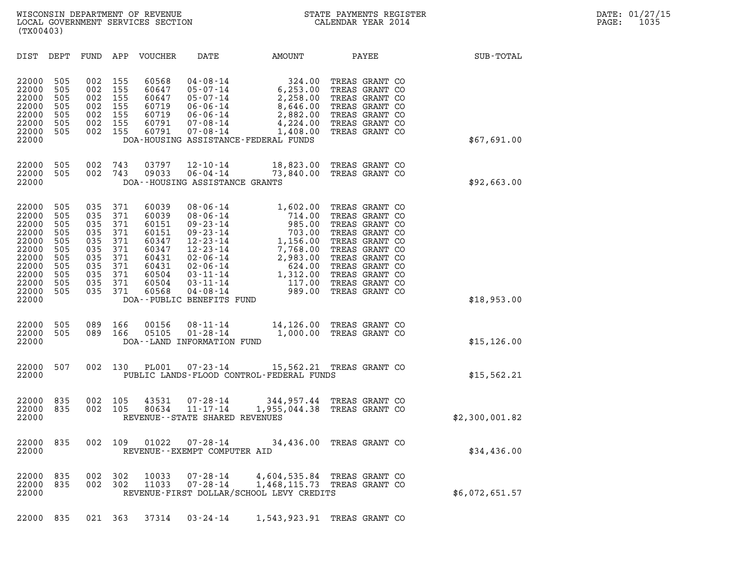WISCONSIN DEPARTMENT OF REVENUE
LOCAL GOVERNMENT SERVICES SECTION
(TX00403)

STATE PAYMENTS REGISTER
CALENDAR YEAR 2014

DATE: 01/27/15
PAGE: 1035

| DIST | DEPT | FUND | APP | VOUCHER | DATE | AMOUNT | PAYEE | SUB-TOTAL |
|---|---|---|---|---|---|---|---|---|
| 22000 | 505 | 002 | 155 | 60568 | 04-08-14 | 324.00 | TREAS GRANT CO | |
| 22000 | 505 | 002 | 155 | 60647 | 05-07-14 | 6,253.00 | TREAS GRANT CO | |
| 22000 | 505 | 002 | 155 | 60647 | 05-07-14 | 2,258.00 | TREAS GRANT CO | |
| 22000 | 505 | 002 | 155 | 60719 | 06-06-14 | 8,646.00 | TREAS GRANT CO | |
| 22000 | 505 | 002 | 155 | 60719 | 06-06-14 | 2,882.00 | TREAS GRANT CO | |
| 22000 | 505 | 002 | 155 | 60791 | 07-08-14 | 4,224.00 | TREAS GRANT CO | |
| 22000 | 505 | 002 | 155 | 60791 | 07-08-14 | 1,408.00 | TREAS GRANT CO | |
| 22000 | | | | | DOA-HOUSING ASSISTANCE-FEDERAL FUNDS | | | $67,691.00 |
| 22000 | 505 | 002 | 743 | 03797 | 12-10-14 | 18,823.00 | TREAS GRANT CO | |
| 22000 | 505 | 002 | 743 | 09033 | 06-04-14 | 73,840.00 | TREAS GRANT CO | |
| 22000 | | | | | DOA--HOUSING ASSISTANCE GRANTS | | | $92,663.00 |
| 22000 | 505 | 035 | 371 | 60039 | 08-06-14 | 1,602.00 | TREAS GRANT CO | |
| 22000 | 505 | 035 | 371 | 60039 | 08-06-14 | 714.00 | TREAS GRANT CO | |
| 22000 | 505 | 035 | 371 | 60151 | 09-23-14 | 985.00 | TREAS GRANT CO | |
| 22000 | 505 | 035 | 371 | 60151 | 09-23-14 | 703.00 | TREAS GRANT CO | |
| 22000 | 505 | 035 | 371 | 60347 | 12-23-14 | 1,156.00 | TREAS GRANT CO | |
| 22000 | 505 | 035 | 371 | 60347 | 12-23-14 | 7,768.00 | TREAS GRANT CO | |
| 22000 | 505 | 035 | 371 | 60431 | 02-06-14 | 2,983.00 | TREAS GRANT CO | |
| 22000 | 505 | 035 | 371 | 60431 | 02-06-14 | 624.00 | TREAS GRANT CO | |
| 22000 | 505 | 035 | 371 | 60504 | 03-11-14 | 1,312.00 | TREAS GRANT CO | |
| 22000 | 505 | 035 | 371 | 60504 | 03-11-14 | 117.00 | TREAS GRANT CO | |
| 22000 | 505 | 035 | 371 | 60568 | 04-08-14 | 989.00 | TREAS GRANT CO | |
| 22000 | | | | | DOA--PUBLIC BENEFITS FUND | | | $18,953.00 |
| 22000 | 505 | 089 | 166 | 00156 | 08-11-14 | 14,126.00 | TREAS GRANT CO | |
| 22000 | 505 | 089 | 166 | 05105 | 01-28-14 | 1,000.00 | TREAS GRANT CO | |
| 22000 | | | | | DOA--LAND INFORMATION FUND | | | $15,126.00 |
| 22000 | 507 | 002 | 130 | PL001 | 07-23-14 | 15,562.21 | TREAS GRANT CO | |
| 22000 | | | | | PUBLIC LANDS-FLOOD CONTROL-FEDERAL FUNDS | | | $15,562.21 |
| 22000 | 835 | 002 | 105 | 43531 | 07-28-14 | 344,957.44 | TREAS GRANT CO | |
| 22000 | 835 | 002 | 105 | 80634 | 11-17-14 | 1,955,044.38 | TREAS GRANT CO | |
| 22000 | | | | | REVENUE--STATE SHARED REVENUES | | | $2,300,001.82 |
| 22000 | 835 | 002 | 109 | 01022 | 07-28-14 | 34,436.00 | TREAS GRANT CO | |
| 22000 | | | | | REVENUE--EXEMPT COMPUTER AID | | | $34,436.00 |
| 22000 | 835 | 002 | 302 | 10033 | 07-28-14 | 4,604,535.84 | TREAS GRANT CO | |
| 22000 | 835 | 002 | 302 | 11033 | 07-28-14 | 1,468,115.73 | TREAS GRANT CO | |
| 22000 | | | | | REVENUE-FIRST DOLLAR/SCHOOL LEVY CREDITS | | | $6,072,651.57 |
| 22000 | 835 | 021 | 363 | 37314 | 03-24-14 | 1,543,923.91 | TREAS GRANT CO | |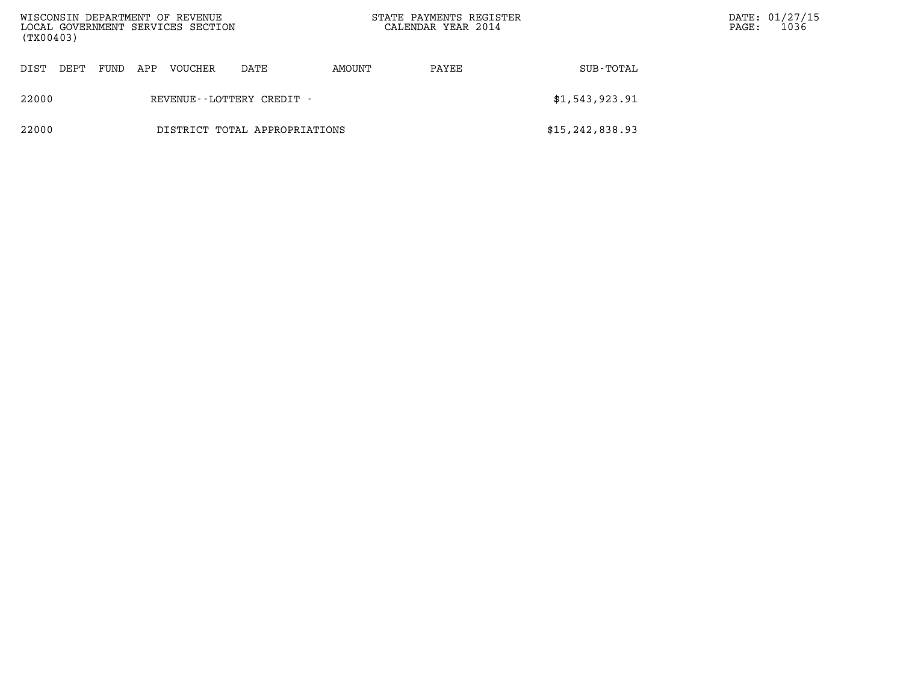| DIST | DEPT | FUND | APP | VOUCHER | DATE | AMOUNT | PAYEE | SUB-TOTAL |
|---|---|---|---|---|---|---|---|---|
| 22000 | | | | REVENUE--LOTTERY CREDIT - | | | | $1,543,923.91 |
| 22000 | | | | DISTRICT TOTAL APPROPRIATIONS | | | | $15,242,838.93 |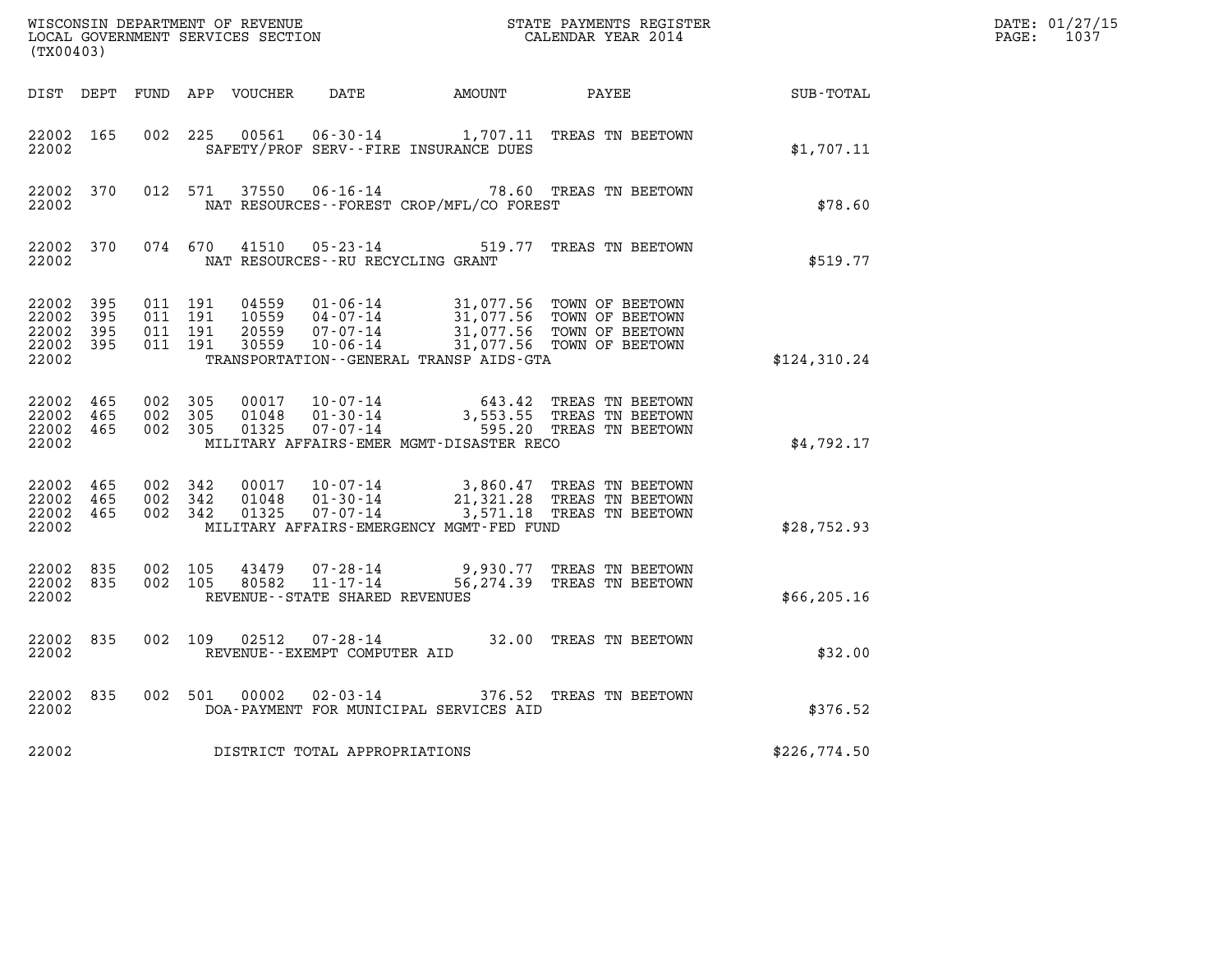WISCONSIN DEPARTMENT OF REVENUE
LOCAL GOVERNMENT SERVICES SECTION
(TX00403)

STATE PAYMENTS REGISTER
CALENDAR YEAR 2014

DATE: 01/27/15
PAGE: 1037

| DIST | DEPT | FUND | APP | VOUCHER | DATE | AMOUNT | PAYEE | SUB-TOTAL |
|---|---|---|---|---|---|---|---|---|
| 22002 | 165 | 002 | 225 | 00561 | 06-30-14 | 1,707.11 | TREAS TN BEETOWN | |
| 22002 | | | | | SAFETY/PROF SERV--FIRE INSURANCE DUES | | | $1,707.11 |
| 22002 | 370 | 012 | 571 | 37550 | 06-16-14 | 78.60 | TREAS TN BEETOWN | |
| 22002 | | | | | NAT RESOURCES--FOREST CROP/MFL/CO FOREST | | | $78.60 |
| 22002 | 370 | 074 | 670 | 41510 | 05-23-14 | 519.77 | TREAS TN BEETOWN | |
| 22002 | | | | | NAT RESOURCES--RU RECYCLING GRANT | | | $519.77 |
| 22002 | 395 | 011 | 191 | 04559 | 01-06-14 | 31,077.56 | TOWN OF BEETOWN | |
| 22002 | 395 | 011 | 191 | 10559 | 04-07-14 | 31,077.56 | TOWN OF BEETOWN | |
| 22002 | 395 | 011 | 191 | 20559 | 07-07-14 | 31,077.56 | TOWN OF BEETOWN | |
| 22002 | 395 | 011 | 191 | 30559 | 10-06-14 | 31,077.56 | TOWN OF BEETOWN | |
| 22002 | | | | | TRANSPORTATION--GENERAL TRANSP AIDS-GTA | | | $124,310.24 |
| 22002 | 465 | 002 | 305 | 00017 | 10-07-14 | 643.42 | TREAS TN BEETOWN | |
| 22002 | 465 | 002 | 305 | 01048 | 01-30-14 | 3,553.55 | TREAS TN BEETOWN | |
| 22002 | 465 | 002 | 305 | 01325 | 07-07-14 | 595.20 | TREAS TN BEETOWN | |
| 22002 | | | | | MILITARY AFFAIRS-EMER MGMT-DISASTER RECO | | | $4,792.17 |
| 22002 | 465 | 002 | 342 | 00017 | 10-07-14 | 3,860.47 | TREAS TN BEETOWN | |
| 22002 | 465 | 002 | 342 | 01048 | 01-30-14 | 21,321.28 | TREAS TN BEETOWN | |
| 22002 | 465 | 002 | 342 | 01325 | 07-07-14 | 3,571.18 | TREAS TN BEETOWN | |
| 22002 | | | | | MILITARY AFFAIRS-EMERGENCY MGMT-FED FUND | | | $28,752.93 |
| 22002 | 835 | 002 | 105 | 43479 | 07-28-14 | 9,930.77 | TREAS TN BEETOWN | |
| 22002 | 835 | 002 | 105 | 80582 | 11-17-14 | 56,274.39 | TREAS TN BEETOWN | |
| 22002 | | | | | REVENUE--STATE SHARED REVENUES | | | $66,205.16 |
| 22002 | 835 | 002 | 109 | 02512 | 07-28-14 | 32.00 | TREAS TN BEETOWN | |
| 22002 | | | | | REVENUE--EXEMPT COMPUTER AID | | | $32.00 |
| 22002 | 835 | 002 | 501 | 00002 | 02-03-14 | 376.52 | TREAS TN BEETOWN | |
| 22002 | | | | | DOA-PAYMENT FOR MUNICIPAL SERVICES AID | | | $376.52 |
| 22002 | | | | | DISTRICT TOTAL APPROPRIATIONS | | | $226,774.50 |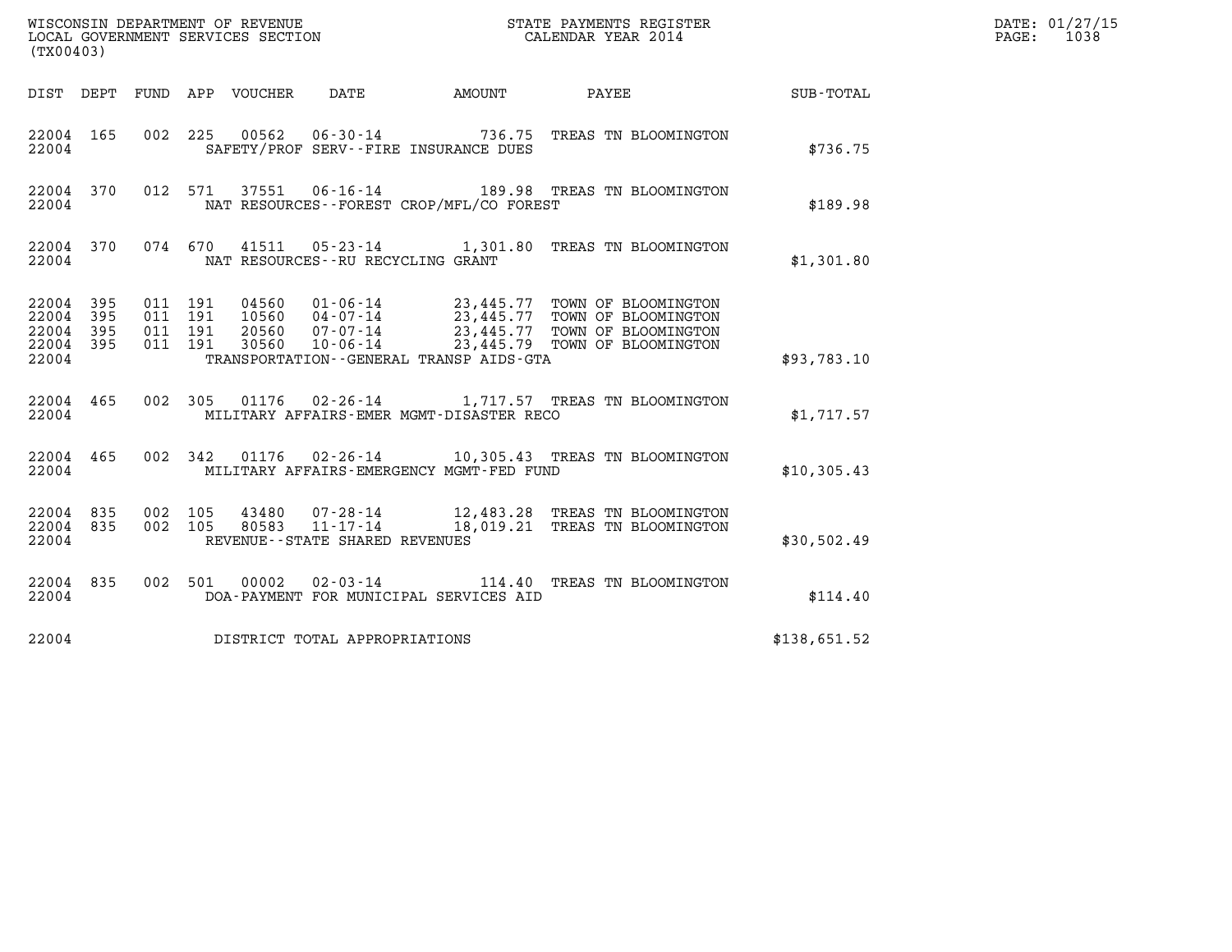WISCONSIN DEPARTMENT OF REVENUE
LOCAL GOVERNMENT SERVICES SECTION
(TX00403)

STATE PAYMENTS REGISTER
CALENDAR YEAR 2014

DATE: 01/27/15
PAGE: 1038

| DIST | DEPT | FUND | APP | VOUCHER | DATE | AMOUNT | PAYEE | SUB-TOTAL |
|---|---|---|---|---|---|---|---|---|
| 22004 | 165 | 002 | 225 | 00562 | 06-30-14 | 736.75 | TREAS TN BLOOMINGTON | |
| 22004 | | | | | SAFETY/PROF SERV--FIRE INSURANCE DUES | | | $736.75 |
| 22004 | 370 | 012 | 571 | 37551 | 06-16-14 | 189.98 | TREAS TN BLOOMINGTON | |
| 22004 | | | | | NAT RESOURCES--FOREST CROP/MFL/CO FOREST | | | $189.98 |
| 22004 | 370 | 074 | 670 | 41511 | 05-23-14 | 1,301.80 | TREAS TN BLOOMINGTON | |
| 22004 | | | | | NAT RESOURCES--RU RECYCLING GRANT | | | $1,301.80 |
| 22004 | 395 | 011 | 191 | 04560 | 01-06-14 | 23,445.77 | TOWN OF BLOOMINGTON | |
| 22004 | 395 | 011 | 191 | 10560 | 04-07-14 | 23,445.77 | TOWN OF BLOOMINGTON | |
| 22004 | 395 | 011 | 191 | 20560 | 07-07-14 | 23,445.77 | TOWN OF BLOOMINGTON | |
| 22004 | 395 | 011 | 191 | 30560 | 10-06-14 | 23,445.79 | TOWN OF BLOOMINGTON | |
| 22004 | | | | | TRANSPORTATION--GENERAL TRANSP AIDS-GTA | | | $93,783.10 |
| 22004 | 465 | 002 | 305 | 01176 | 02-26-14 | 1,717.57 | TREAS TN BLOOMINGTON | |
| 22004 | | | | | MILITARY AFFAIRS-EMER MGMT-DISASTER RECO | | | $1,717.57 |
| 22004 | 465 | 002 | 342 | 01176 | 02-26-14 | 10,305.43 | TREAS TN BLOOMINGTON | |
| 22004 | | | | | MILITARY AFFAIRS-EMERGENCY MGMT-FED FUND | | | $10,305.43 |
| 22004 | 835 | 002 | 105 | 43480 | 07-28-14 | 12,483.28 | TREAS TN BLOOMINGTON | |
| 22004 | 835 | 002 | 105 | 80583 | 11-17-14 | 18,019.21 | TREAS TN BLOOMINGTON | |
| 22004 | | | | | REVENUE--STATE SHARED REVENUES | | | $30,502.49 |
| 22004 | 835 | 002 | 501 | 00002 | 02-03-14 | 114.40 | TREAS TN BLOOMINGTON | |
| 22004 | | | | | DOA-PAYMENT FOR MUNICIPAL SERVICES AID | | | $114.40 |
| 22004 | | | | | DISTRICT TOTAL APPROPRIATIONS | | | $138,651.52 |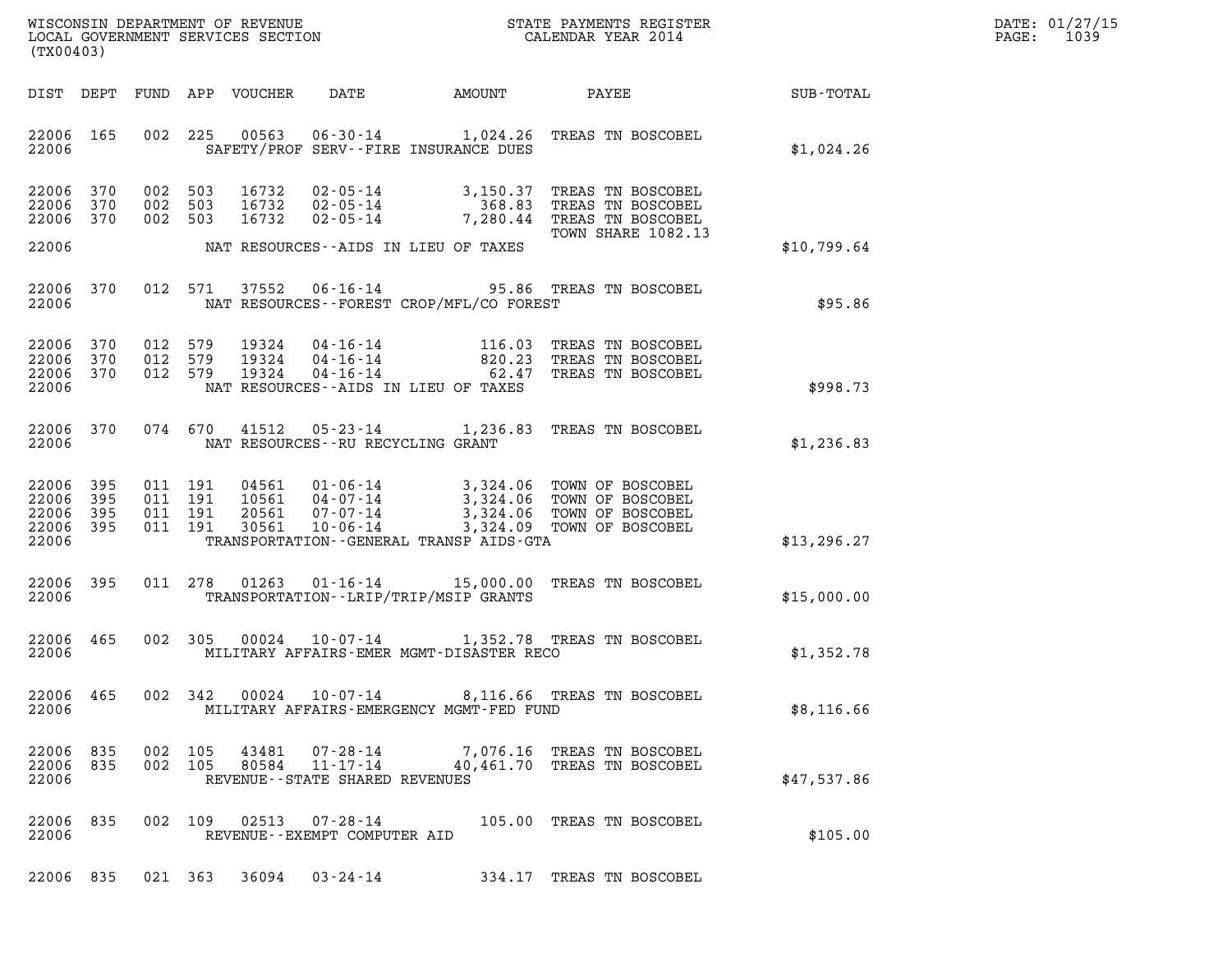WISCONSIN DEPARTMENT OF REVENUE
LOCAL GOVERNMENT SERVICES SECTION
(TX00403)

STATE PAYMENTS REGISTER
CALENDAR YEAR 2014

DATE: 01/27/15
PAGE: 1039

| DIST | DEPT | FUND | APP | VOUCHER | DATE | AMOUNT | PAYEE | SUB-TOTAL |
|---|---|---|---|---|---|---|---|---|
| 22006 | 165 | 002 | 225 | 00563 | 06-30-14 | 1,024.26 | TREAS TN BOSCOBEL | |
| 22006 | | | | | SAFETY/PROF SERV--FIRE INSURANCE DUES | | | $1,024.26 |
| 22006 | 370 | 002 | 503 | 16732 | 02-05-14 | 3,150.37 | TREAS TN BOSCOBEL | |
| 22006 | 370 | 002 | 503 | 16732 | 02-05-14 | 368.83 | TREAS TN BOSCOBEL | |
| 22006 | 370 | 002 | 503 | 16732 | 02-05-14 | 7,280.44 | TREAS TN BOSCOBEL TOWN SHARE 1082.13 | |
| 22006 | | | | | NAT RESOURCES--AIDS IN LIEU OF TAXES | | | $10,799.64 |
| 22006 | 370 | 012 | 571 | 37552 | 06-16-14 | 95.86 | TREAS TN BOSCOBEL | |
| 22006 | | | | | NAT RESOURCES--FOREST CROP/MFL/CO FOREST | | | $95.86 |
| 22006 | 370 | 012 | 579 | 19324 | 04-16-14 | 116.03 | TREAS TN BOSCOBEL | |
| 22006 | 370 | 012 | 579 | 19324 | 04-16-14 | 820.23 | TREAS TN BOSCOBEL | |
| 22006 | 370 | 012 | 579 | 19324 | 04-16-14 | 62.47 | TREAS TN BOSCOBEL | |
| 22006 | | | | | NAT RESOURCES--AIDS IN LIEU OF TAXES | | | $998.73 |
| 22006 | 370 | 074 | 670 | 41512 | 05-23-14 | 1,236.83 | TREAS TN BOSCOBEL | |
| 22006 | | | | | NAT RESOURCES--RU RECYCLING GRANT | | | $1,236.83 |
| 22006 | 395 | 011 | 191 | 04561 | 01-06-14 | 3,324.06 | TOWN OF BOSCOBEL | |
| 22006 | 395 | 011 | 191 | 10561 | 04-07-14 | 3,324.06 | TOWN OF BOSCOBEL | |
| 22006 | 395 | 011 | 191 | 20561 | 07-07-14 | 3,324.06 | TOWN OF BOSCOBEL | |
| 22006 | 395 | 011 | 191 | 30561 | 10-06-14 | 3,324.09 | TOWN OF BOSCOBEL | |
| 22006 | | | | | TRANSPORTATION--GENERAL TRANSP AIDS-GTA | | | $13,296.27 |
| 22006 | 395 | 011 | 278 | 01263 | 01-16-14 | 15,000.00 | TREAS TN BOSCOBEL | |
| 22006 | | | | | TRANSPORTATION--LRIP/TRIP/MSIP GRANTS | | | $15,000.00 |
| 22006 | 465 | 002 | 305 | 00024 | 10-07-14 | 1,352.78 | TREAS TN BOSCOBEL | |
| 22006 | | | | | MILITARY AFFAIRS-EMER MGMT-DISASTER RECO | | | $1,352.78 |
| 22006 | 465 | 002 | 342 | 00024 | 10-07-14 | 8,116.66 | TREAS TN BOSCOBEL | |
| 22006 | | | | | MILITARY AFFAIRS-EMERGENCY MGMT-FED FUND | | | $8,116.66 |
| 22006 | 835 | 002 | 105 | 43481 | 07-28-14 | 7,076.16 | TREAS TN BOSCOBEL | |
| 22006 | 835 | 002 | 105 | 80584 | 11-17-14 | 40,461.70 | TREAS TN BOSCOBEL | |
| 22006 | | | | | REVENUE--STATE SHARED REVENUES | | | $47,537.86 |
| 22006 | 835 | 002 | 109 | 02513 | 07-28-14 | 105.00 | TREAS TN BOSCOBEL | |
| 22006 | | | | | REVENUE--EXEMPT COMPUTER AID | | | $105.00 |
| 22006 | 835 | 021 | 363 | 36094 | 03-24-14 | 334.17 | TREAS TN BOSCOBEL | |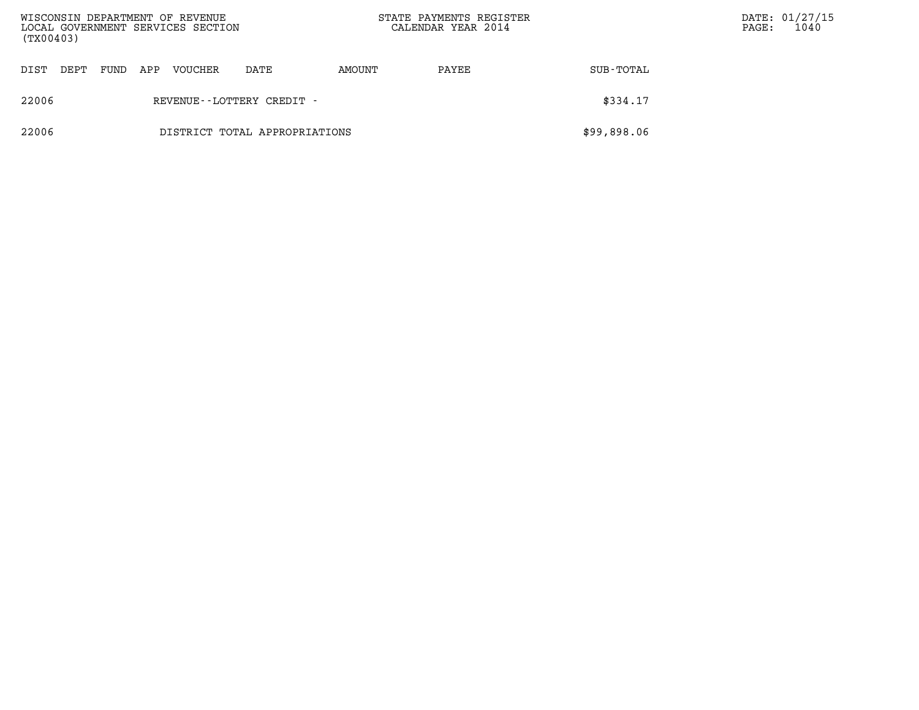| DIST | DEPT | FUND | APP | VOUCHER | DATE | AMOUNT | PAYEE | SUB-TOTAL |
|---|---|---|---|---|---|---|---|---|
| 22006 | | | | REVENUE--LOTTERY CREDIT - | | | | $334.17 |
| 22006 | | | | DISTRICT TOTAL APPROPRIATIONS | | | | $99,898.06 |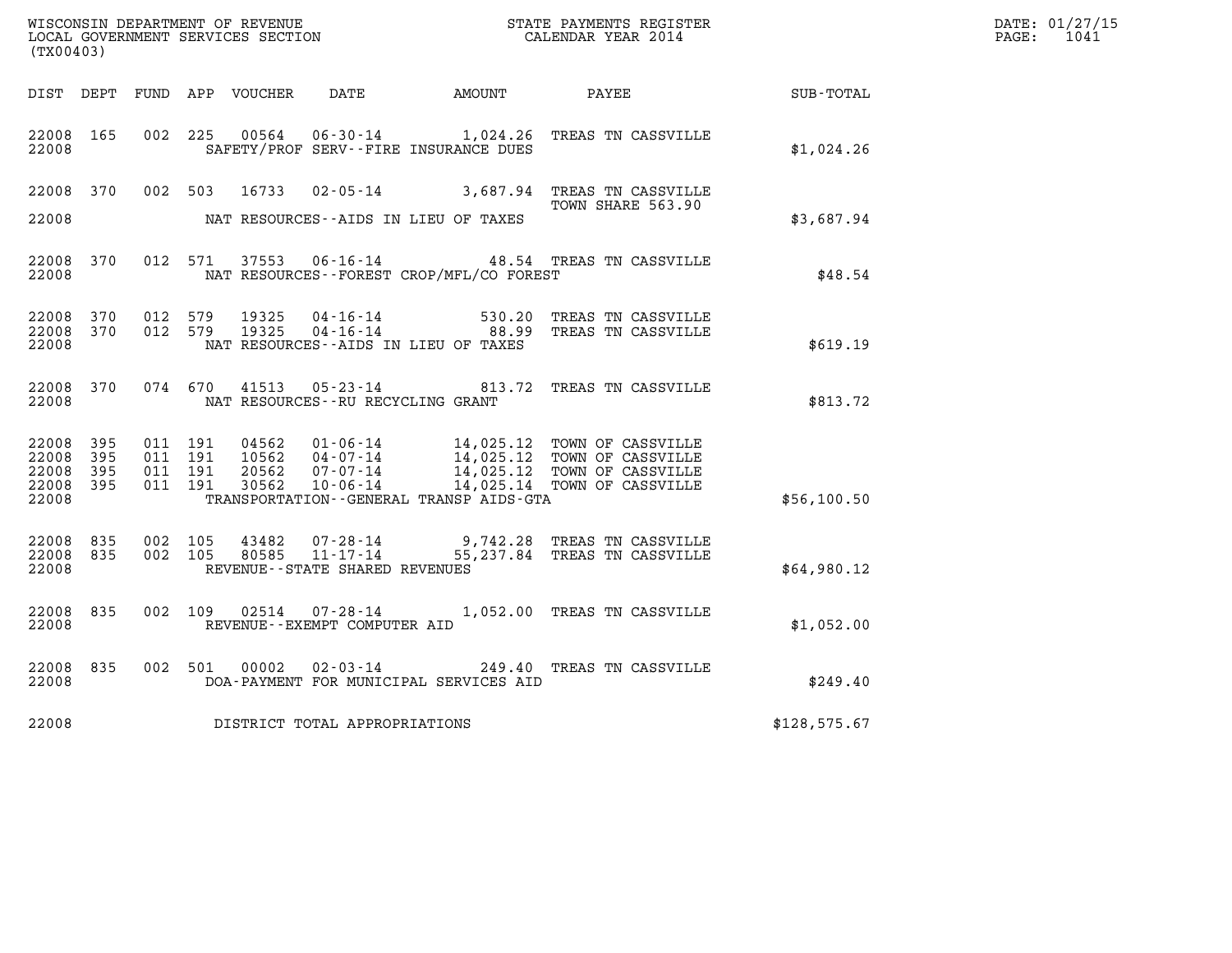WISCONSIN DEPARTMENT OF REVENUE
LOCAL GOVERNMENT SERVICES SECTION
(TX00403)

STATE PAYMENTS REGISTER
CALENDAR YEAR 2014

DATE: 01/27/15
PAGE: 1041

| DIST | DEPT | FUND | APP | VOUCHER | DATE | AMOUNT | PAYEE | SUB-TOTAL |
|---|---|---|---|---|---|---|---|---|
| 22008 | 165 | 002 | 225 | 00564 | 06-30-14 | 1,024.26 | TREAS TN CASSVILLE | |
| 22008 | | | | | SAFETY/PROF SERV--FIRE INSURANCE DUES | | | $1,024.26 |
| 22008 | 370 | 002 | 503 | 16733 | 02-05-14 | 3,687.94 | TREAS TN CASSVILLE TOWN SHARE 563.90 | |
| 22008 | | | | | NAT RESOURCES--AIDS IN LIEU OF TAXES | | | $3,687.94 |
| 22008 | 370 | 012 | 571 | 37553 | 06-16-14 | 48.54 | TREAS TN CASSVILLE | |
| 22008 | | | | | NAT RESOURCES--FOREST CROP/MFL/CO FOREST | | | $48.54 |
| 22008 | 370 | 012 | 579 | 19325 | 04-16-14 | 530.20 | TREAS TN CASSVILLE | |
| 22008 | 370 | 012 | 579 | 19325 | 04-16-14 | 88.99 | TREAS TN CASSVILLE | |
| 22008 | | | | | NAT RESOURCES--AIDS IN LIEU OF TAXES | | | $619.19 |
| 22008 | 370 | 074 | 670 | 41513 | 05-23-14 | 813.72 | TREAS TN CASSVILLE | |
| 22008 | | | | | NAT RESOURCES--RU RECYCLING GRANT | | | $813.72 |
| 22008 | 395 | 011 | 191 | 04562 | 01-06-14 | 14,025.12 | TOWN OF CASSVILLE | |
| 22008 | 395 | 011 | 191 | 10562 | 04-07-14 | 14,025.12 | TOWN OF CASSVILLE | |
| 22008 | 395 | 011 | 191 | 20562 | 07-07-14 | 14,025.12 | TOWN OF CASSVILLE | |
| 22008 | 395 | 011 | 191 | 30562 | 10-06-14 | 14,025.14 | TOWN OF CASSVILLE | |
| 22008 | | | | | TRANSPORTATION--GENERAL TRANSP AIDS-GTA | | | $56,100.50 |
| 22008 | 835 | 002 | 105 | 43482 | 07-28-14 | 9,742.28 | TREAS TN CASSVILLE | |
| 22008 | 835 | 002 | 105 | 80585 | 11-17-14 | 55,237.84 | TREAS TN CASSVILLE | |
| 22008 | | | | | REVENUE--STATE SHARED REVENUES | | | $64,980.12 |
| 22008 | 835 | 002 | 109 | 02514 | 07-28-14 | 1,052.00 | TREAS TN CASSVILLE | |
| 22008 | | | | | REVENUE--EXEMPT COMPUTER AID | | | $1,052.00 |
| 22008 | 835 | 002 | 501 | 00002 | 02-03-14 | 249.40 | TREAS TN CASSVILLE | |
| 22008 | | | | | DOA-PAYMENT FOR MUNICIPAL SERVICES AID | | | $249.40 |
| 22008 | | | | | DISTRICT TOTAL APPROPRIATIONS | | | $128,575.67 |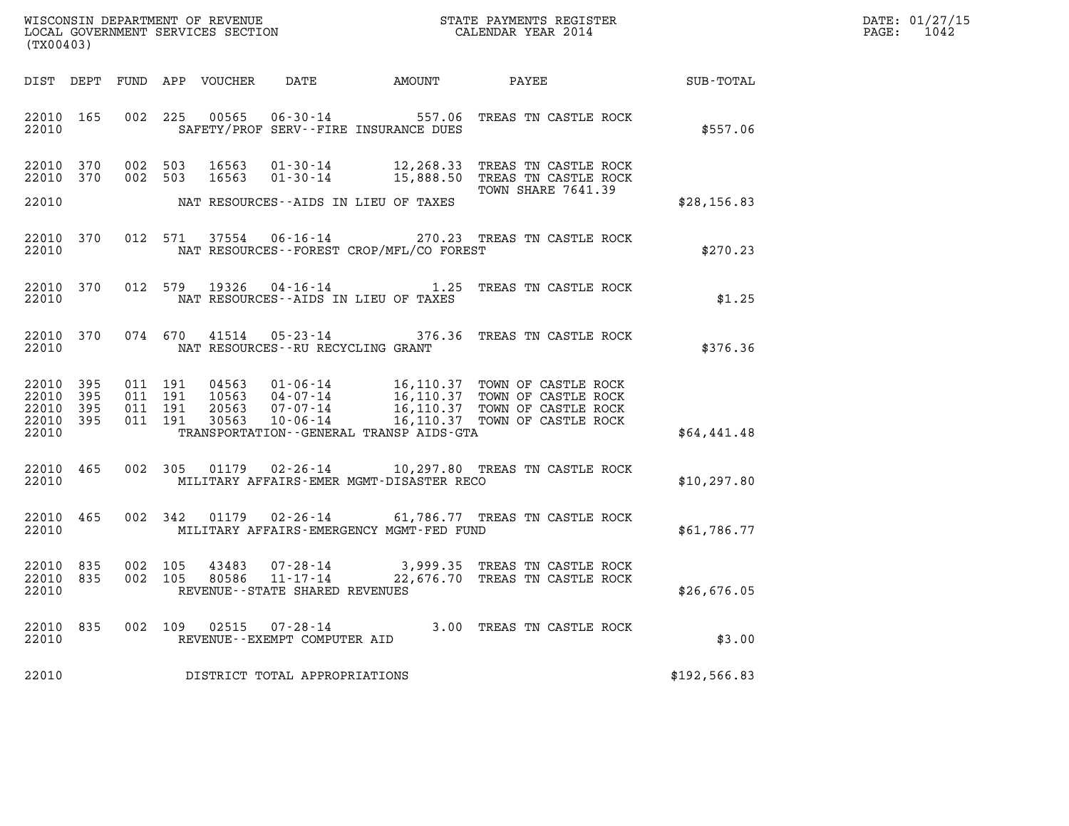WISCONSIN DEPARTMENT OF REVENUE
LOCAL GOVERNMENT SERVICES SECTION
(TX00403)

STATE PAYMENTS REGISTER
CALENDAR YEAR 2014

DATE: 01/27/15
PAGE: 1042

| DIST | DEPT | FUND | APP | VOUCHER | DATE | AMOUNT | PAYEE | SUB-TOTAL |
|---|---|---|---|---|---|---|---|---|
| 22010 | 165 | 002 | 225 | 00565 | 06-30-14 | 557.06 | TREAS TN CASTLE ROCK | |
| 22010 | | | | | SAFETY/PROF SERV--FIRE INSURANCE DUES | | | $557.06 |
| 22010 | 370 | 002 | 503 | 16563 | 01-30-14 | 12,268.33 | TREAS TN CASTLE ROCK | |
| 22010 | 370 | 002 | 503 | 16563 | 01-30-14 | 15,888.50 | TREAS TN CASTLE ROCK | |
| | | | | | | | TOWN SHARE 7641.39 | |
| 22010 | | | | | NAT RESOURCES--AIDS IN LIEU OF TAXES | | | $28,156.83 |
| 22010 | 370 | 012 | 571 | 37554 | 06-16-14 | 270.23 | TREAS TN CASTLE ROCK | |
| 22010 | | | | | NAT RESOURCES--FOREST CROP/MFL/CO FOREST | | | $270.23 |
| 22010 | 370 | 012 | 579 | 19326 | 04-16-14 | 1.25 | TREAS TN CASTLE ROCK | |
| 22010 | | | | | NAT RESOURCES--AIDS IN LIEU OF TAXES | | | $1.25 |
| 22010 | 370 | 074 | 670 | 41514 | 05-23-14 | 376.36 | TREAS TN CASTLE ROCK | |
| 22010 | | | | | NAT RESOURCES--RU RECYCLING GRANT | | | $376.36 |
| 22010 | 395 | 011 | 191 | 04563 | 01-06-14 | 16,110.37 | TOWN OF CASTLE ROCK | |
| 22010 | 395 | 011 | 191 | 10563 | 04-07-14 | 16,110.37 | TOWN OF CASTLE ROCK | |
| 22010 | 395 | 011 | 191 | 20563 | 07-07-14 | 16,110.37 | TOWN OF CASTLE ROCK | |
| 22010 | 395 | 011 | 191 | 30563 | 10-06-14 | 16,110.37 | TOWN OF CASTLE ROCK | |
| 22010 | | | | | TRANSPORTATION--GENERAL TRANSP AIDS-GTA | | | $64,441.48 |
| 22010 | 465 | 002 | 305 | 01179 | 02-26-14 | 10,297.80 | TREAS TN CASTLE ROCK | |
| 22010 | | | | | MILITARY AFFAIRS-EMER MGMT-DISASTER RECO | | | $10,297.80 |
| 22010 | 465 | 002 | 342 | 01179 | 02-26-14 | 61,786.77 | TREAS TN CASTLE ROCK | |
| 22010 | | | | | MILITARY AFFAIRS-EMERGENCY MGMT-FED FUND | | | $61,786.77 |
| 22010 | 835 | 002 | 105 | 43483 | 07-28-14 | 3,999.35 | TREAS TN CASTLE ROCK | |
| 22010 | 835 | 002 | 105 | 80586 | 11-17-14 | 22,676.70 | TREAS TN CASTLE ROCK | |
| 22010 | | | | | REVENUE--STATE SHARED REVENUES | | | $26,676.05 |
| 22010 | 835 | 002 | 109 | 02515 | 07-28-14 | 3.00 | TREAS TN CASTLE ROCK | |
| 22010 | | | | | REVENUE--EXEMPT COMPUTER AID | | | $3.00 |
| 22010 | | | | | DISTRICT TOTAL APPROPRIATIONS | | | $192,566.83 |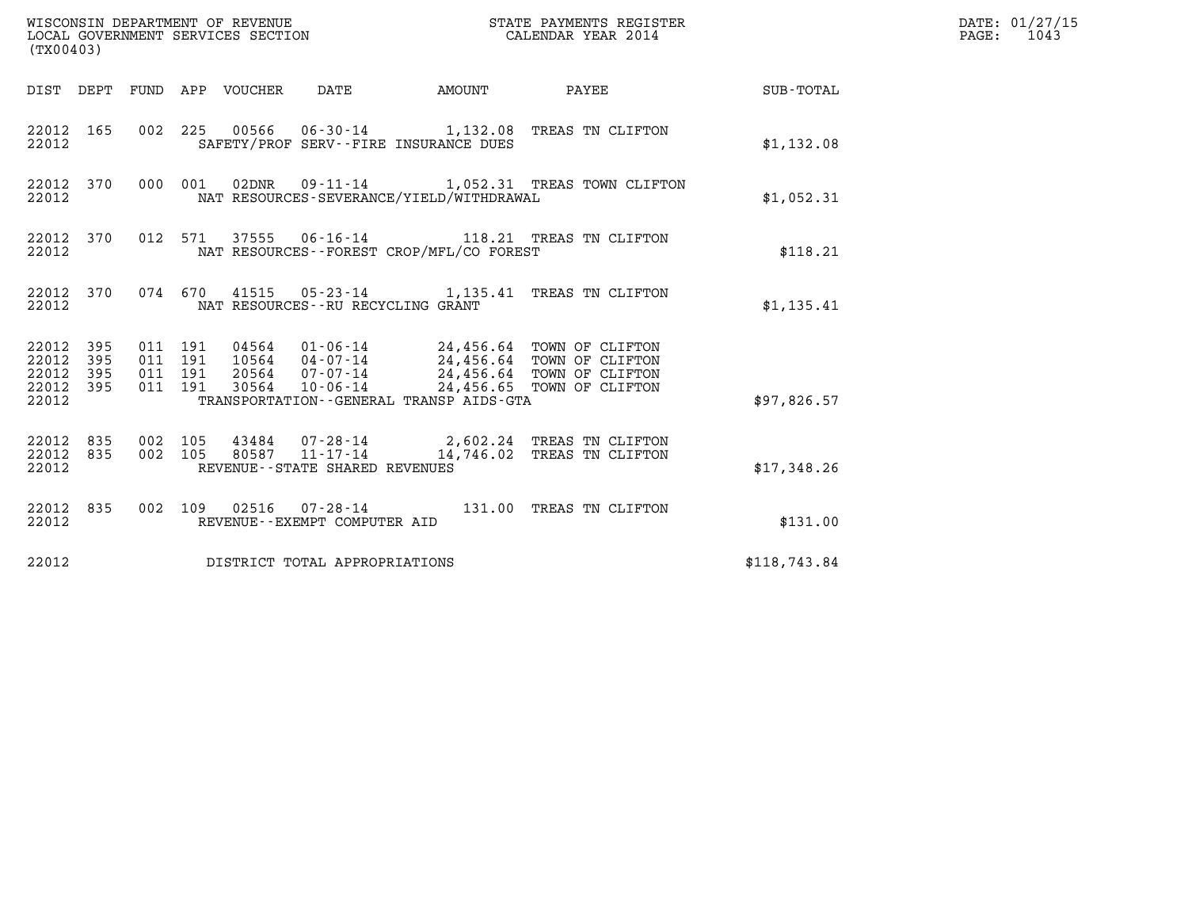WISCONSIN DEPARTMENT OF REVENUE
LOCAL GOVERNMENT SERVICES SECTION
(TX00403)

STATE PAYMENTS REGISTER
CALENDAR YEAR 2014

DATE: 01/27/15
PAGE: 1043

| DIST | DEPT | FUND | APP | VOUCHER | DATE | AMOUNT | PAYEE | SUB-TOTAL |
|---|---|---|---|---|---|---|---|---|
| 22012 | 165 | 002 | 225 | 00566 | 06-30-14 | 1,132.08 | TREAS TN CLIFTON | |
| 22012 | | | | SAFETY/PROF SERV--FIRE INSURANCE DUES | | | | $1,132.08 |
| 22012 | 370 | 000 | 001 | 02DNR | 09-11-14 | 1,052.31 | TREAS TOWN CLIFTON | |
| 22012 | | | | NAT RESOURCES-SEVERANCE/YIELD/WITHDRAWAL | | | | $1,052.31 |
| 22012 | 370 | 012 | 571 | 37555 | 06-16-14 | 118.21 | TREAS TN CLIFTON | |
| 22012 | | | | NAT RESOURCES--FOREST CROP/MFL/CO FOREST | | | | $118.21 |
| 22012 | 370 | 074 | 670 | 41515 | 05-23-14 | 1,135.41 | TREAS TN CLIFTON | |
| 22012 | | | | NAT RESOURCES--RU RECYCLING GRANT | | | | $1,135.41 |
| 22012 | 395 | 011 | 191 | 04564 | 01-06-14 | 24,456.64 | TOWN OF CLIFTON | |
| 22012 | 395 | 011 | 191 | 10564 | 04-07-14 | 24,456.64 | TOWN OF CLIFTON | |
| 22012 | 395 | 011 | 191 | 20564 | 07-07-14 | 24,456.64 | TOWN OF CLIFTON | |
| 22012 | 395 | 011 | 191 | 30564 | 10-06-14 | 24,456.65 | TOWN OF CLIFTON | |
| 22012 | | | | TRANSPORTATION--GENERAL TRANSP AIDS-GTA | | | | $97,826.57 |
| 22012 | 835 | 002 | 105 | 43484 | 07-28-14 | 2,602.24 | TREAS TN CLIFTON | |
| 22012 | 835 | 002 | 105 | 80587 | 11-17-14 | 14,746.02 | TREAS TN CLIFTON | |
| 22012 | | | | REVENUE--STATE SHARED REVENUES | | | | $17,348.26 |
| 22012 | 835 | 002 | 109 | 02516 | 07-28-14 | 131.00 | TREAS TN CLIFTON | |
| 22012 | | | | REVENUE--EXEMPT COMPUTER AID | | | | $131.00 |
| 22012 | | | | DISTRICT TOTAL APPROPRIATIONS | | | | $118,743.84 |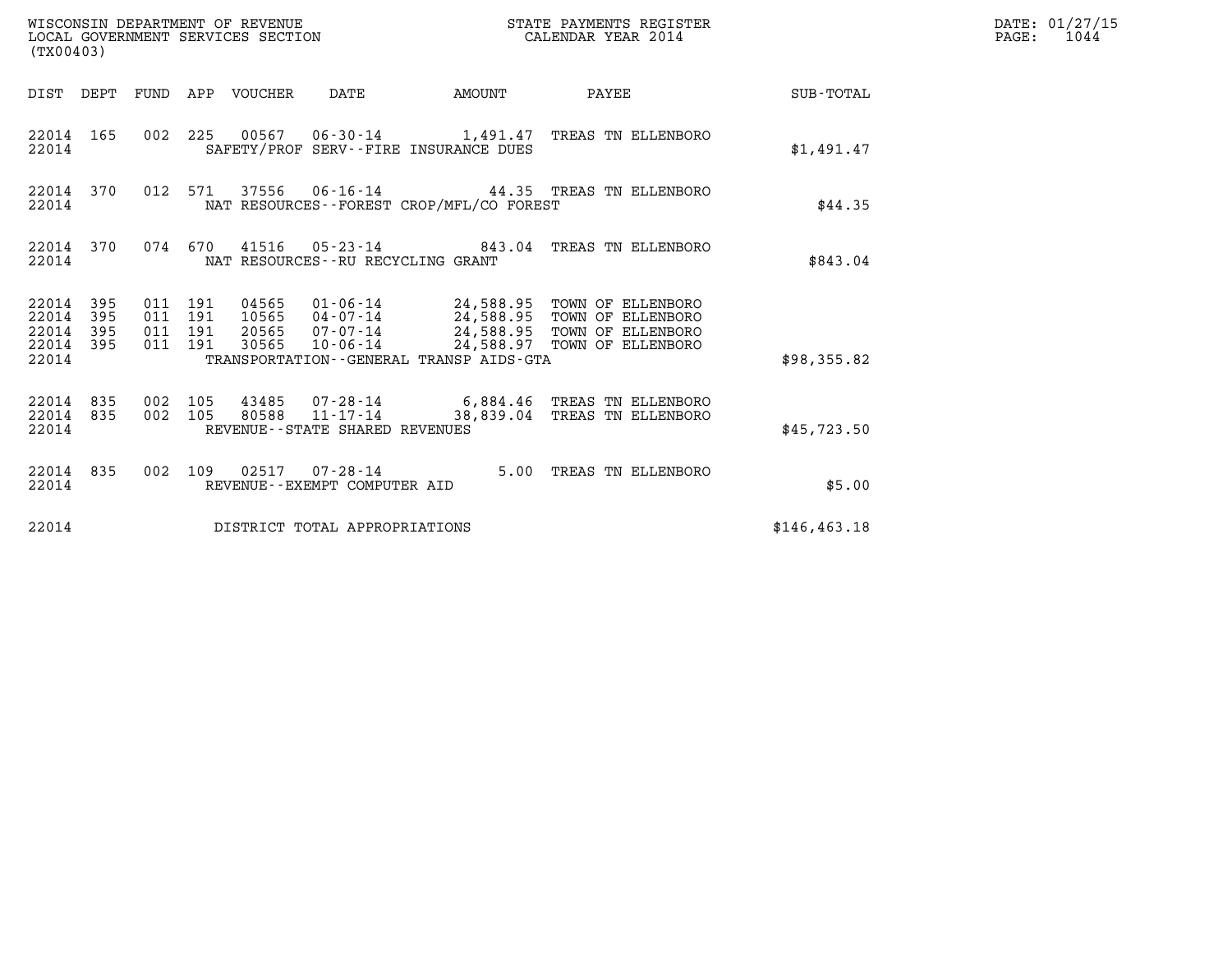WISCONSIN DEPARTMENT OF REVENUE
LOCAL GOVERNMENT SERVICES SECTION
(TX00403)

STATE PAYMENTS REGISTER
CALENDAR YEAR 2014

DATE: 01/27/15
PAGE: 1044

| DIST | DEPT | FUND | APP | VOUCHER | DATE | AMOUNT | PAYEE | SUB-TOTAL |
|---|---|---|---|---|---|---|---|---|
| 22014 | 165 | 002 | 225 | 00567 | 06-30-14 | 1,491.47 | TREAS TN ELLENBORO | |
| 22014 | | | | SAFETY/PROF SERV--FIRE INSURANCE DUES | | | | $1,491.47 |
| 22014 | 370 | 012 | 571 | 37556 | 06-16-14 | 44.35 | TREAS TN ELLENBORO | |
| 22014 | | | | NAT RESOURCES--FOREST CROP/MFL/CO FOREST | | | | $44.35 |
| 22014 | 370 | 074 | 670 | 41516 | 05-23-14 | 843.04 | TREAS TN ELLENBORO | |
| 22014 | | | | NAT RESOURCES--RU RECYCLING GRANT | | | | $843.04 |
| 22014 | 395 | 011 | 191 | 04565 | 01-06-14 | 24,588.95 | TOWN OF ELLENBORO | |
| 22014 | 395 | 011 | 191 | 10565 | 04-07-14 | 24,588.95 | TOWN OF ELLENBORO | |
| 22014 | 395 | 011 | 191 | 20565 | 07-07-14 | 24,588.95 | TOWN OF ELLENBORO | |
| 22014 | 395 | 011 | 191 | 30565 | 10-06-14 | 24,588.97 | TOWN OF ELLENBORO | |
| 22014 | | | | TRANSPORTATION--GENERAL TRANSP AIDS-GTA | | | | $98,355.82 |
| 22014 | 835 | 002 | 105 | 43485 | 07-28-14 | 6,884.46 | TREAS TN ELLENBORO | |
| 22014 | 835 | 002 | 105 | 80588 | 11-17-14 | 38,839.04 | TREAS TN ELLENBORO | |
| 22014 | | | | REVENUE--STATE SHARED REVENUES | | | | $45,723.50 |
| 22014 | 835 | 002 | 109 | 02517 | 07-28-14 | 5.00 | TREAS TN ELLENBORO | |
| 22014 | | | | REVENUE--EXEMPT COMPUTER AID | | | | $5.00 |
| 22014 | | | | DISTRICT TOTAL APPROPRIATIONS | | | | $146,463.18 |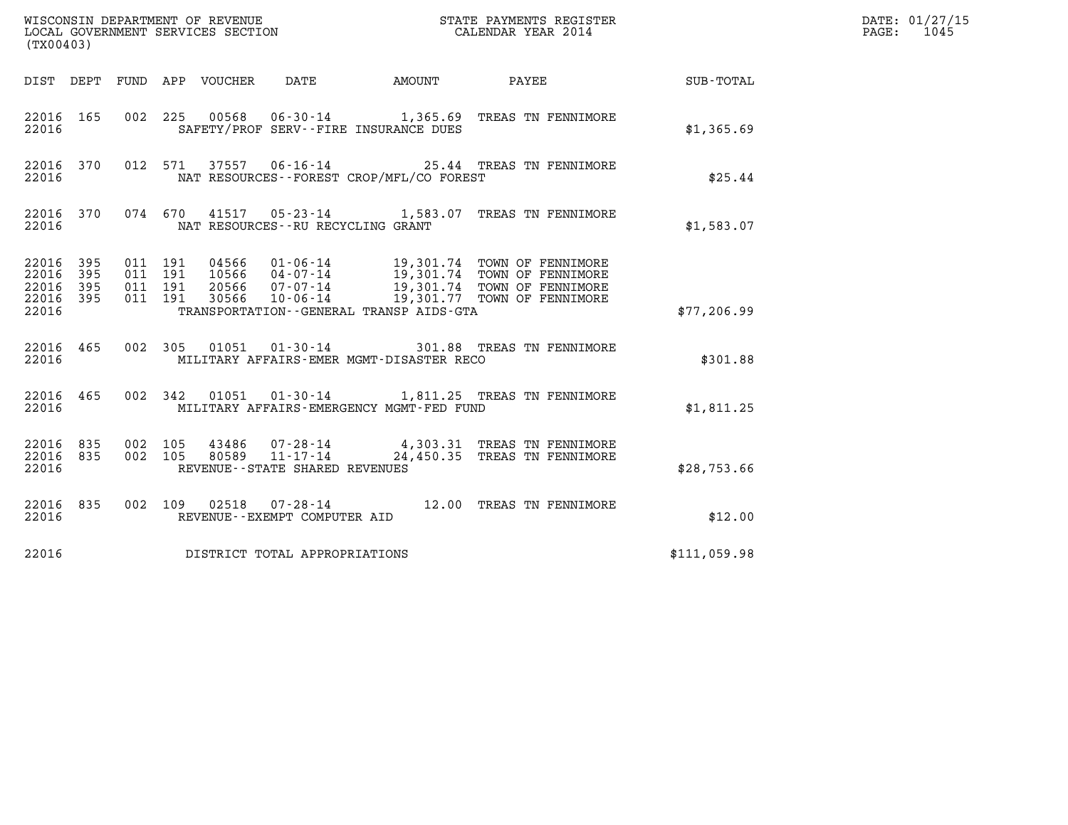WISCONSIN DEPARTMENT OF REVENUE
LOCAL GOVERNMENT SERVICES SECTION
(TX00403)

STATE PAYMENTS REGISTER
CALENDAR YEAR 2014

DATE: 01/27/15
PAGE: 1045

| DIST | DEPT | FUND | APP | VOUCHER | DATE | AMOUNT | PAYEE | SUB-TOTAL |
|---|---|---|---|---|---|---|---|---|
| 22016 | 165 | 002 | 225 | 00568 | 06-30-14 | 1,365.69 | TREAS TN FENNIMORE | |
| 22016 | | | | SAFETY/PROF SERV--FIRE INSURANCE DUES | | | | $1,365.69 |
| 22016 | 370 | 012 | 571 | 37557 | 06-16-14 | 25.44 | TREAS TN FENNIMORE | |
| 22016 | | | | NAT RESOURCES--FOREST CROP/MFL/CO FOREST | | | | $25.44 |
| 22016 | 370 | 074 | 670 | 41517 | 05-23-14 | 1,583.07 | TREAS TN FENNIMORE | |
| 22016 | | | | NAT RESOURCES--RU RECYCLING GRANT | | | | $1,583.07 |
| 22016 | 395 | 011 | 191 | 04566 | 01-06-14 | 19,301.74 | TOWN OF FENNIMORE | |
| 22016 | 395 | 011 | 191 | 10566 | 04-07-14 | 19,301.74 | TOWN OF FENNIMORE | |
| 22016 | 395 | 011 | 191 | 20566 | 07-07-14 | 19,301.74 | TOWN OF FENNIMORE | |
| 22016 | 395 | 011 | 191 | 30566 | 10-06-14 | 19,301.77 | TOWN OF FENNIMORE | |
| 22016 | | | | TRANSPORTATION--GENERAL TRANSP AIDS-GTA | | | | $77,206.99 |
| 22016 | 465 | 002 | 305 | 01051 | 01-30-14 | 301.88 | TREAS TN FENNIMORE | |
| 22016 | | | | MILITARY AFFAIRS-EMER MGMT-DISASTER RECO | | | | $301.88 |
| 22016 | 465 | 002 | 342 | 01051 | 01-30-14 | 1,811.25 | TREAS TN FENNIMORE | |
| 22016 | | | | MILITARY AFFAIRS-EMERGENCY MGMT-FED FUND | | | | $1,811.25 |
| 22016 | 835 | 002 | 105 | 43486 | 07-28-14 | 4,303.31 | TREAS TN FENNIMORE | |
| 22016 | 835 | 002 | 105 | 80589 | 11-17-14 | 24,450.35 | TREAS TN FENNIMORE | |
| 22016 | | | | REVENUE--STATE SHARED REVENUES | | | | $28,753.66 |
| 22016 | 835 | 002 | 109 | 02518 | 07-28-14 | 12.00 | TREAS TN FENNIMORE | |
| 22016 | | | | REVENUE--EXEMPT COMPUTER AID | | | | $12.00 |
| 22016 | | | | DISTRICT TOTAL APPROPRIATIONS | | | | $111,059.98 |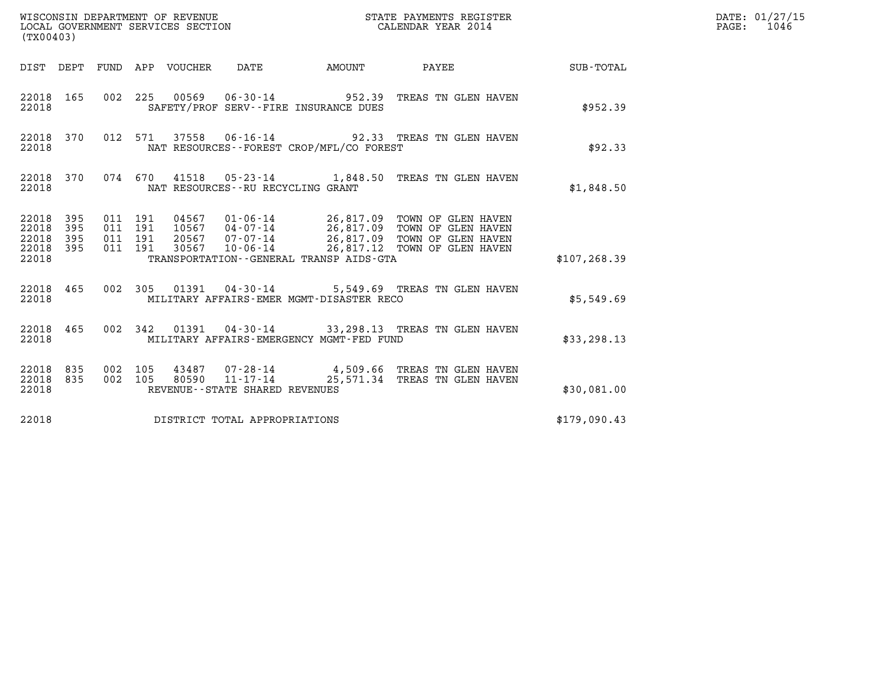WISCONSIN DEPARTMENT OF REVENUE
LOCAL GOVERNMENT SERVICES SECTION
(TX00403)

STATE PAYMENTS REGISTER
CALENDAR YEAR 2014

| DIST | DEPT | FUND | APP | VOUCHER | DATE | AMOUNT | PAYEE | SUB-TOTAL |
|---|---|---|---|---|---|---|---|---|
| 22018 | 165 | 002 | 225 | 00569 | 06-30-14 | 952.39 | TREAS TN GLEN HAVEN | |
| 22018 | | | | | SAFETY/PROF SERV--FIRE INSURANCE DUES | | | $952.39 |
| 22018 | 370 | 012 | 571 | 37558 | 06-16-14 | 92.33 | TREAS TN GLEN HAVEN | |
| 22018 | | | | | NAT RESOURCES--FOREST CROP/MFL/CO FOREST | | | $92.33 |
| 22018 | 370 | 074 | 670 | 41518 | 05-23-14 | 1,848.50 | TREAS TN GLEN HAVEN | |
| 22018 | | | | | NAT RESOURCES--RU RECYCLING GRANT | | | $1,848.50 |
| 22018 | 395 | 011 | 191 | 04567 | 01-06-14 | 26,817.09 | TOWN OF GLEN HAVEN | |
| 22018 | 395 | 011 | 191 | 10567 | 04-07-14 | 26,817.09 | TOWN OF GLEN HAVEN | |
| 22018 | 395 | 011 | 191 | 20567 | 07-07-14 | 26,817.09 | TOWN OF GLEN HAVEN | |
| 22018 | 395 | 011 | 191 | 30567 | 10-06-14 | 26,817.12 | TOWN OF GLEN HAVEN | |
| 22018 | | | | | TRANSPORTATION--GENERAL TRANSP AIDS-GTA | | | $107,268.39 |
| 22018 | 465 | 002 | 305 | 01391 | 04-30-14 | 5,549.69 | TREAS TN GLEN HAVEN | |
| 22018 | | | | | MILITARY AFFAIRS-EMER MGMT-DISASTER RECO | | | $5,549.69 |
| 22018 | 465 | 002 | 342 | 01391 | 04-30-14 | 33,298.13 | TREAS TN GLEN HAVEN | |
| 22018 | | | | | MILITARY AFFAIRS-EMERGENCY MGMT-FED FUND | | | $33,298.13 |
| 22018 | 835 | 002 | 105 | 43487 | 07-28-14 | 4,509.66 | TREAS TN GLEN HAVEN | |
| 22018 | 835 | 002 | 105 | 80590 | 11-17-14 | 25,571.34 | TREAS TN GLEN HAVEN | |
| 22018 | | | | | REVENUE--STATE SHARED REVENUES | | | $30,081.00 |
| 22018 | | | | | DISTRICT TOTAL APPROPRIATIONS | | | $179,090.43 |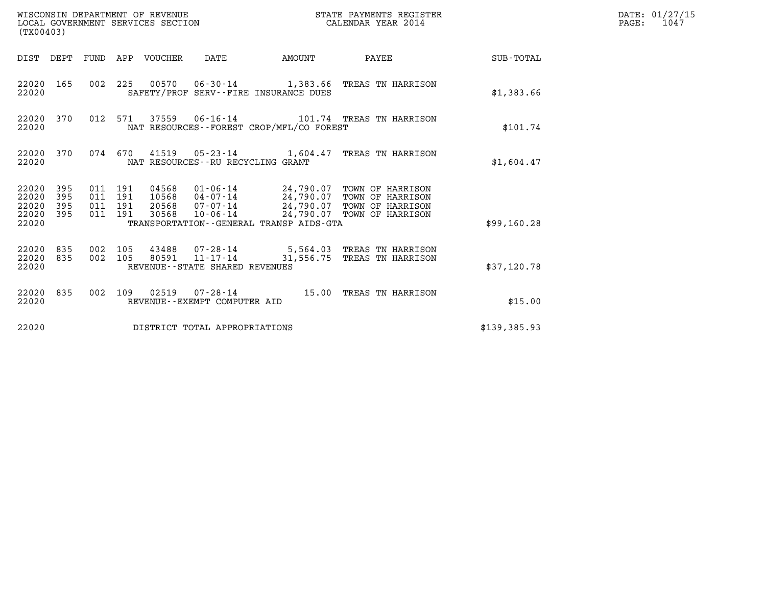WISCONSIN DEPARTMENT OF REVENUE
LOCAL GOVERNMENT SERVICES SECTION
(TX00403)

STATE PAYMENTS REGISTER
CALENDAR YEAR 2014

DATE: 01/27/15
PAGE: 1047

| DIST | DEPT | FUND | APP | VOUCHER | DATE | AMOUNT | PAYEE | SUB-TOTAL |
|---|---|---|---|---|---|---|---|---|
| 22020 | 165 | 002 | 225 | 00570 | 06-30-14 | 1,383.66 | TREAS TN HARRISON | |
| 22020 | | | | SAFETY/PROF SERV--FIRE INSURANCE DUES | | | | $1,383.66 |
| 22020 | 370 | 012 | 571 | 37559 | 06-16-14 | 101.74 | TREAS TN HARRISON | |
| 22020 | | | | NAT RESOURCES--FOREST CROP/MFL/CO FOREST | | | | $101.74 |
| 22020 | 370 | 074 | 670 | 41519 | 05-23-14 | 1,604.47 | TREAS TN HARRISON | |
| 22020 | | | | NAT RESOURCES--RU RECYCLING GRANT | | | | $1,604.47 |
| 22020 | 395 | 011 | 191 | 04568 | 01-06-14 | 24,790.07 | TOWN OF HARRISON | |
| 22020 | 395 | 011 | 191 | 10568 | 04-07-14 | 24,790.07 | TOWN OF HARRISON | |
| 22020 | 395 | 011 | 191 | 20568 | 07-07-14 | 24,790.07 | TOWN OF HARRISON | |
| 22020 | 395 | 011 | 191 | 30568 | 10-06-14 | 24,790.07 | TOWN OF HARRISON | |
| 22020 | | | | TRANSPORTATION--GENERAL TRANSP AIDS-GTA | | | | $99,160.28 |
| 22020 | 835 | 002 | 105 | 43488 | 07-28-14 | 5,564.03 | TREAS TN HARRISON | |
| 22020 | 835 | 002 | 105 | 80591 | 11-17-14 | 31,556.75 | TREAS TN HARRISON | |
| 22020 | | | | REVENUE--STATE SHARED REVENUES | | | | $37,120.78 |
| 22020 | 835 | 002 | 109 | 02519 | 07-28-14 | 15.00 | TREAS TN HARRISON | |
| 22020 | | | | REVENUE--EXEMPT COMPUTER AID | | | | $15.00 |
| 22020 | | | | DISTRICT TOTAL APPROPRIATIONS | | | | $139,385.93 |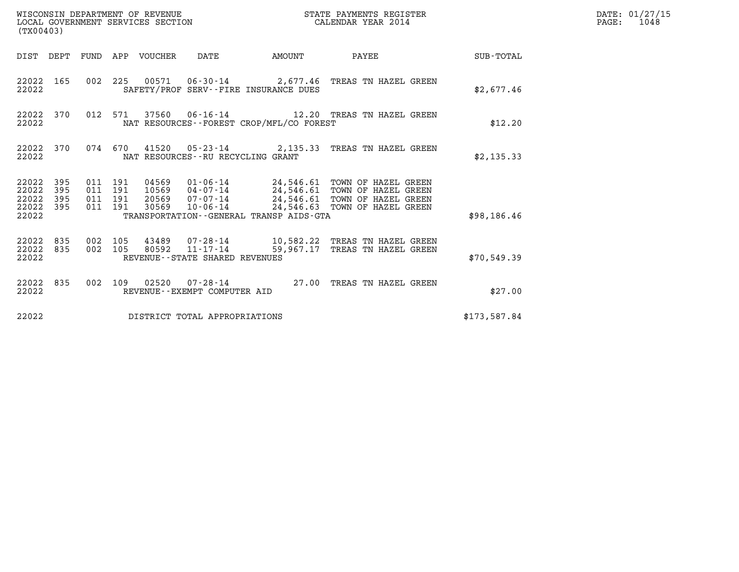WISCONSIN DEPARTMENT OF REVENUE
LOCAL GOVERNMENT SERVICES SECTION
(TX00403)

STATE PAYMENTS REGISTER
CALENDAR YEAR 2014

| DIST | DEPT | FUND | APP | VOUCHER | DATE | AMOUNT | PAYEE | SUB-TOTAL |
|---|---|---|---|---|---|---|---|---|
| 22022 | 165 | 002 | 225 | 00571 | 06-30-14 | 2,677.46 | TREAS TN HAZEL GREEN | |
| 22022 | | | | SAFETY/PROF SERV--FIRE INSURANCE DUES | | | | $2,677.46 |
| 22022 | 370 | 012 | 571 | 37560 | 06-16-14 | 12.20 | TREAS TN HAZEL GREEN | |
| 22022 | | | | NAT RESOURCES--FOREST CROP/MFL/CO FOREST | | | | $12.20 |
| 22022 | 370 | 074 | 670 | 41520 | 05-23-14 | 2,135.33 | TREAS TN HAZEL GREEN | |
| 22022 | | | | NAT RESOURCES--RU RECYCLING GRANT | | | | $2,135.33 |
| 22022 | 395 | 011 | 191 | 04569 | 01-06-14 | 24,546.61 | TOWN OF HAZEL GREEN | |
| 22022 | 395 | 011 | 191 | 10569 | 04-07-14 | 24,546.61 | TOWN OF HAZEL GREEN | |
| 22022 | 395 | 011 | 191 | 20569 | 07-07-14 | 24,546.61 | TOWN OF HAZEL GREEN | |
| 22022 | 395 | 011 | 191 | 30569 | 10-06-14 | 24,546.63 | TOWN OF HAZEL GREEN | |
| 22022 | | | | TRANSPORTATION--GENERAL TRANSP AIDS-GTA | | | | $98,186.46 |
| 22022 | 835 | 002 | 105 | 43489 | 07-28-14 | 10,582.22 | TREAS TN HAZEL GREEN | |
| 22022 | 835 | 002 | 105 | 80592 | 11-17-14 | 59,967.17 | TREAS TN HAZEL GREEN | |
| 22022 | | | | REVENUE--STATE SHARED REVENUES | | | | $70,549.39 |
| 22022 | 835 | 002 | 109 | 02520 | 07-28-14 | 27.00 | TREAS TN HAZEL GREEN | |
| 22022 | | | | REVENUE--EXEMPT COMPUTER AID | | | | $27.00 |
| 22022 | | | | DISTRICT TOTAL APPROPRIATIONS | | | | $173,587.84 |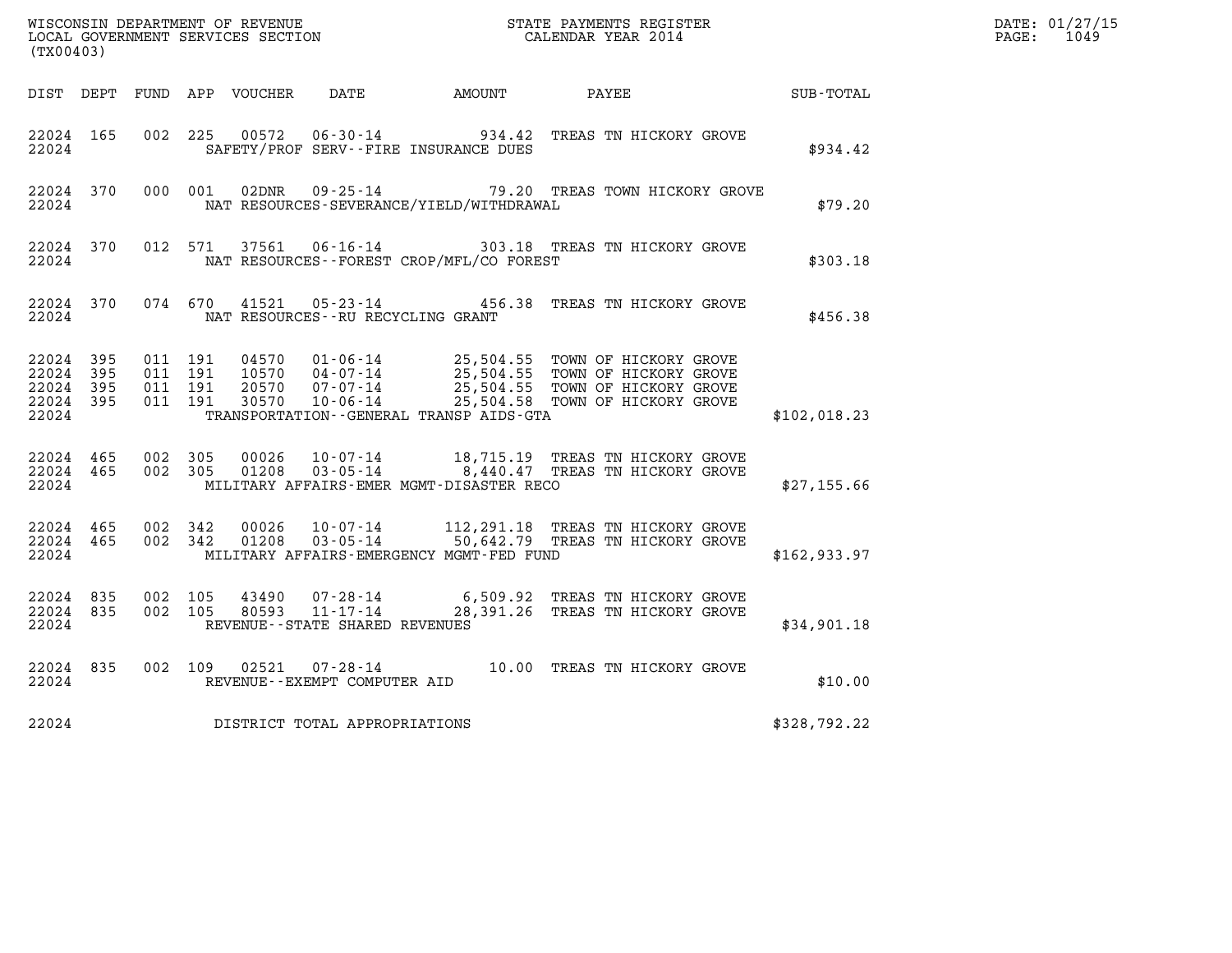WISCONSIN DEPARTMENT OF REVENUE
LOCAL GOVERNMENT SERVICES SECTION
(TX00403)

STATE PAYMENTS REGISTER
CALENDAR YEAR 2014

DATE: 01/27/15
PAGE: 1049

| DIST | DEPT | FUND | APP | VOUCHER | DATE | AMOUNT | PAYEE | SUB-TOTAL |
|---|---|---|---|---|---|---|---|---|
| 22024 | 165 | 002 | 225 | 00572 | 06-30-14 | 934.42 | TREAS TN HICKORY GROVE | |
| 22024 | | | | | SAFETY/PROF SERV--FIRE INSURANCE DUES | | | $934.42 |
| 22024 | 370 | 000 | 001 | 02DNR | 09-25-14 | 79.20 | TREAS TOWN HICKORY GROVE | |
| 22024 | | | | | NAT RESOURCES-SEVERANCE/YIELD/WITHDRAWAL | | | $79.20 |
| 22024 | 370 | 012 | 571 | 37561 | 06-16-14 | 303.18 | TREAS TN HICKORY GROVE | |
| 22024 | | | | | NAT RESOURCES--FOREST CROP/MFL/CO FOREST | | | $303.18 |
| 22024 | 370 | 074 | 670 | 41521 | 05-23-14 | 456.38 | TREAS TN HICKORY GROVE | |
| 22024 | | | | | NAT RESOURCES--RU RECYCLING GRANT | | | $456.38 |
| 22024 | 395 | 011 | 191 | 04570 | 01-06-14 | 25,504.55 | TOWN OF HICKORY GROVE | |
| 22024 | 395 | 011 | 191 | 10570 | 04-07-14 | 25,504.55 | TOWN OF HICKORY GROVE | |
| 22024 | 395 | 011 | 191 | 20570 | 07-07-14 | 25,504.55 | TOWN OF HICKORY GROVE | |
| 22024 | 395 | 011 | 191 | 30570 | 10-06-14 | 25,504.58 | TOWN OF HICKORY GROVE | |
| 22024 | | | | | TRANSPORTATION--GENERAL TRANSP AIDS-GTA | | | $102,018.23 |
| 22024 | 465 | 002 | 305 | 00026 | 10-07-14 | 18,715.19 | TREAS TN HICKORY GROVE | |
| 22024 | 465 | 002 | 305 | 01208 | 03-05-14 | 8,440.47 | TREAS TN HICKORY GROVE | |
| 22024 | | | | | MILITARY AFFAIRS-EMER MGMT-DISASTER RECO | | | $27,155.66 |
| 22024 | 465 | 002 | 342 | 00026 | 10-07-14 | 112,291.18 | TREAS TN HICKORY GROVE | |
| 22024 | 465 | 002 | 342 | 01208 | 03-05-14 | 50,642.79 | TREAS TN HICKORY GROVE | |
| 22024 | | | | | MILITARY AFFAIRS-EMERGENCY MGMT-FED FUND | | | $162,933.97 |
| 22024 | 835 | 002 | 105 | 43490 | 07-28-14 | 6,509.92 | TREAS TN HICKORY GROVE | |
| 22024 | 835 | 002 | 105 | 80593 | 11-17-14 | 28,391.26 | TREAS TN HICKORY GROVE | |
| 22024 | | | | | REVENUE--STATE SHARED REVENUES | | | $34,901.18 |
| 22024 | 835 | 002 | 109 | 02521 | 07-28-14 | 10.00 | TREAS TN HICKORY GROVE | |
| 22024 | | | | | REVENUE--EXEMPT COMPUTER AID | | | $10.00 |
| 22024 | | | | | DISTRICT TOTAL APPROPRIATIONS | | | $328,792.22 |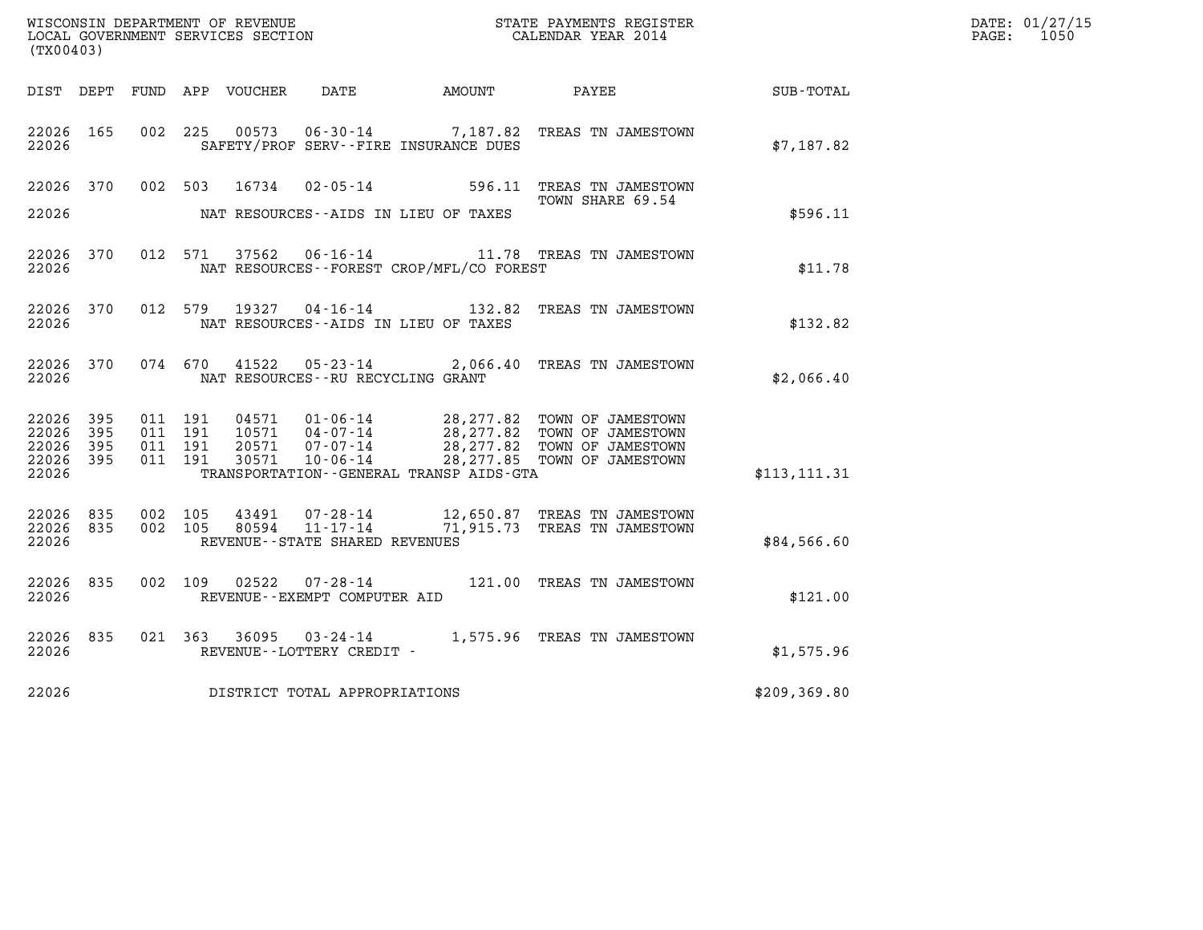WISCONSIN DEPARTMENT OF REVENUE
LOCAL GOVERNMENT SERVICES SECTION
(TX00403)

STATE PAYMENTS REGISTER
CALENDAR YEAR 2014

DATE: 01/27/15
PAGE: 1050

| DIST | DEPT | FUND | APP | VOUCHER | DATE | AMOUNT | PAYEE | SUB-TOTAL |
|---|---|---|---|---|---|---|---|---|
| 22026 | 165 | 002 | 225 | 00573 | 06-30-14 | 7,187.82 | TREAS TN JAMESTOWN | |
| 22026 | | | | | SAFETY/PROF SERV--FIRE INSURANCE DUES | | | $7,187.82 |
| 22026 | 370 | 002 | 503 | 16734 | 02-05-14 | 596.11 | TREAS TN JAMESTOWN TOWN SHARE 69.54 | |
| 22026 | | | | | NAT RESOURCES--AIDS IN LIEU OF TAXES | | | $596.11 |
| 22026 | 370 | 012 | 571 | 37562 | 06-16-14 | 11.78 | TREAS TN JAMESTOWN | |
| 22026 | | | | | NAT RESOURCES--FOREST CROP/MFL/CO FOREST | | | $11.78 |
| 22026 | 370 | 012 | 579 | 19327 | 04-16-14 | 132.82 | TREAS TN JAMESTOWN | |
| 22026 | | | | | NAT RESOURCES--AIDS IN LIEU OF TAXES | | | $132.82 |
| 22026 | 370 | 074 | 670 | 41522 | 05-23-14 | 2,066.40 | TREAS TN JAMESTOWN | |
| 22026 | | | | | NAT RESOURCES--RU RECYCLING GRANT | | | $2,066.40 |
| 22026 | 395 | 011 | 191 | 04571 | 01-06-14 | 28,277.82 | TOWN OF JAMESTOWN | |
| 22026 | 395 | 011 | 191 | 10571 | 04-07-14 | 28,277.82 | TOWN OF JAMESTOWN | |
| 22026 | 395 | 011 | 191 | 20571 | 07-07-14 | 28,277.82 | TOWN OF JAMESTOWN | |
| 22026 | 395 | 011 | 191 | 30571 | 10-06-14 | 28,277.85 | TOWN OF JAMESTOWN | |
| 22026 | | | | | TRANSPORTATION--GENERAL TRANSP AIDS-GTA | | | $113,111.31 |
| 22026 | 835 | 002 | 105 | 43491 | 07-28-14 | 12,650.87 | TREAS TN JAMESTOWN | |
| 22026 | 835 | 002 | 105 | 80594 | 11-17-14 | 71,915.73 | TREAS TN JAMESTOWN | |
| 22026 | | | | | REVENUE--STATE SHARED REVENUES | | | $84,566.60 |
| 22026 | 835 | 002 | 109 | 02522 | 07-28-14 | 121.00 | TREAS TN JAMESTOWN | |
| 22026 | | | | | REVENUE--EXEMPT COMPUTER AID | | | $121.00 |
| 22026 | 835 | 021 | 363 | 36095 | 03-24-14 | 1,575.96 | TREAS TN JAMESTOWN | |
| 22026 | | | | | REVENUE--LOTTERY CREDIT - | | | $1,575.96 |
| 22026 | | | | | DISTRICT TOTAL APPROPRIATIONS | | | $209,369.80 |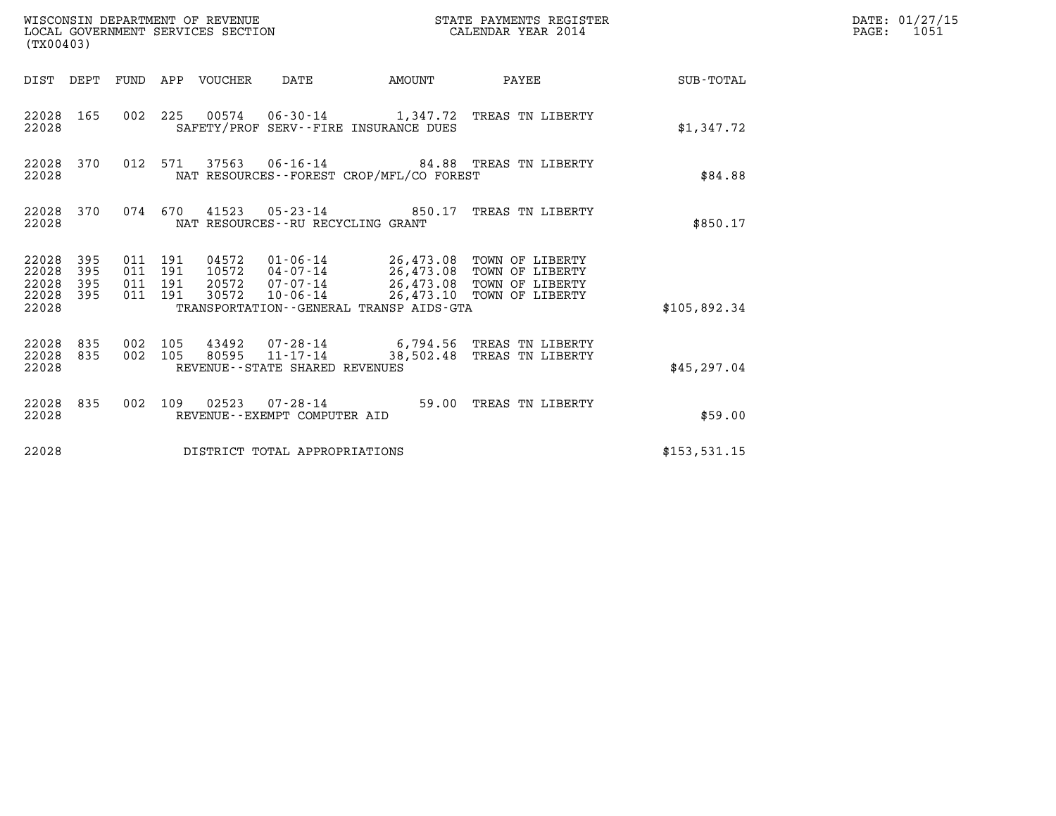WISCONSIN DEPARTMENT OF REVENUE
LOCAL GOVERNMENT SERVICES SECTION
(TX00403)

STATE PAYMENTS REGISTER
CALENDAR YEAR 2014

DATE: 01/27/15
PAGE: 1051

| DIST | DEPT | FUND | APP | VOUCHER | DATE | AMOUNT | PAYEE | SUB-TOTAL |
|---|---|---|---|---|---|---|---|---|
| 22028 | 165 | 002 | 225 | 00574 | 06-30-14 | 1,347.72 | TREAS TN LIBERTY | |
| 22028 | | | | SAFETY/PROF SERV--FIRE INSURANCE DUES | | | | $1,347.72 |
| 22028 | 370 | 012 | 571 | 37563 | 06-16-14 | 84.88 | TREAS TN LIBERTY | |
| 22028 | | | | NAT RESOURCES--FOREST CROP/MFL/CO FOREST | | | | $84.88 |
| 22028 | 370 | 074 | 670 | 41523 | 05-23-14 | 850.17 | TREAS TN LIBERTY | |
| 22028 | | | | NAT RESOURCES--RU RECYCLING GRANT | | | | $850.17 |
| 22028 | 395 | 011 | 191 | 04572 | 01-06-14 | 26,473.08 | TOWN OF LIBERTY | |
| 22028 | 395 | 011 | 191 | 10572 | 04-07-14 | 26,473.08 | TOWN OF LIBERTY | |
| 22028 | 395 | 011 | 191 | 20572 | 07-07-14 | 26,473.08 | TOWN OF LIBERTY | |
| 22028 | 395 | 011 | 191 | 30572 | 10-06-14 | 26,473.10 | TOWN OF LIBERTY | |
| 22028 | | | | TRANSPORTATION--GENERAL TRANSP AIDS-GTA | | | | $105,892.34 |
| 22028 | 835 | 002 | 105 | 43492 | 07-28-14 | 6,794.56 | TREAS TN LIBERTY | |
| 22028 | 835 | 002 | 105 | 80595 | 11-17-14 | 38,502.48 | TREAS TN LIBERTY | |
| 22028 | | | | REVENUE--STATE SHARED REVENUES | | | | $45,297.04 |
| 22028 | 835 | 002 | 109 | 02523 | 07-28-14 | 59.00 | TREAS TN LIBERTY | |
| 22028 | | | | REVENUE--EXEMPT COMPUTER AID | | | | $59.00 |
| 22028 | | | | DISTRICT TOTAL APPROPRIATIONS | | | | $153,531.15 |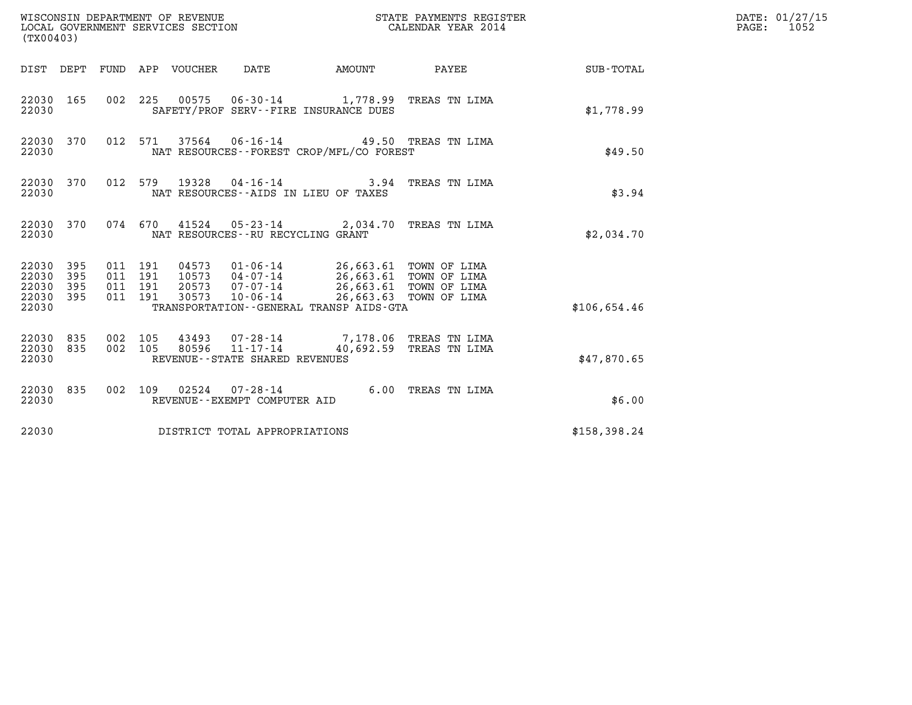WISCONSIN DEPARTMENT OF REVENUE
LOCAL GOVERNMENT SERVICES SECTION
(TX00403)

STATE PAYMENTS REGISTER
CALENDAR YEAR 2014

DATE: 01/27/15

| DIST | DEPT | FUND | APP | VOUCHER | DATE | AMOUNT | PAYEE | SUB-TOTAL |
|---|---|---|---|---|---|---|---|---|
| 22030 | 165 | 002 | 225 | 00575 | 06-30-14 | 1,778.99 | TREAS TN LIMA | |
| 22030 | | | | SAFETY/PROF SERV--FIRE INSURANCE DUES | | | | $1,778.99 |
| 22030 | 370 | 012 | 571 | 37564 | 06-16-14 | 49.50 | TREAS TN LIMA | |
| 22030 | | | | NAT RESOURCES--FOREST CROP/MFL/CO FOREST | | | | $49.50 |
| 22030 | 370 | 012 | 579 | 19328 | 04-16-14 | 3.94 | TREAS TN LIMA | |
| 22030 | | | | NAT RESOURCES--AIDS IN LIEU OF TAXES | | | | $3.94 |
| 22030 | 370 | 074 | 670 | 41524 | 05-23-14 | 2,034.70 | TREAS TN LIMA | |
| 22030 | | | | NAT RESOURCES--RU RECYCLING GRANT | | | | $2,034.70 |
| 22030 | 395 | 011 | 191 | 04573 | 01-06-14 | 26,663.61 | TOWN OF LIMA | |
| 22030 | 395 | 011 | 191 | 10573 | 04-07-14 | 26,663.61 | TOWN OF LIMA | |
| 22030 | 395 | 011 | 191 | 20573 | 07-07-14 | 26,663.61 | TOWN OF LIMA | |
| 22030 | 395 | 011 | 191 | 30573 | 10-06-14 | 26,663.63 | TOWN OF LIMA | |
| 22030 | | | | TRANSPORTATION--GENERAL TRANSP AIDS-GTA | | | | $106,654.46 |
| 22030 | 835 | 002 | 105 | 43493 | 07-28-14 | 7,178.06 | TREAS TN LIMA | |
| 22030 | 835 | 002 | 105 | 80596 | 11-17-14 | 40,692.59 | TREAS TN LIMA | |
| 22030 | | | | REVENUE--STATE SHARED REVENUES | | | | $47,870.65 |
| 22030 | 835 | 002 | 109 | 02524 | 07-28-14 | 6.00 | TREAS TN LIMA | |
| 22030 | | | | REVENUE--EXEMPT COMPUTER AID | | | | $6.00 |
| 22030 | | | | DISTRICT TOTAL APPROPRIATIONS | | | | $158,398.24 |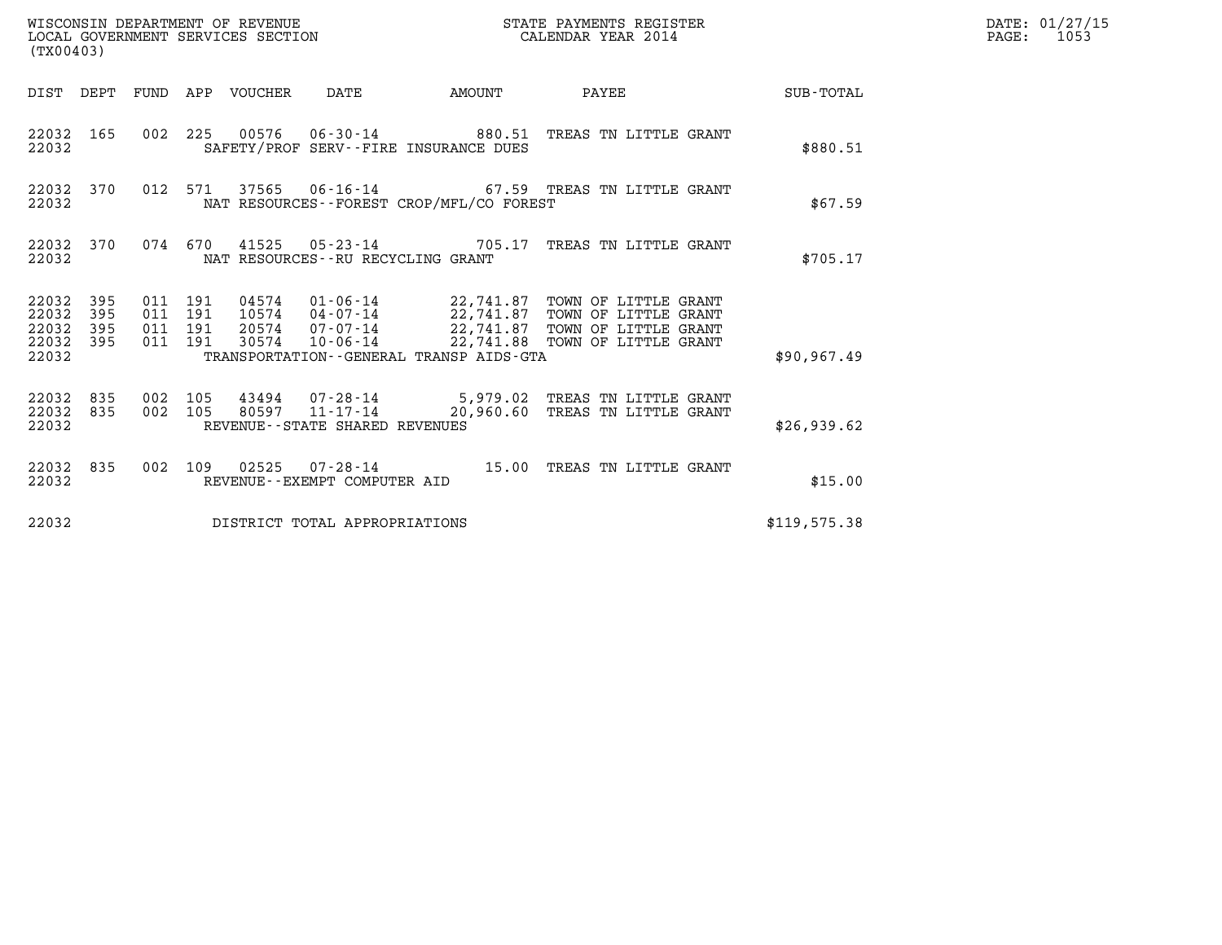WISCONSIN DEPARTMENT OF REVENUE
LOCAL GOVERNMENT SERVICES SECTION
(TX00403)

STATE PAYMENTS REGISTER
CALENDAR YEAR 2014

DATE: 01/27/15
PAGE: 1053

| DIST | DEPT | FUND | APP | VOUCHER | DATE | AMOUNT | PAYEE | SUB-TOTAL |
|---|---|---|---|---|---|---|---|---|
| 22032 | 165 | 002 | 225 | 00576 | 06-30-14 | 880.51 | TREAS TN LITTLE GRANT | |
| 22032 | | | | SAFETY/PROF SERV--FIRE INSURANCE DUES | | | | $880.51 |
| 22032 | 370 | 012 | 571 | 37565 | 06-16-14 | 67.59 | TREAS TN LITTLE GRANT | |
| 22032 | | | | NAT RESOURCES--FOREST CROP/MFL/CO FOREST | | | | $67.59 |
| 22032 | 370 | 074 | 670 | 41525 | 05-23-14 | 705.17 | TREAS TN LITTLE GRANT | |
| 22032 | | | | NAT RESOURCES--RU RECYCLING GRANT | | | | $705.17 |
| 22032 | 395 | 011 | 191 | 04574 | 01-06-14 | 22,741.87 | TOWN OF LITTLE GRANT | |
| 22032 | 395 | 011 | 191 | 10574 | 04-07-14 | 22,741.87 | TOWN OF LITTLE GRANT | |
| 22032 | 395 | 011 | 191 | 20574 | 07-07-14 | 22,741.87 | TOWN OF LITTLE GRANT | |
| 22032 | 395 | 011 | 191 | 30574 | 10-06-14 | 22,741.88 | TOWN OF LITTLE GRANT | |
| 22032 | | | | TRANSPORTATION--GENERAL TRANSP AIDS-GTA | | | | $90,967.49 |
| 22032 | 835 | 002 | 105 | 43494 | 07-28-14 | 5,979.02 | TREAS TN LITTLE GRANT | |
| 22032 | 835 | 002 | 105 | 80597 | 11-17-14 | 20,960.60 | TREAS TN LITTLE GRANT | |
| 22032 | | | | REVENUE--STATE SHARED REVENUES | | | | $26,939.62 |
| 22032 | 835 | 002 | 109 | 02525 | 07-28-14 | 15.00 | TREAS TN LITTLE GRANT | |
| 22032 | | | | REVENUE--EXEMPT COMPUTER AID | | | | $15.00 |
| 22032 | | | | DISTRICT TOTAL APPROPRIATIONS | | | | $119,575.38 |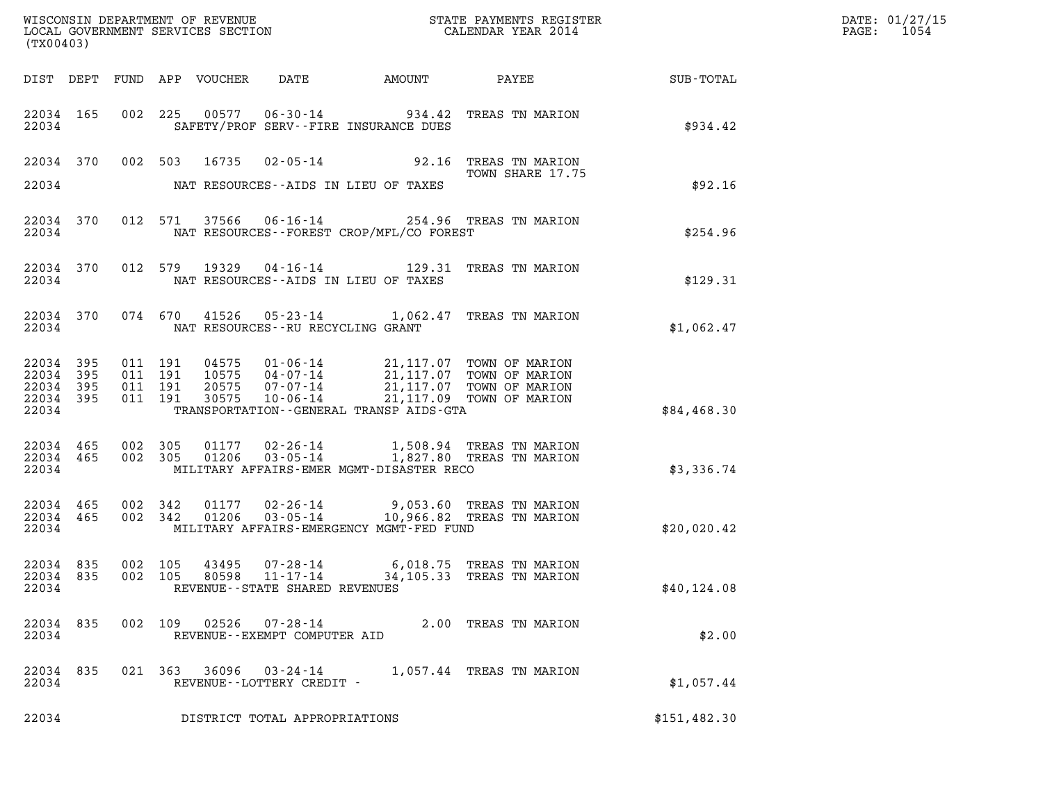WISCONSIN DEPARTMENT OF REVENUE
LOCAL GOVERNMENT SERVICES SECTION
(TX00403)

STATE PAYMENTS REGISTER
CALENDAR YEAR 2014

DATE: 01/27/15
PAGE: 1054

| DIST | DEPT | FUND | APP | VOUCHER | DATE | AMOUNT | PAYEE | SUB-TOTAL |
|---|---|---|---|---|---|---|---|---|
| 22034 | 165 | 002 | 225 | 00577 | 06-30-14 | 934.42 | TREAS TN MARION | |
| 22034 | | | | | SAFETY/PROF SERV--FIRE INSURANCE DUES | | | $934.42 |
| 22034 | 370 | 002 | 503 | 16735 | 02-05-14 | 92.16 | TREAS TN MARION TOWN SHARE 17.75 | |
| 22034 | | | | | NAT RESOURCES--AIDS IN LIEU OF TAXES | | | $92.16 |
| 22034 | 370 | 012 | 571 | 37566 | 06-16-14 | 254.96 | TREAS TN MARION | |
| 22034 | | | | | NAT RESOURCES--FOREST CROP/MFL/CO FOREST | | | $254.96 |
| 22034 | 370 | 012 | 579 | 19329 | 04-16-14 | 129.31 | TREAS TN MARION | |
| 22034 | | | | | NAT RESOURCES--AIDS IN LIEU OF TAXES | | | $129.31 |
| 22034 | 370 | 074 | 670 | 41526 | 05-23-14 | 1,062.47 | TREAS TN MARION | |
| 22034 | | | | | NAT RESOURCES--RU RECYCLING GRANT | | | $1,062.47 |
| 22034 | 395 | 011 | 191 | 04575 | 01-06-14 | 21,117.07 | TOWN OF MARION | |
| 22034 | 395 | 011 | 191 | 10575 | 04-07-14 | 21,117.07 | TOWN OF MARION | |
| 22034 | 395 | 011 | 191 | 20575 | 07-07-14 | 21,117.07 | TOWN OF MARION | |
| 22034 | 395 | 011 | 191 | 30575 | 10-06-14 | 21,117.09 | TOWN OF MARION | |
| 22034 | | | | | TRANSPORTATION--GENERAL TRANSP AIDS-GTA | | | $84,468.30 |
| 22034 | 465 | 002 | 305 | 01177 | 02-26-14 | 1,508.94 | TREAS TN MARION | |
| 22034 | 465 | 002 | 305 | 01206 | 03-05-14 | 1,827.80 | TREAS TN MARION | |
| 22034 | | | | | MILITARY AFFAIRS-EMER MGMT-DISASTER RECO | | | $3,336.74 |
| 22034 | 465 | 002 | 342 | 01177 | 02-26-14 | 9,053.60 | TREAS TN MARION | |
| 22034 | 465 | 002 | 342 | 01206 | 03-05-14 | 10,966.82 | TREAS TN MARION | |
| 22034 | | | | | MILITARY AFFAIRS-EMERGENCY MGMT-FED FUND | | | $20,020.42 |
| 22034 | 835 | 002 | 105 | 43495 | 07-28-14 | 6,018.75 | TREAS TN MARION | |
| 22034 | 835 | 002 | 105 | 80598 | 11-17-14 | 34,105.33 | TREAS TN MARION | |
| 22034 | | | | | REVENUE--STATE SHARED REVENUES | | | $40,124.08 |
| 22034 | 835 | 002 | 109 | 02526 | 07-28-14 | 2.00 | TREAS TN MARION | |
| 22034 | | | | | REVENUE--EXEMPT COMPUTER AID | | | $2.00 |
| 22034 | 835 | 021 | 363 | 36096 | 03-24-14 | 1,057.44 | TREAS TN MARION | |
| 22034 | | | | | REVENUE--LOTTERY CREDIT - | | | $1,057.44 |
| 22034 | | | | | DISTRICT TOTAL APPROPRIATIONS | | | $151,482.30 |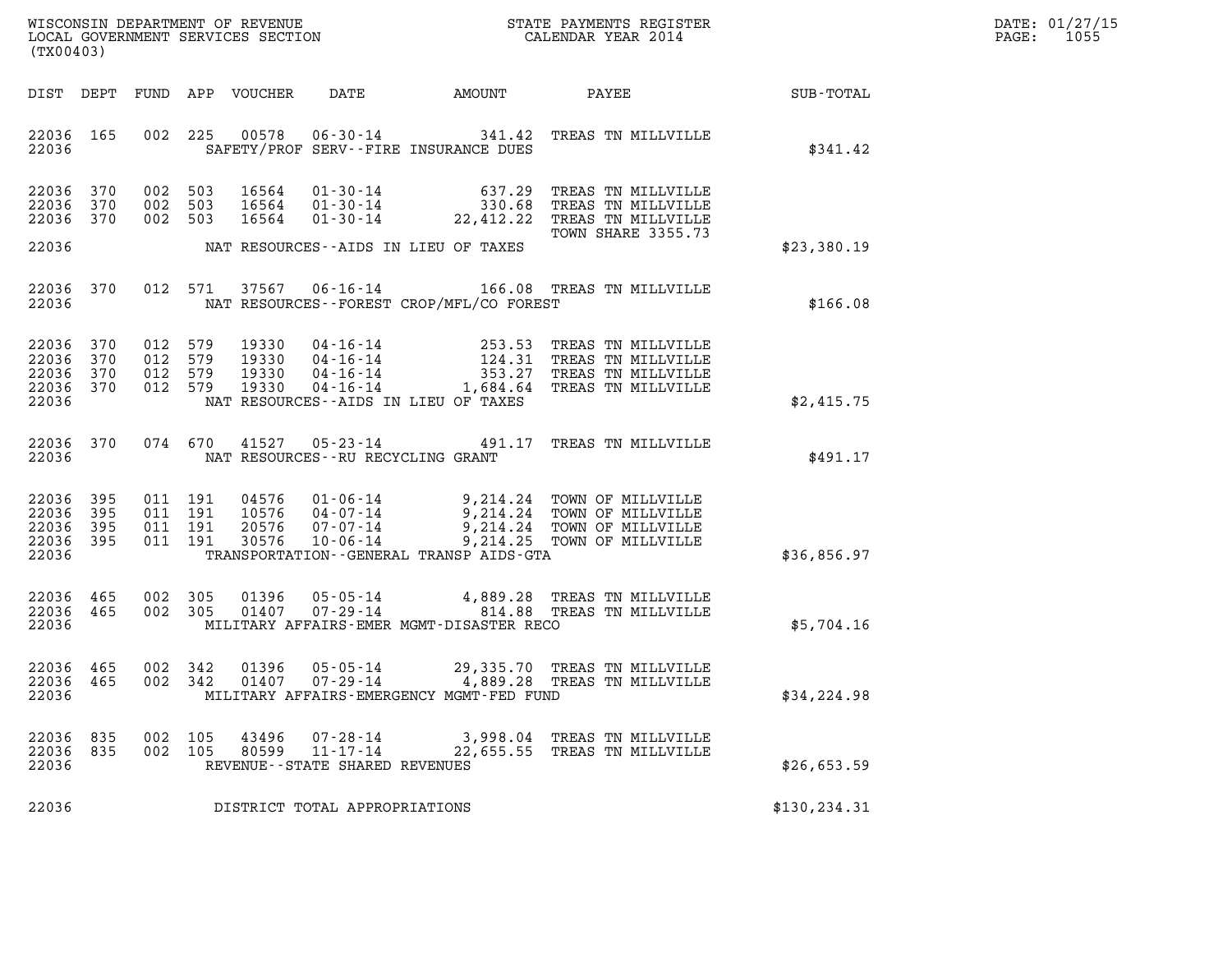WISCONSIN DEPARTMENT OF REVENUE
LOCAL GOVERNMENT SERVICES SECTION
(TX00403)

STATE PAYMENTS REGISTER
CALENDAR YEAR 2014

DATE: 01/27/15
PAGE: 1055

| DIST | DEPT | FUND | APP | VOUCHER | DATE | AMOUNT | PAYEE | SUB-TOTAL |
|---|---|---|---|---|---|---|---|---|
| 22036 | 165 | 002 | 225 | 00578 | 06-30-14 | 341.42 | TREAS TN MILLVILLE | |
| 22036 | | | | | SAFETY/PROF SERV--FIRE INSURANCE DUES | | | $341.42 |
| 22036 | 370 | 002 | 503 | 16564 | 01-30-14 | 637.29 | TREAS TN MILLVILLE | |
| 22036 | 370 | 002 | 503 | 16564 | 01-30-14 | 330.68 | TREAS TN MILLVILLE | |
| 22036 | 370 | 002 | 503 | 16564 | 01-30-14 | 22,412.22 | TREAS TN MILLVILLE TOWN SHARE 3355.73 | |
| 22036 | | | | | NAT RESOURCES--AIDS IN LIEU OF TAXES | | | $23,380.19 |
| 22036 | 370 | 012 | 571 | 37567 | 06-16-14 | 166.08 | TREAS TN MILLVILLE | |
| 22036 | | | | | NAT RESOURCES--FOREST CROP/MFL/CO FOREST | | | $166.08 |
| 22036 | 370 | 012 | 579 | 19330 | 04-16-14 | 253.53 | TREAS TN MILLVILLE | |
| 22036 | 370 | 012 | 579 | 19330 | 04-16-14 | 124.31 | TREAS TN MILLVILLE | |
| 22036 | 370 | 012 | 579 | 19330 | 04-16-14 | 353.27 | TREAS TN MILLVILLE | |
| 22036 | 370 | 012 | 579 | 19330 | 04-16-14 | 1,684.64 | TREAS TN MILLVILLE | |
| 22036 | | | | | NAT RESOURCES--AIDS IN LIEU OF TAXES | | | $2,415.75 |
| 22036 | 370 | 074 | 670 | 41527 | 05-23-14 | 491.17 | TREAS TN MILLVILLE | |
| 22036 | | | | | NAT RESOURCES--RU RECYCLING GRANT | | | $491.17 |
| 22036 | 395 | 011 | 191 | 04576 | 01-06-14 | 9,214.24 | TOWN OF MILLVILLE | |
| 22036 | 395 | 011 | 191 | 10576 | 04-07-14 | 9,214.24 | TOWN OF MILLVILLE | |
| 22036 | 395 | 011 | 191 | 20576 | 07-07-14 | 9,214.24 | TOWN OF MILLVILLE | |
| 22036 | 395 | 011 | 191 | 30576 | 10-06-14 | 9,214.25 | TOWN OF MILLVILLE | |
| 22036 | | | | | TRANSPORTATION--GENERAL TRANSP AIDS-GTA | | | $36,856.97 |
| 22036 | 465 | 002 | 305 | 01396 | 05-05-14 | 4,889.28 | TREAS TN MILLVILLE | |
| 22036 | 465 | 002 | 305 | 01407 | 07-29-14 | 814.88 | TREAS TN MILLVILLE | |
| 22036 | | | | | MILITARY AFFAIRS-EMER MGMT-DISASTER RECO | | | $5,704.16 |
| 22036 | 465 | 002 | 342 | 01396 | 05-05-14 | 29,335.70 | TREAS TN MILLVILLE | |
| 22036 | 465 | 002 | 342 | 01407 | 07-29-14 | 4,889.28 | TREAS TN MILLVILLE | |
| 22036 | | | | | MILITARY AFFAIRS-EMERGENCY MGMT-FED FUND | | | $34,224.98 |
| 22036 | 835 | 002 | 105 | 43496 | 07-28-14 | 3,998.04 | TREAS TN MILLVILLE | |
| 22036 | 835 | 002 | 105 | 80599 | 11-17-14 | 22,655.55 | TREAS TN MILLVILLE | |
| 22036 | | | | | REVENUE--STATE SHARED REVENUES | | | $26,653.59 |
| 22036 | | | | | DISTRICT TOTAL APPROPRIATIONS | | | $130,234.31 |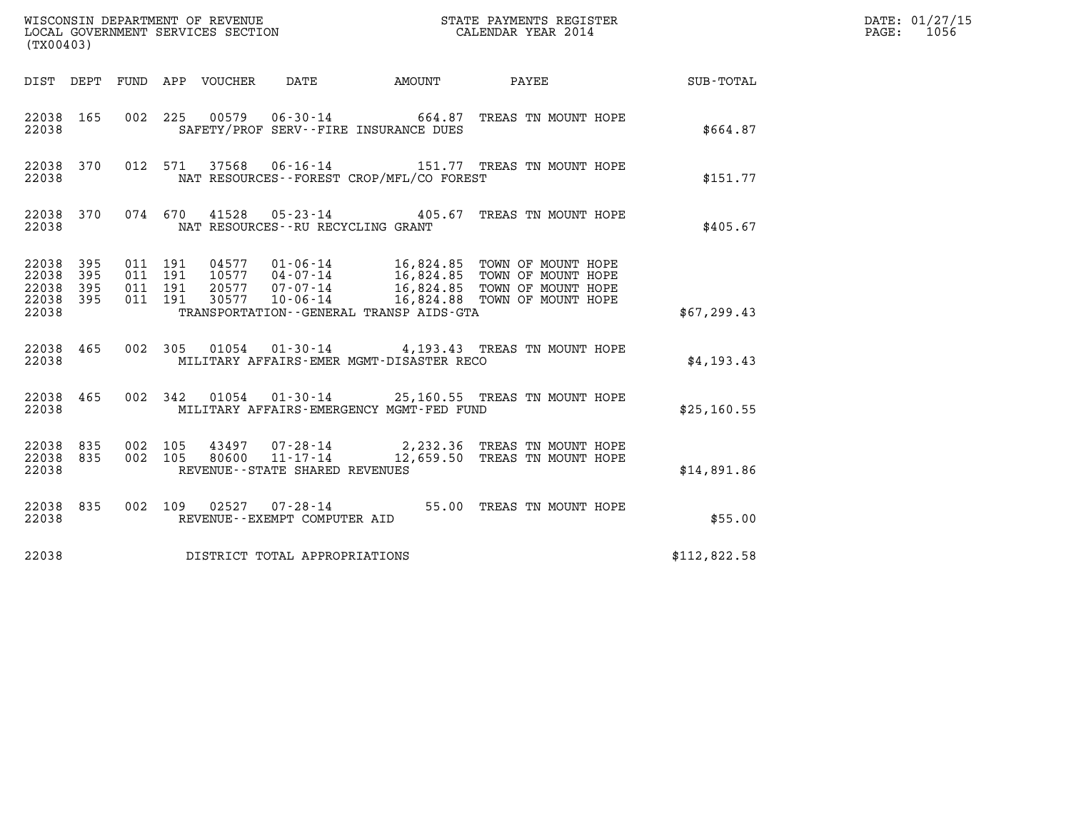WISCONSIN DEPARTMENT OF REVENUE
LOCAL GOVERNMENT SERVICES SECTION
(TX00403)

STATE PAYMENTS REGISTER
CALENDAR YEAR 2014

DATE: 01/27/15
PAGE: 1056

| DIST | DEPT | FUND | APP | VOUCHER | DATE | AMOUNT | PAYEE | SUB-TOTAL |
|---|---|---|---|---|---|---|---|---|
| 22038 | 165 | 002 | 225 | 00579 | 06-30-14 | 664.87 | TREAS TN MOUNT HOPE | |
| 22038 | | | | SAFETY/PROF SERV--FIRE INSURANCE DUES | | | | $664.87 |
| 22038 | 370 | 012 | 571 | 37568 | 06-16-14 | 151.77 | TREAS TN MOUNT HOPE | |
| 22038 | | | | NAT RESOURCES--FOREST CROP/MFL/CO FOREST | | | | $151.77 |
| 22038 | 370 | 074 | 670 | 41528 | 05-23-14 | 405.67 | TREAS TN MOUNT HOPE | |
| 22038 | | | | NAT RESOURCES--RU RECYCLING GRANT | | | | $405.67 |
| 22038 | 395 | 011 | 191 | 04577 | 01-06-14 | 16,824.85 | TOWN OF MOUNT HOPE | |
| 22038 | 395 | 011 | 191 | 10577 | 04-07-14 | 16,824.85 | TOWN OF MOUNT HOPE | |
| 22038 | 395 | 011 | 191 | 20577 | 07-07-14 | 16,824.85 | TOWN OF MOUNT HOPE | |
| 22038 | 395 | 011 | 191 | 30577 | 10-06-14 | 16,824.88 | TOWN OF MOUNT HOPE | |
| 22038 | | | | TRANSPORTATION--GENERAL TRANSP AIDS-GTA | | | | $67,299.43 |
| 22038 | 465 | 002 | 305 | 01054 | 01-30-14 | 4,193.43 | TREAS TN MOUNT HOPE | |
| 22038 | | | | MILITARY AFFAIRS-EMER MGMT-DISASTER RECO | | | | $4,193.43 |
| 22038 | 465 | 002 | 342 | 01054 | 01-30-14 | 25,160.55 | TREAS TN MOUNT HOPE | |
| 22038 | | | | MILITARY AFFAIRS-EMERGENCY MGMT-FED FUND | | | | $25,160.55 |
| 22038 | 835 | 002 | 105 | 43497 | 07-28-14 | 2,232.36 | TREAS TN MOUNT HOPE | |
| 22038 | 835 | 002 | 105 | 80600 | 11-17-14 | 12,659.50 | TREAS TN MOUNT HOPE | |
| 22038 | | | | REVENUE--STATE SHARED REVENUES | | | | $14,891.86 |
| 22038 | 835 | 002 | 109 | 02527 | 07-28-14 | 55.00 | TREAS TN MOUNT HOPE | |
| 22038 | | | | REVENUE--EXEMPT COMPUTER AID | | | | $55.00 |
| 22038 | | | | DISTRICT TOTAL APPROPRIATIONS | | | | $112,822.58 |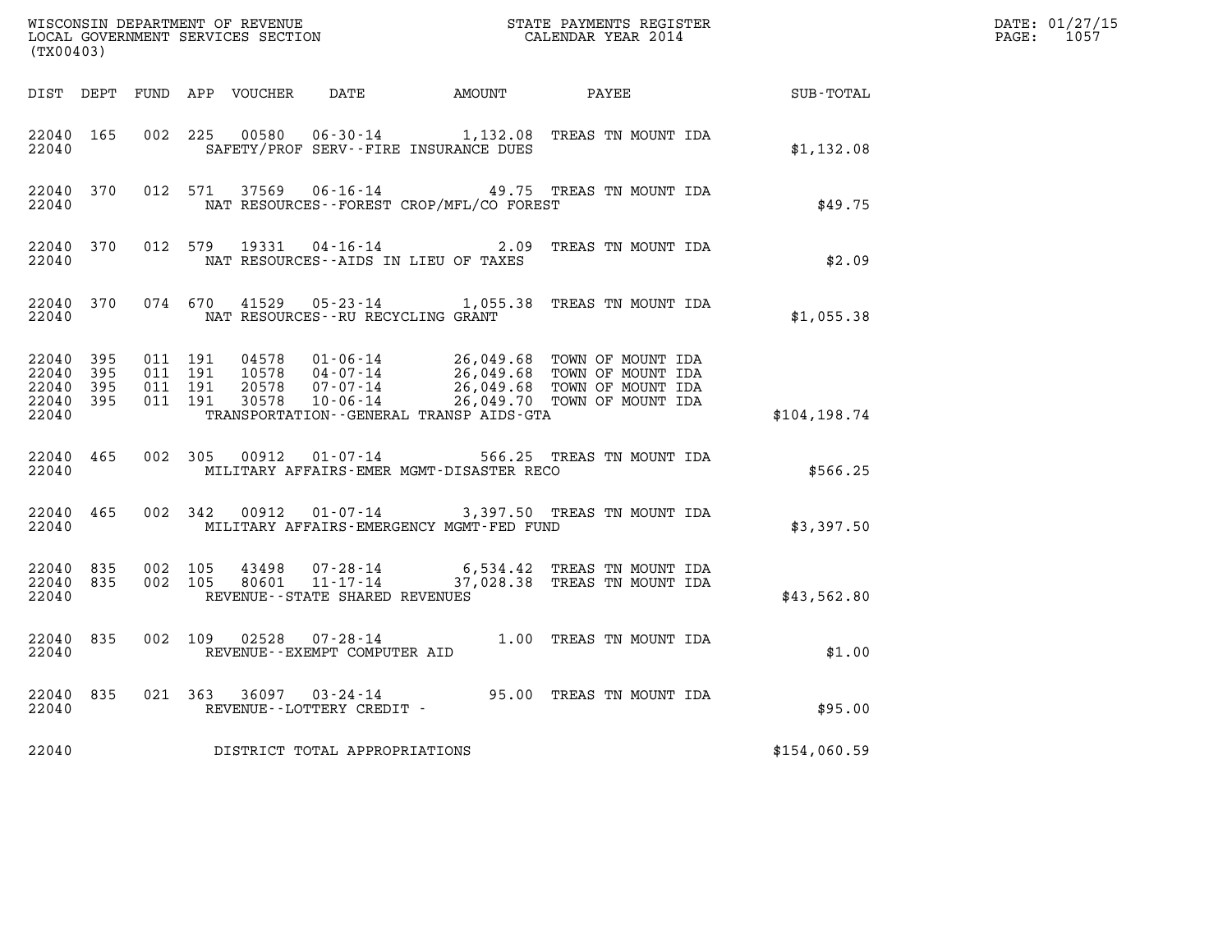WISCONSIN DEPARTMENT OF REVENUE
LOCAL GOVERNMENT SERVICES SECTION
(TX00403)

STATE PAYMENTS REGISTER
CALENDAR YEAR 2014

DATE: 01/27/15
PAGE: 1057

| DIST | DEPT | FUND | APP | VOUCHER | DATE | AMOUNT | PAYEE | SUB-TOTAL |
|---|---|---|---|---|---|---|---|---|
| 22040 | 165 | 002 | 225 | 00580 | 06-30-14 | 1,132.08 | TREAS TN MOUNT IDA | |
| 22040 | | | | | SAFETY/PROF SERV--FIRE INSURANCE DUES | | | $1,132.08 |
| 22040 | 370 | 012 | 571 | 37569 | 06-16-14 | 49.75 | TREAS TN MOUNT IDA | |
| 22040 | | | | | NAT RESOURCES--FOREST CROP/MFL/CO FOREST | | | $49.75 |
| 22040 | 370 | 012 | 579 | 19331 | 04-16-14 | 2.09 | TREAS TN MOUNT IDA | |
| 22040 | | | | | NAT RESOURCES--AIDS IN LIEU OF TAXES | | | $2.09 |
| 22040 | 370 | 074 | 670 | 41529 | 05-23-14 | 1,055.38 | TREAS TN MOUNT IDA | |
| 22040 | | | | | NAT RESOURCES--RU RECYCLING GRANT | | | $1,055.38 |
| 22040 | 395 | 011 | 191 | 04578 | 01-06-14 | 26,049.68 | TOWN OF MOUNT IDA | |
| 22040 | 395 | 011 | 191 | 10578 | 04-07-14 | 26,049.68 | TOWN OF MOUNT IDA | |
| 22040 | 395 | 011 | 191 | 20578 | 07-07-14 | 26,049.68 | TOWN OF MOUNT IDA | |
| 22040 | 395 | 011 | 191 | 30578 | 10-06-14 | 26,049.70 | TOWN OF MOUNT IDA | |
| 22040 | | | | | TRANSPORTATION--GENERAL TRANSP AIDS-GTA | | | $104,198.74 |
| 22040 | 465 | 002 | 305 | 00912 | 01-07-14 | 566.25 | TREAS TN MOUNT IDA | |
| 22040 | | | | | MILITARY AFFAIRS-EMER MGMT-DISASTER RECO | | | $566.25 |
| 22040 | 465 | 002 | 342 | 00912 | 01-07-14 | 3,397.50 | TREAS TN MOUNT IDA | |
| 22040 | | | | | MILITARY AFFAIRS-EMERGENCY MGMT-FED FUND | | | $3,397.50 |
| 22040 | 835 | 002 | 105 | 43498 | 07-28-14 | 6,534.42 | TREAS TN MOUNT IDA | |
| 22040 | 835 | 002 | 105 | 80601 | 11-17-14 | 37,028.38 | TREAS TN MOUNT IDA | |
| 22040 | | | | | REVENUE--STATE SHARED REVENUES | | | $43,562.80 |
| 22040 | 835 | 002 | 109 | 02528 | 07-28-14 | 1.00 | TREAS TN MOUNT IDA | |
| 22040 | | | | | REVENUE--EXEMPT COMPUTER AID | | | $1.00 |
| 22040 | 835 | 021 | 363 | 36097 | 03-24-14 | 95.00 | TREAS TN MOUNT IDA | |
| 22040 | | | | | REVENUE--LOTTERY CREDIT - | | | $95.00 |
| 22040 | | | | | DISTRICT TOTAL APPROPRIATIONS | | | $154,060.59 |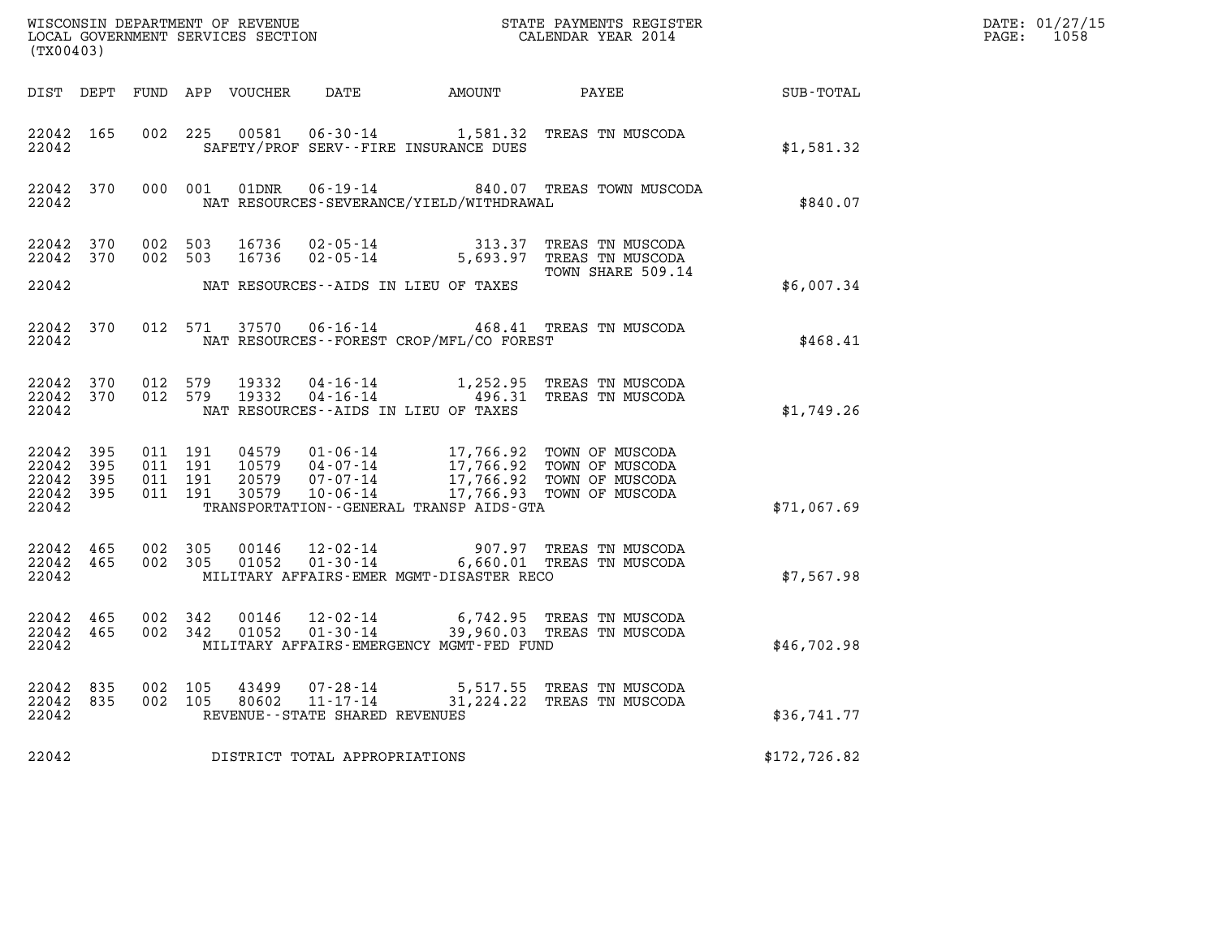WISCONSIN DEPARTMENT OF REVENUE
LOCAL GOVERNMENT SERVICES SECTION
(TX00403)

STATE PAYMENTS REGISTER
CALENDAR YEAR 2014

DATE: 01/27/15
PAGE: 1058

| DIST | DEPT | FUND | APP | VOUCHER | DATE | AMOUNT | PAYEE | SUB-TOTAL |
|---|---|---|---|---|---|---|---|---|
| 22042 | 165 | 002 | 225 | 00581 | 06-30-14 | 1,581.32 | TREAS TN MUSCODA | |
| 22042 | | | | | SAFETY/PROF SERV--FIRE INSURANCE DUES | | | $1,581.32 |
| 22042 | 370 | 000 | 001 | 01DNR | 06-19-14 | 840.07 | TREAS TOWN MUSCODA | |
| 22042 | | | | | NAT RESOURCES-SEVERANCE/YIELD/WITHDRAWAL | | | $840.07 |
| 22042 | 370 | 002 | 503 | 16736 | 02-05-14 | 313.37 | TREAS TN MUSCODA | |
| 22042 | 370 | 002 | 503 | 16736 | 02-05-14 | 5,693.97 | TREAS TN MUSCODA TOWN SHARE 509.14 | |
| 22042 | | | | | NAT RESOURCES--AIDS IN LIEU OF TAXES | | | $6,007.34 |
| 22042 | 370 | 012 | 571 | 37570 | 06-16-14 | 468.41 | TREAS TN MUSCODA | |
| 22042 | | | | | NAT RESOURCES--FOREST CROP/MFL/CO FOREST | | | $468.41 |
| 22042 | 370 | 012 | 579 | 19332 | 04-16-14 | 1,252.95 | TREAS TN MUSCODA | |
| 22042 | 370 | 012 | 579 | 19332 | 04-16-14 | 496.31 | TREAS TN MUSCODA | |
| 22042 | | | | | NAT RESOURCES--AIDS IN LIEU OF TAXES | | | $1,749.26 |
| 22042 | 395 | 011 | 191 | 04579 | 01-06-14 | 17,766.92 | TOWN OF MUSCODA | |
| 22042 | 395 | 011 | 191 | 10579 | 04-07-14 | 17,766.92 | TOWN OF MUSCODA | |
| 22042 | 395 | 011 | 191 | 20579 | 07-07-14 | 17,766.92 | TOWN OF MUSCODA | |
| 22042 | 395 | 011 | 191 | 30579 | 10-06-14 | 17,766.93 | TOWN OF MUSCODA | |
| 22042 | | | | | TRANSPORTATION--GENERAL TRANSP AIDS-GTA | | | $71,067.69 |
| 22042 | 465 | 002 | 305 | 00146 | 12-02-14 | 907.97 | TREAS TN MUSCODA | |
| 22042 | 465 | 002 | 305 | 01052 | 01-30-14 | 6,660.01 | TREAS TN MUSCODA | |
| 22042 | | | | | MILITARY AFFAIRS-EMER MGMT-DISASTER RECO | | | $7,567.98 |
| 22042 | 465 | 002 | 342 | 00146 | 12-02-14 | 6,742.95 | TREAS TN MUSCODA | |
| 22042 | 465 | 002 | 342 | 01052 | 01-30-14 | 39,960.03 | TREAS TN MUSCODA | |
| 22042 | | | | | MILITARY AFFAIRS-EMERGENCY MGMT-FED FUND | | | $46,702.98 |
| 22042 | 835 | 002 | 105 | 43499 | 07-28-14 | 5,517.55 | TREAS TN MUSCODA | |
| 22042 | 835 | 002 | 105 | 80602 | 11-17-14 | 31,224.22 | TREAS TN MUSCODA | |
| 22042 | | | | | REVENUE--STATE SHARED REVENUES | | | $36,741.77 |
| 22042 | | | | | DISTRICT TOTAL APPROPRIATIONS | | | $172,726.82 |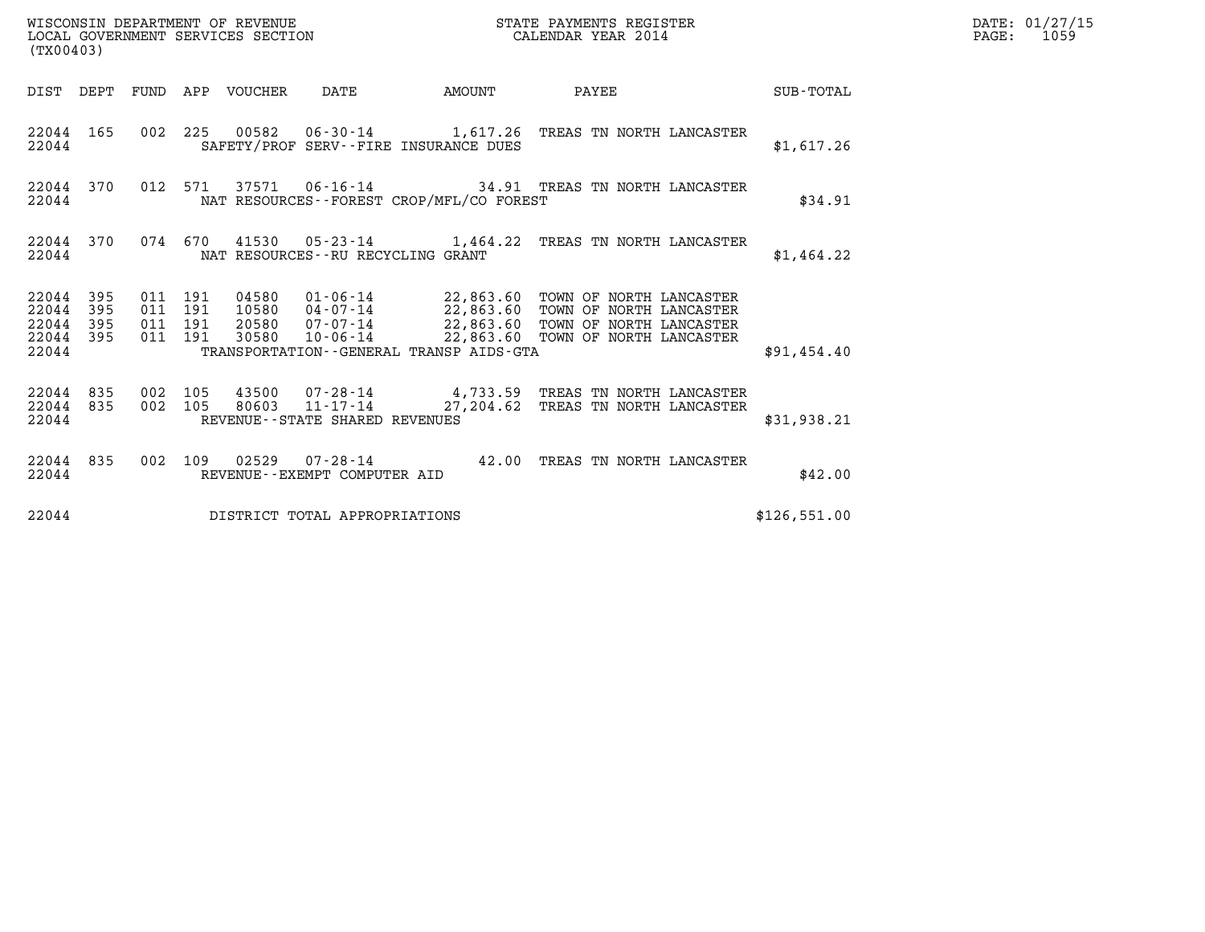WISCONSIN DEPARTMENT OF REVENUE
LOCAL GOVERNMENT SERVICES SECTION
(TX00403)

STATE PAYMENTS REGISTER
CALENDAR YEAR 2014

DATE: 01/27/15
PAGE: 1059

| DIST | DEPT | FUND | APP | VOUCHER | DATE | AMOUNT | PAYEE | SUB-TOTAL |
|---|---|---|---|---|---|---|---|---|
| 22044 | 165 | 002 | 225 | 00582 | 06-30-14 | 1,617.26 | TREAS TN NORTH LANCASTER | |
| 22044 | | | | SAFETY/PROF SERV--FIRE INSURANCE DUES | | | | $1,617.26 |
| 22044 | 370 | 012 | 571 | 37571 | 06-16-14 | 34.91 | TREAS TN NORTH LANCASTER | |
| 22044 | | | | NAT RESOURCES--FOREST CROP/MFL/CO FOREST | | | | $34.91 |
| 22044 | 370 | 074 | 670 | 41530 | 05-23-14 | 1,464.22 | TREAS TN NORTH LANCASTER | |
| 22044 | | | | NAT RESOURCES--RU RECYCLING GRANT | | | | $1,464.22 |
| 22044 | 395 | 011 | 191 | 04580 | 01-06-14 | 22,863.60 | TOWN OF NORTH LANCASTER | |
| 22044 | 395 | 011 | 191 | 10580 | 04-07-14 | 22,863.60 | TOWN OF NORTH LANCASTER | |
| 22044 | 395 | 011 | 191 | 20580 | 07-07-14 | 22,863.60 | TOWN OF NORTH LANCASTER | |
| 22044 | 395 | 011 | 191 | 30580 | 10-06-14 | 22,863.60 | TOWN OF NORTH LANCASTER | |
| 22044 | | | | TRANSPORTATION--GENERAL TRANSP AIDS-GTA | | | | $91,454.40 |
| 22044 | 835 | 002 | 105 | 43500 | 07-28-14 | 4,733.59 | TREAS TN NORTH LANCASTER | |
| 22044 | 835 | 002 | 105 | 80603 | 11-17-14 | 27,204.62 | TREAS TN NORTH LANCASTER | |
| 22044 | | | | REVENUE--STATE SHARED REVENUES | | | | $31,938.21 |
| 22044 | 835 | 002 | 109 | 02529 | 07-28-14 | 42.00 | TREAS TN NORTH LANCASTER | |
| 22044 | | | | REVENUE--EXEMPT COMPUTER AID | | | | $42.00 |
| 22044 | | | | DISTRICT TOTAL APPROPRIATIONS | | | | $126,551.00 |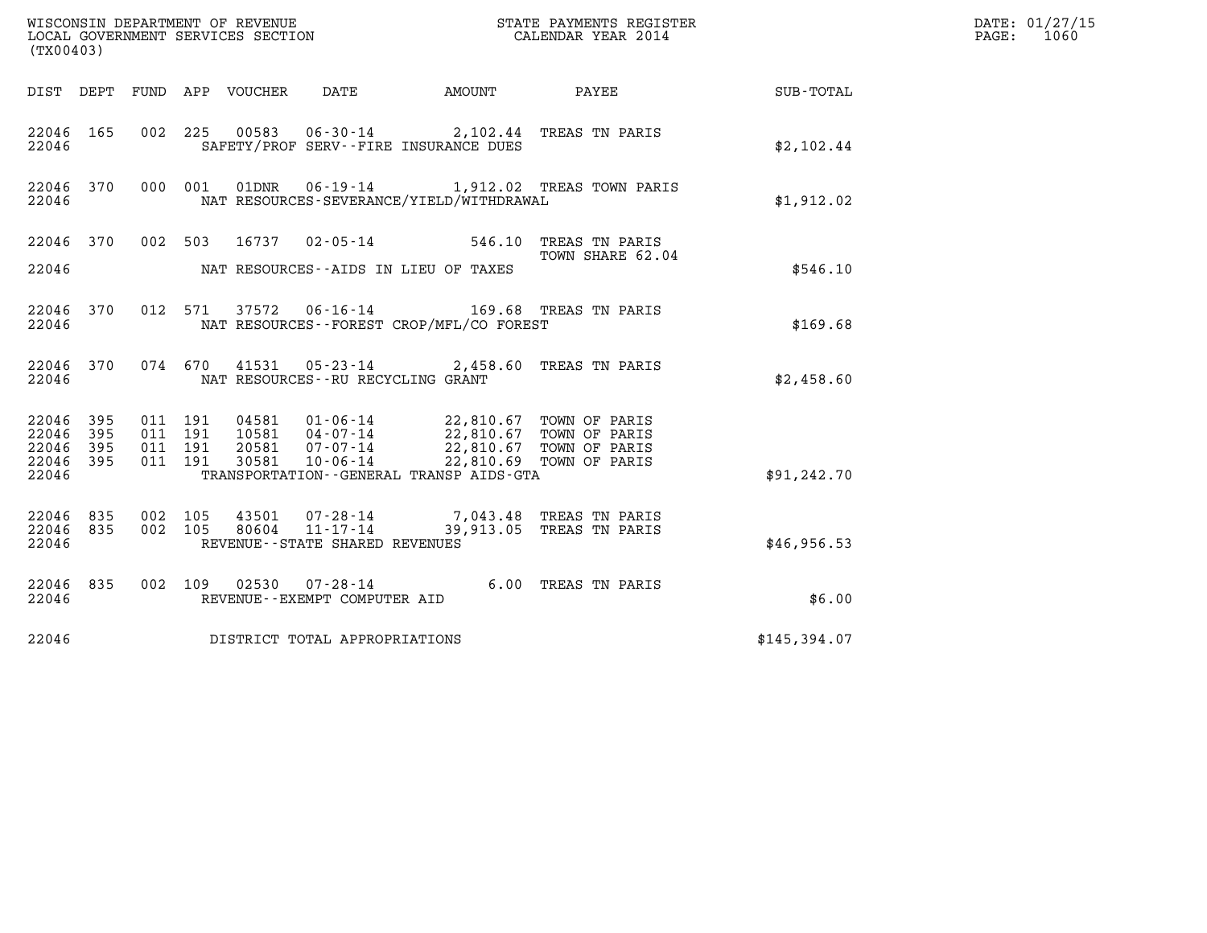WISCONSIN DEPARTMENT OF REVENUE
LOCAL GOVERNMENT SERVICES SECTION
(TX00403)

STATE PAYMENTS REGISTER
CALENDAR YEAR 2014

DATE: 01/27/15
PAGE: 1060

| DIST | DEPT | FUND | APP | VOUCHER | DATE | AMOUNT | PAYEE | SUB-TOTAL |
|---|---|---|---|---|---|---|---|---|
| 22046 | 165 | 002 | 225 | 00583 | 06-30-14 | 2,102.44 | TREAS TN PARIS | |
| 22046 | | | | | SAFETY/PROF SERV--FIRE INSURANCE DUES | | | $2,102.44 |
| 22046 | 370 | 000 | 001 | 01DNR | 06-19-14 | 1,912.02 | TREAS TOWN PARIS | |
| 22046 | | | | | NAT RESOURCES-SEVERANCE/YIELD/WITHDRAWAL | | | $1,912.02 |
| 22046 | 370 | 002 | 503 | 16737 | 02-05-14 | 546.10 | TREAS TN PARIS TOWN SHARE 62.04 | |
| 22046 | | | | | NAT RESOURCES--AIDS IN LIEU OF TAXES | | | $546.10 |
| 22046 | 370 | 012 | 571 | 37572 | 06-16-14 | 169.68 | TREAS TN PARIS | |
| 22046 | | | | | NAT RESOURCES--FOREST CROP/MFL/CO FOREST | | | $169.68 |
| 22046 | 370 | 074 | 670 | 41531 | 05-23-14 | 2,458.60 | TREAS TN PARIS | |
| 22046 | | | | | NAT RESOURCES--RU RECYCLING GRANT | | | $2,458.60 |
| 22046 | 395 | 011 | 191 | 04581 | 01-06-14 | 22,810.67 | TOWN OF PARIS | |
| 22046 | 395 | 011 | 191 | 10581 | 04-07-14 | 22,810.67 | TOWN OF PARIS | |
| 22046 | 395 | 011 | 191 | 20581 | 07-07-14 | 22,810.67 | TOWN OF PARIS | |
| 22046 | 395 | 011 | 191 | 30581 | 10-06-14 | 22,810.69 | TOWN OF PARIS | |
| 22046 | | | | | TRANSPORTATION--GENERAL TRANSP AIDS-GTA | | | $91,242.70 |
| 22046 | 835 | 002 | 105 | 43501 | 07-28-14 | 7,043.48 | TREAS TN PARIS | |
| 22046 | 835 | 002 | 105 | 80604 | 11-17-14 | 39,913.05 | TREAS TN PARIS | |
| 22046 | | | | | REVENUE--STATE SHARED REVENUES | | | $46,956.53 |
| 22046 | 835 | 002 | 109 | 02530 | 07-28-14 | 6.00 | TREAS TN PARIS | |
| 22046 | | | | | REVENUE--EXEMPT COMPUTER AID | | | $6.00 |
| 22046 | | | | | DISTRICT TOTAL APPROPRIATIONS | | | $145,394.07 |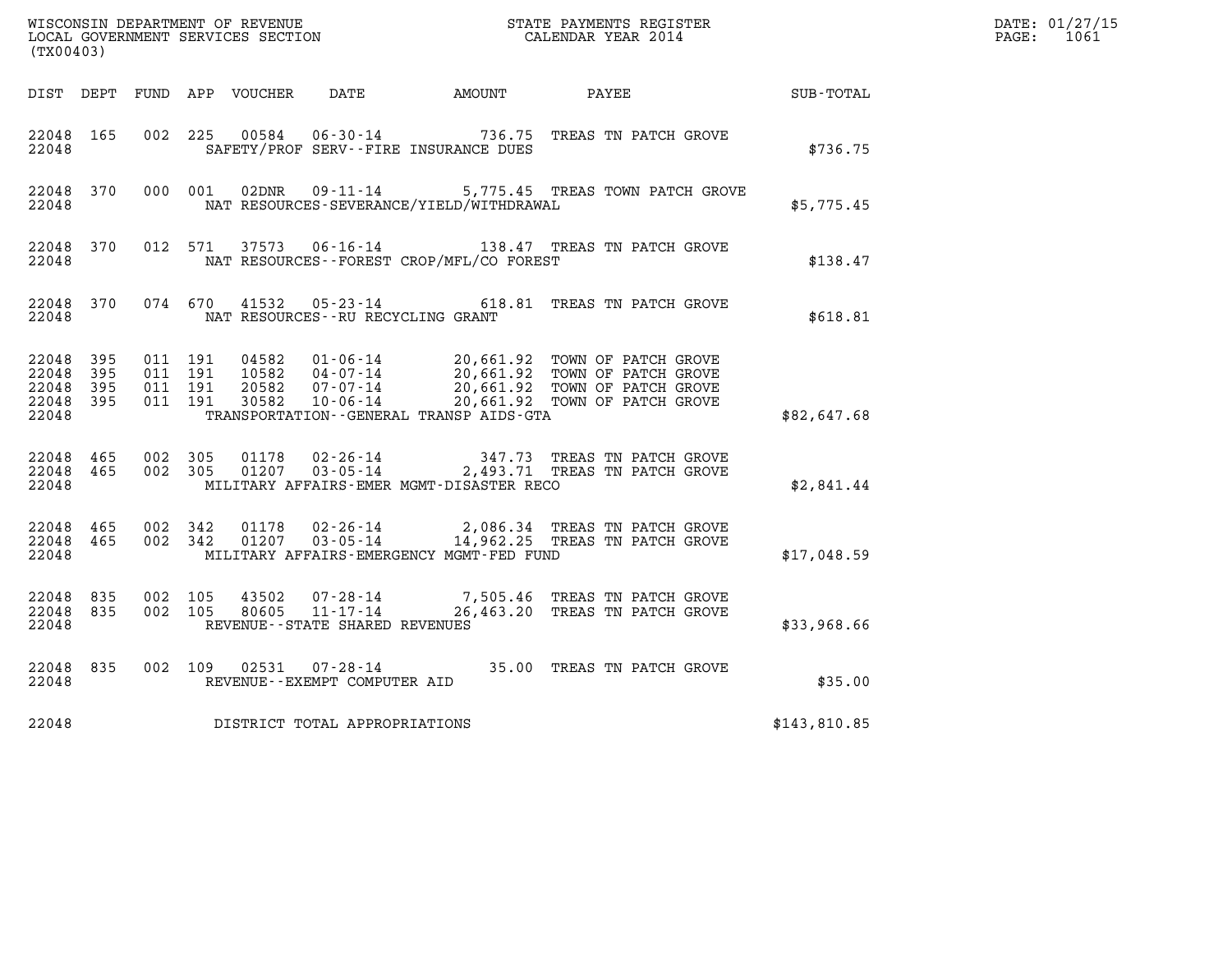WISCONSIN DEPARTMENT OF REVENUE
LOCAL GOVERNMENT SERVICES SECTION
(TX00403)

STATE PAYMENTS REGISTER
CALENDAR YEAR 2014

DATE: 01/27/15
PAGE: 1061

| DIST | DEPT | FUND | APP | VOUCHER | DATE | AMOUNT | PAYEE | SUB-TOTAL |
|---|---|---|---|---|---|---|---|---|
| 22048 | 165 | 002 | 225 | 00584 | 06-30-14 | 736.75 | TREAS TN PATCH GROVE | |
| 22048 | | | | | SAFETY/PROF SERV--FIRE INSURANCE DUES | | | $736.75 |
| 22048 | 370 | 000 | 001 | 02DNR | 09-11-14 | 5,775.45 | TREAS TOWN PATCH GROVE | |
| 22048 | | | | | NAT RESOURCES-SEVERANCE/YIELD/WITHDRAWAL | | | $5,775.45 |
| 22048 | 370 | 012 | 571 | 37573 | 06-16-14 | 138.47 | TREAS TN PATCH GROVE | |
| 22048 | | | | | NAT RESOURCES--FOREST CROP/MFL/CO FOREST | | | $138.47 |
| 22048 | 370 | 074 | 670 | 41532 | 05-23-14 | 618.81 | TREAS TN PATCH GROVE | |
| 22048 | | | | | NAT RESOURCES--RU RECYCLING GRANT | | | $618.81 |
| 22048 | 395 | 011 | 191 | 04582 | 01-06-14 | 20,661.92 | TOWN OF PATCH GROVE | |
| 22048 | 395 | 011 | 191 | 10582 | 04-07-14 | 20,661.92 | TOWN OF PATCH GROVE | |
| 22048 | 395 | 011 | 191 | 20582 | 07-07-14 | 20,661.92 | TOWN OF PATCH GROVE | |
| 22048 | 395 | 011 | 191 | 30582 | 10-06-14 | 20,661.92 | TOWN OF PATCH GROVE | |
| 22048 | | | | | TRANSPORTATION--GENERAL TRANSP AIDS-GTA | | | $82,647.68 |
| 22048 | 465 | 002 | 305 | 01178 | 02-26-14 | 347.73 | TREAS TN PATCH GROVE | |
| 22048 | 465 | 002 | 305 | 01207 | 03-05-14 | 2,493.71 | TREAS TN PATCH GROVE | |
| 22048 | | | | | MILITARY AFFAIRS-EMER MGMT-DISASTER RECO | | | $2,841.44 |
| 22048 | 465 | 002 | 342 | 01178 | 02-26-14 | 2,086.34 | TREAS TN PATCH GROVE | |
| 22048 | 465 | 002 | 342 | 01207 | 03-05-14 | 14,962.25 | TREAS TN PATCH GROVE | |
| 22048 | | | | | MILITARY AFFAIRS-EMERGENCY MGMT-FED FUND | | | $17,048.59 |
| 22048 | 835 | 002 | 105 | 43502 | 07-28-14 | 7,505.46 | TREAS TN PATCH GROVE | |
| 22048 | 835 | 002 | 105 | 80605 | 11-17-14 | 26,463.20 | TREAS TN PATCH GROVE | |
| 22048 | | | | | REVENUE--STATE SHARED REVENUES | | | $33,968.66 |
| 22048 | 835 | 002 | 109 | 02531 | 07-28-14 | 35.00 | TREAS TN PATCH GROVE | |
| 22048 | | | | | REVENUE--EXEMPT COMPUTER AID | | | $35.00 |
| 22048 | | | | | DISTRICT TOTAL APPROPRIATIONS | | | $143,810.85 |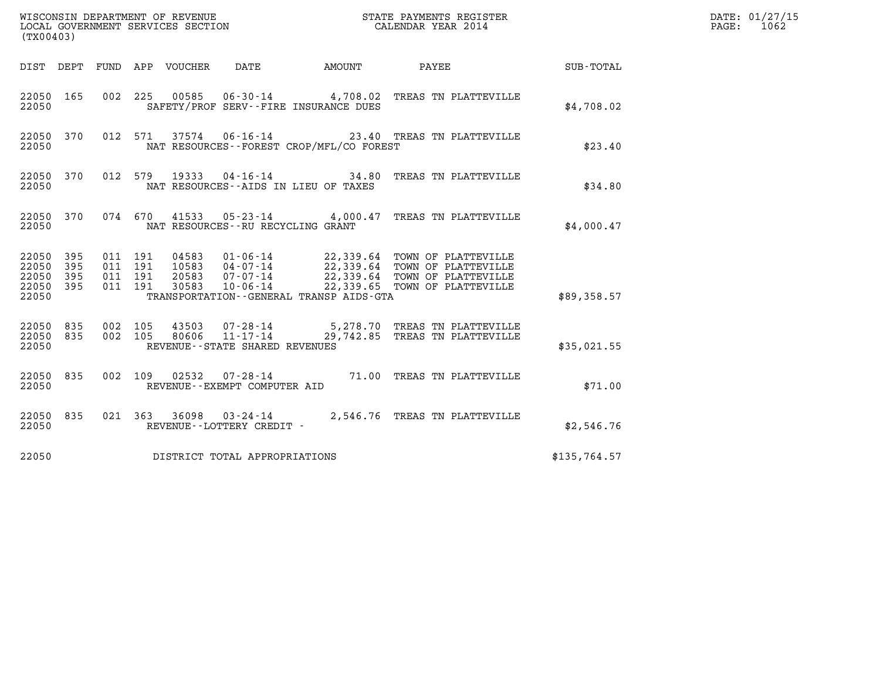WISCONSIN DEPARTMENT OF REVENUE
LOCAL GOVERNMENT SERVICES SECTION
(TX00403)

STATE PAYMENTS REGISTER
CALENDAR YEAR 2014

DATE: 01/27/15
PAGE: 1062

| DIST | DEPT | FUND | APP | VOUCHER | DATE | AMOUNT | PAYEE | SUB-TOTAL |
|---|---|---|---|---|---|---|---|---|
| 22050 | 165 | 002 | 225 | 00585 | 06-30-14 | 4,708.02 | TREAS TN PLATTEVILLE | |
| 22050 | | | | SAFETY/PROF SERV--FIRE INSURANCE DUES | | | | $4,708.02 |
| 22050 | 370 | 012 | 571 | 37574 | 06-16-14 | 23.40 | TREAS TN PLATTEVILLE | |
| 22050 | | | | NAT RESOURCES--FOREST CROP/MFL/CO FOREST | | | | $23.40 |
| 22050 | 370 | 012 | 579 | 19333 | 04-16-14 | 34.80 | TREAS TN PLATTEVILLE | |
| 22050 | | | | NAT RESOURCES--AIDS IN LIEU OF TAXES | | | | $34.80 |
| 22050 | 370 | 074 | 670 | 41533 | 05-23-14 | 4,000.47 | TREAS TN PLATTEVILLE | |
| 22050 | | | | NAT RESOURCES--RU RECYCLING GRANT | | | | $4,000.47 |
| 22050 | 395 | 011 | 191 | 04583 | 01-06-14 | 22,339.64 | TOWN OF PLATTEVILLE | |
| 22050 | 395 | 011 | 191 | 10583 | 04-07-14 | 22,339.64 | TOWN OF PLATTEVILLE | |
| 22050 | 395 | 011 | 191 | 20583 | 07-07-14 | 22,339.64 | TOWN OF PLATTEVILLE | |
| 22050 | 395 | 011 | 191 | 30583 | 10-06-14 | 22,339.65 | TOWN OF PLATTEVILLE | |
| 22050 | | | | TRANSPORTATION--GENERAL TRANSP AIDS-GTA | | | | $89,358.57 |
| 22050 | 835 | 002 | 105 | 43503 | 07-28-14 | 5,278.70 | TREAS TN PLATTEVILLE | |
| 22050 | 835 | 002 | 105 | 80606 | 11-17-14 | 29,742.85 | TREAS TN PLATTEVILLE | |
| 22050 | | | | REVENUE--STATE SHARED REVENUES | | | | $35,021.55 |
| 22050 | 835 | 002 | 109 | 02532 | 07-28-14 | 71.00 | TREAS TN PLATTEVILLE | |
| 22050 | | | | REVENUE--EXEMPT COMPUTER AID | | | | $71.00 |
| 22050 | 835 | 021 | 363 | 36098 | 03-24-14 | 2,546.76 | TREAS TN PLATTEVILLE | |
| 22050 | | | | REVENUE--LOTTERY CREDIT - | | | | $2,546.76 |
| 22050 | | | | DISTRICT TOTAL APPROPRIATIONS | | | | $135,764.57 |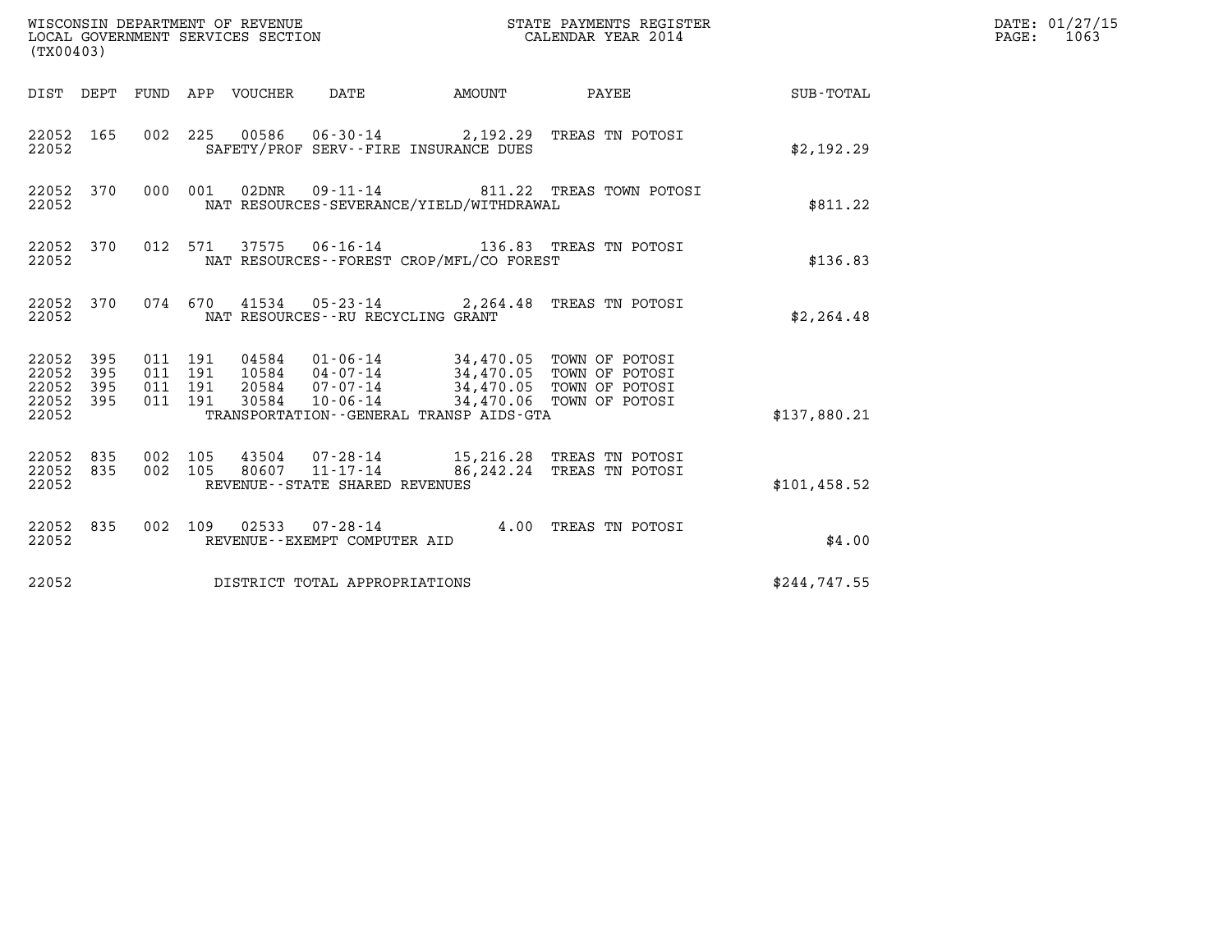WISCONSIN DEPARTMENT OF REVENUE
LOCAL GOVERNMENT SERVICES SECTION
(TX00403)

STATE PAYMENTS REGISTER
CALENDAR YEAR 2014

DATE: 01/27/15
PAGE: 1063

| DIST | DEPT | FUND | APP | VOUCHER | DATE | AMOUNT | PAYEE | SUB-TOTAL |
|---|---|---|---|---|---|---|---|---|
| 22052 | 165 | 002 | 225 | 00586 | 06-30-14 | 2,192.29 | TREAS TN POTOSI | |
| 22052 | | | | SAFETY/PROF SERV--FIRE INSURANCE DUES | | | | $2,192.29 |
| 22052 | 370 | 000 | 001 | 02DNR | 09-11-14 | 811.22 | TREAS TOWN POTOSI | |
| 22052 | | | | NAT RESOURCES-SEVERANCE/YIELD/WITHDRAWAL | | | | $811.22 |
| 22052 | 370 | 012 | 571 | 37575 | 06-16-14 | 136.83 | TREAS TN POTOSI | |
| 22052 | | | | NAT RESOURCES--FOREST CROP/MFL/CO FOREST | | | | $136.83 |
| 22052 | 370 | 074 | 670 | 41534 | 05-23-14 | 2,264.48 | TREAS TN POTOSI | |
| 22052 | | | | NAT RESOURCES--RU RECYCLING GRANT | | | | $2,264.48 |
| 22052 | 395 | 011 | 191 | 04584 | 01-06-14 | 34,470.05 | TOWN OF POTOSI | |
| 22052 | 395 | 011 | 191 | 10584 | 04-07-14 | 34,470.05 | TOWN OF POTOSI | |
| 22052 | 395 | 011 | 191 | 20584 | 07-07-14 | 34,470.05 | TOWN OF POTOSI | |
| 22052 | 395 | 011 | 191 | 30584 | 10-06-14 | 34,470.06 | TOWN OF POTOSI | |
| 22052 | | | | TRANSPORTATION--GENERAL TRANSP AIDS-GTA | | | | $137,880.21 |
| 22052 | 835 | 002 | 105 | 43504 | 07-28-14 | 15,216.28 | TREAS TN POTOSI | |
| 22052 | 835 | 002 | 105 | 80607 | 11-17-14 | 86,242.24 | TREAS TN POTOSI | |
| 22052 | | | | REVENUE--STATE SHARED REVENUES | | | | $101,458.52 |
| 22052 | 835 | 002 | 109 | 02533 | 07-28-14 | 4.00 | TREAS TN POTOSI | |
| 22052 | | | | REVENUE--EXEMPT COMPUTER AID | | | | $4.00 |
| 22052 | | | | DISTRICT TOTAL APPROPRIATIONS | | | | $244,747.55 |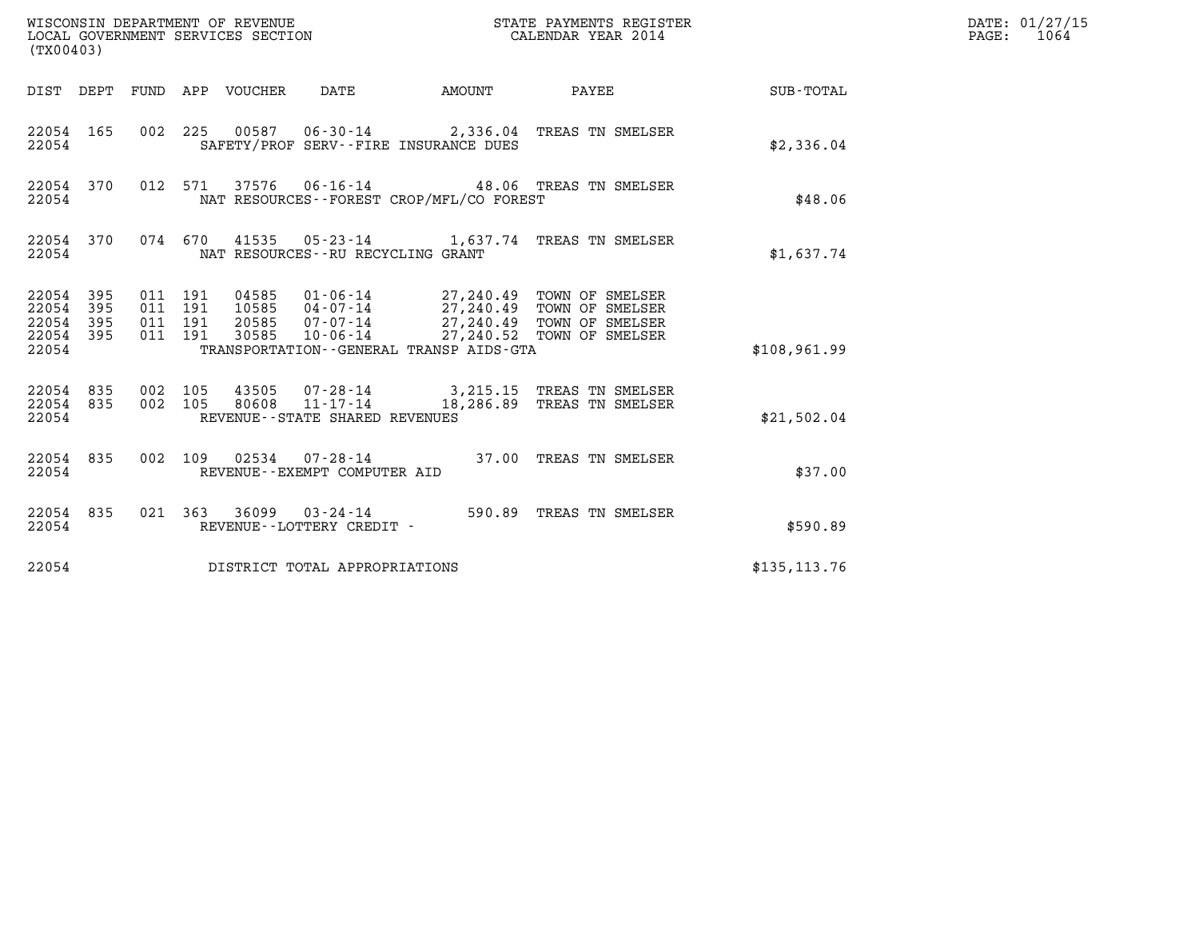WISCONSIN DEPARTMENT OF REVENUE
LOCAL GOVERNMENT SERVICES SECTION
(TX00403)

STATE PAYMENTS REGISTER
CALENDAR YEAR 2014

DATE: 01/27/15
PAGE: 1064

| DIST | DEPT | FUND | APP | VOUCHER | DATE | AMOUNT | PAYEE | SUB-TOTAL |
|---|---|---|---|---|---|---|---|---|
| 22054 | 165 | 002 | 225 | 00587 | 06-30-14 | 2,336.04 | TREAS TN SMELSER | |
| 22054 | | | | | SAFETY/PROF SERV--FIRE INSURANCE DUES | | | $2,336.04 |
| 22054 | 370 | 012 | 571 | 37576 | 06-16-14 | 48.06 | TREAS TN SMELSER | |
| 22054 | | | | | NAT RESOURCES--FOREST CROP/MFL/CO FOREST | | | $48.06 |
| 22054 | 370 | 074 | 670 | 41535 | 05-23-14 | 1,637.74 | TREAS TN SMELSER | |
| 22054 | | | | | NAT RESOURCES--RU RECYCLING GRANT | | | $1,637.74 |
| 22054 | 395 | 011 | 191 | 04585 | 01-06-14 | 27,240.49 | TOWN OF SMELSER | |
| 22054 | 395 | 011 | 191 | 10585 | 04-07-14 | 27,240.49 | TOWN OF SMELSER | |
| 22054 | 395 | 011 | 191 | 20585 | 07-07-14 | 27,240.49 | TOWN OF SMELSER | |
| 22054 | 395 | 011 | 191 | 30585 | 10-06-14 | 27,240.52 | TOWN OF SMELSER | |
| 22054 | | | | | TRANSPORTATION--GENERAL TRANSP AIDS-GTA | | | $108,961.99 |
| 22054 | 835 | 002 | 105 | 43505 | 07-28-14 | 3,215.15 | TREAS TN SMELSER | |
| 22054 | 835 | 002 | 105 | 80608 | 11-17-14 | 18,286.89 | TREAS TN SMELSER | |
| 22054 | | | | | REVENUE--STATE SHARED REVENUES | | | $21,502.04 |
| 22054 | 835 | 002 | 109 | 02534 | 07-28-14 | 37.00 | TREAS TN SMELSER | |
| 22054 | | | | | REVENUE--EXEMPT COMPUTER AID | | | $37.00 |
| 22054 | 835 | 021 | 363 | 36099 | 03-24-14 | 590.89 | TREAS TN SMELSER | |
| 22054 | | | | | REVENUE--LOTTERY CREDIT - | | | $590.89 |
| 22054 | | | | | DISTRICT TOTAL APPROPRIATIONS | | | $135,113.76 |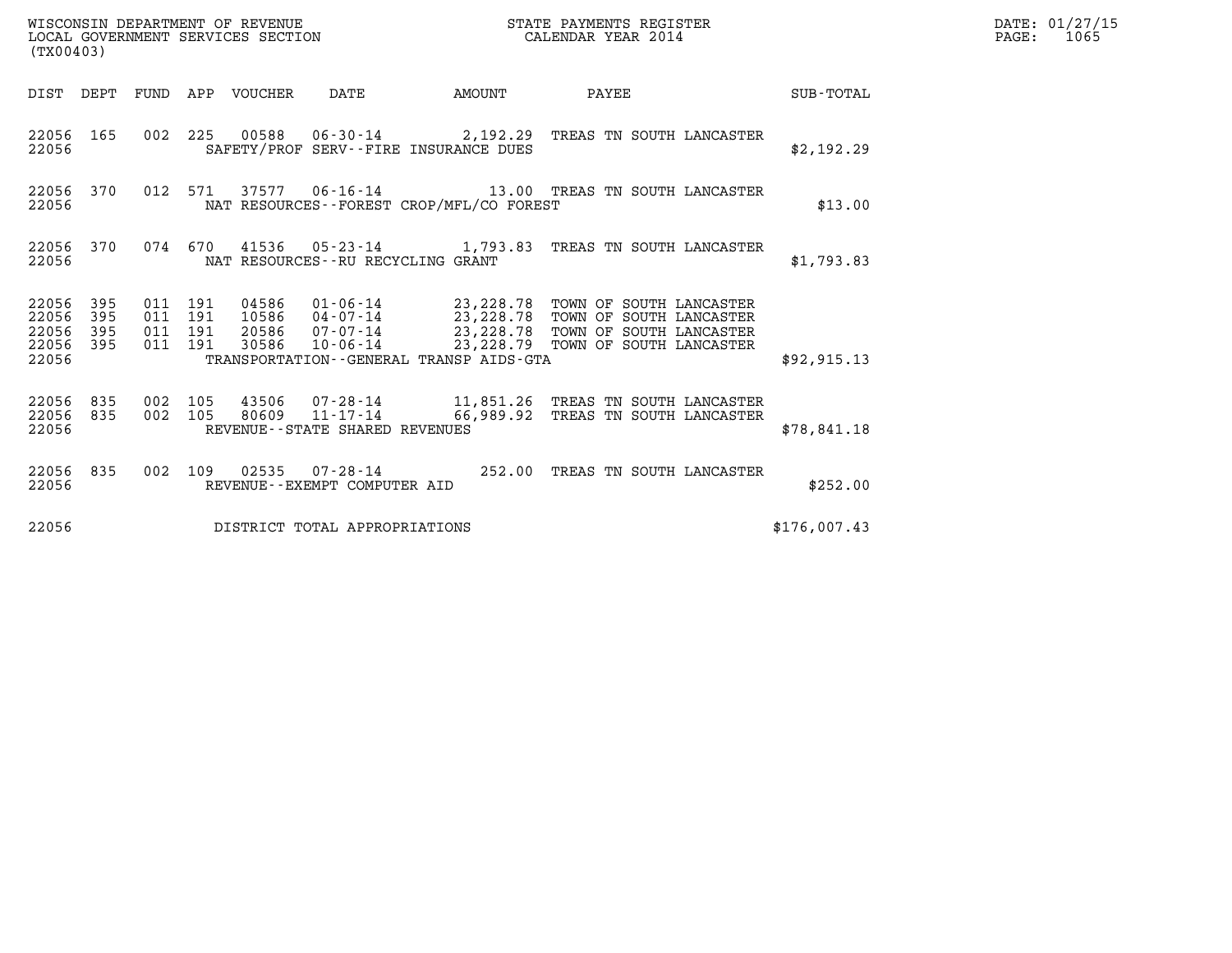WISCONSIN DEPARTMENT OF REVENUE
LOCAL GOVERNMENT SERVICES SECTION
(TX00403)

STATE PAYMENTS REGISTER
CALENDAR YEAR 2014

DATE: 01/27/15
PAGE: 1065

| DIST | DEPT | FUND | APP | VOUCHER | DATE | AMOUNT | PAYEE | SUB-TOTAL |
|---|---|---|---|---|---|---|---|---|
| 22056 | 165 | 002 | 225 | 00588 | 06-30-14 | 2,192.29 | TREAS TN SOUTH LANCASTER | |
| 22056 | | | | | SAFETY/PROF SERV--FIRE INSURANCE DUES | | | $2,192.29 |
| 22056 | 370 | 012 | 571 | 37577 | 06-16-14 | 13.00 | TREAS TN SOUTH LANCASTER | |
| 22056 | | | | | NAT RESOURCES--FOREST CROP/MFL/CO FOREST | | | $13.00 |
| 22056 | 370 | 074 | 670 | 41536 | 05-23-14 | 1,793.83 | TREAS TN SOUTH LANCASTER | |
| 22056 | | | | | NAT RESOURCES--RU RECYCLING GRANT | | | $1,793.83 |
| 22056 | 395 | 011 | 191 | 04586 | 01-06-14 | 23,228.78 | TOWN OF SOUTH LANCASTER | |
| 22056 | 395 | 011 | 191 | 10586 | 04-07-14 | 23,228.78 | TOWN OF SOUTH LANCASTER | |
| 22056 | 395 | 011 | 191 | 20586 | 07-07-14 | 23,228.78 | TOWN OF SOUTH LANCASTER | |
| 22056 | 395 | 011 | 191 | 30586 | 10-06-14 | 23,228.79 | TOWN OF SOUTH LANCASTER | |
| 22056 | | | | | TRANSPORTATION--GENERAL TRANSP AIDS-GTA | | | $92,915.13 |
| 22056 | 835 | 002 | 105 | 43506 | 07-28-14 | 11,851.26 | TREAS TN SOUTH LANCASTER | |
| 22056 | 835 | 002 | 105 | 80609 | 11-17-14 | 66,989.92 | TREAS TN SOUTH LANCASTER | |
| 22056 | | | | | REVENUE--STATE SHARED REVENUES | | | $78,841.18 |
| 22056 | 835 | 002 | 109 | 02535 | 07-28-14 | 252.00 | TREAS TN SOUTH LANCASTER | |
| 22056 | | | | | REVENUE--EXEMPT COMPUTER AID | | | $252.00 |
| 22056 | | | | | DISTRICT TOTAL APPROPRIATIONS | | | $176,007.43 |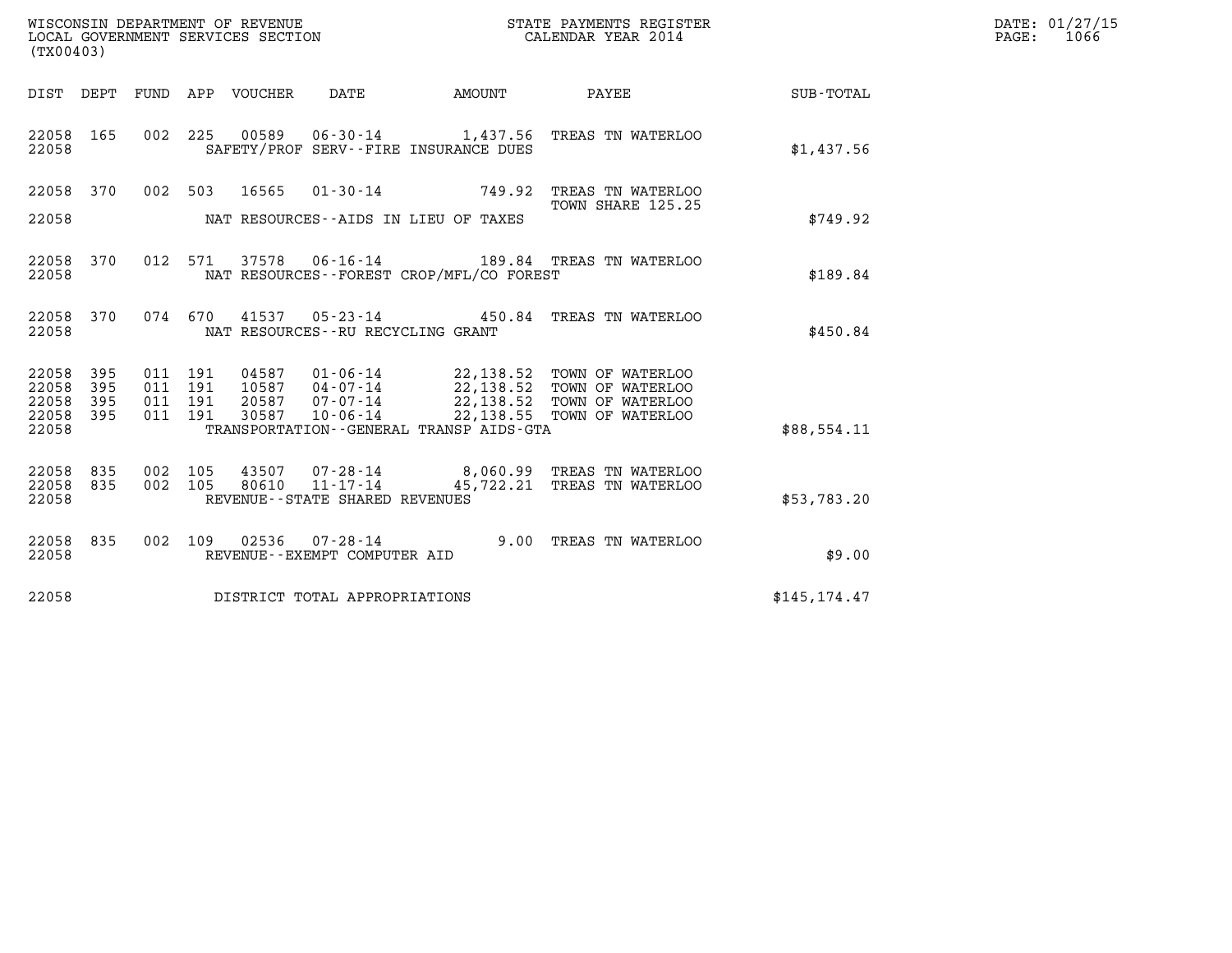WISCONSIN DEPARTMENT OF REVENUE
LOCAL GOVERNMENT SERVICES SECTION
(TX00403)

STATE PAYMENTS REGISTER
CALENDAR YEAR 2014

DATE: 01/27/15
PAGE: 1066

| DIST | DEPT | FUND | APP | VOUCHER | DATE | AMOUNT | PAYEE | SUB-TOTAL |
|---|---|---|---|---|---|---|---|---|
| 22058 | 165 | 002 | 225 | 00589 | 06-30-14 | 1,437.56 | TREAS TN WATERLOO | |
| 22058 | | | | | SAFETY/PROF SERV--FIRE INSURANCE DUES | | | $1,437.56 |
| 22058 | 370 | 002 | 503 | 16565 | 01-30-14 | 749.92 | TREAS TN WATERLOO TOWN SHARE 125.25 | |
| 22058 | | | | | NAT RESOURCES--AIDS IN LIEU OF TAXES | | | $749.92 |
| 22058 | 370 | 012 | 571 | 37578 | 06-16-14 | 189.84 | TREAS TN WATERLOO | |
| 22058 | | | | | NAT RESOURCES--FOREST CROP/MFL/CO FOREST | | | $189.84 |
| 22058 | 370 | 074 | 670 | 41537 | 05-23-14 | 450.84 | TREAS TN WATERLOO | |
| 22058 | | | | | NAT RESOURCES--RU RECYCLING GRANT | | | $450.84 |
| 22058 | 395 | 011 | 191 | 04587 | 01-06-14 | 22,138.52 | TOWN OF WATERLOO | |
| 22058 | 395 | 011 | 191 | 10587 | 04-07-14 | 22,138.52 | TOWN OF WATERLOO | |
| 22058 | 395 | 011 | 191 | 20587 | 07-07-14 | 22,138.52 | TOWN OF WATERLOO | |
| 22058 | 395 | 011 | 191 | 30587 | 10-06-14 | 22,138.55 | TOWN OF WATERLOO | |
| 22058 | | | | | TRANSPORTATION--GENERAL TRANSP AIDS-GTA | | | $88,554.11 |
| 22058 | 835 | 002 | 105 | 43507 | 07-28-14 | 8,060.99 | TREAS TN WATERLOO | |
| 22058 | 835 | 002 | 105 | 80610 | 11-17-14 | 45,722.21 | TREAS TN WATERLOO | |
| 22058 | | | | | REVENUE--STATE SHARED REVENUES | | | $53,783.20 |
| 22058 | 835 | 002 | 109 | 02536 | 07-28-14 | 9.00 | TREAS TN WATERLOO | |
| 22058 | | | | | REVENUE--EXEMPT COMPUTER AID | | | $9.00 |
| 22058 | | | | | DISTRICT TOTAL APPROPRIATIONS | | | $145,174.47 |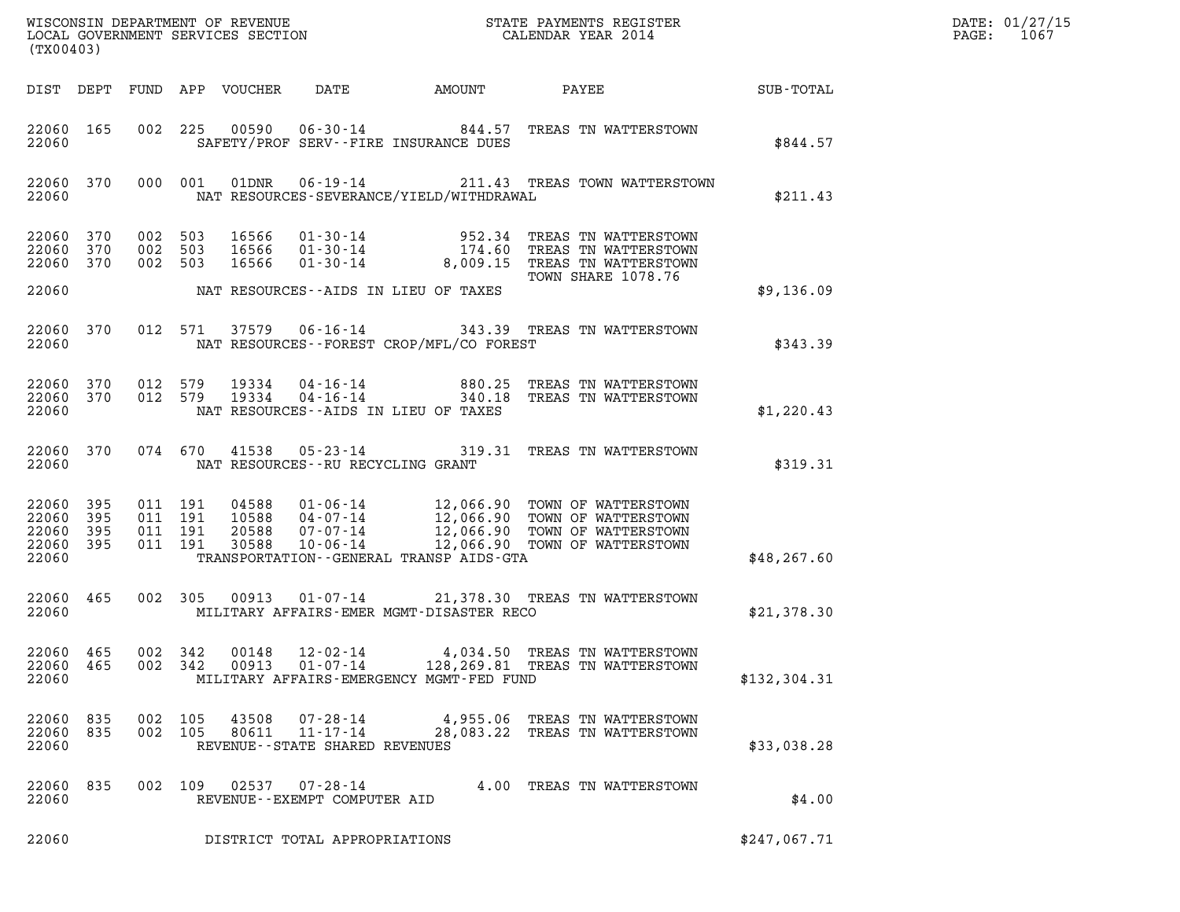WISCONSIN DEPARTMENT OF REVENUE
LOCAL GOVERNMENT SERVICES SECTION
(TX00403)

STATE PAYMENTS REGISTER
CALENDAR YEAR 2014

DATE: 01/27/15

| DIST | DEPT | FUND | APP | VOUCHER | DATE | AMOUNT | PAYEE | SUB-TOTAL |
|---|---|---|---|---|---|---|---|---|
| 22060 | 165 | 002 | 225 | 00590 | 06-30-14 | 844.57 | TREAS TN WATTERSTOWN | |
| 22060 | | | | | SAFETY/PROF SERV--FIRE INSURANCE DUES | | | $844.57 |
| 22060 | 370 | 000 | 001 | 01DNR | 06-19-14 | 211.43 | TREAS TOWN WATTERSTOWN | |
| 22060 | | | | | NAT RESOURCES-SEVERANCE/YIELD/WITHDRAWAL | | | $211.43 |
| 22060 | 370 | 002 | 503 | 16566 | 01-30-14 | 952.34 | TREAS TN WATTERSTOWN | |
| 22060 | 370 | 002 | 503 | 16566 | 01-30-14 | 174.60 | TREAS TN WATTERSTOWN | |
| 22060 | 370 | 002 | 503 | 16566 | 01-30-14 | 8,009.15 | TREAS TN WATTERSTOWN TOWN SHARE 1078.76 | |
| 22060 | | | | | NAT RESOURCES--AIDS IN LIEU OF TAXES | | | $9,136.09 |
| 22060 | 370 | 012 | 571 | 37579 | 06-16-14 | 343.39 | TREAS TN WATTERSTOWN | |
| 22060 | | | | | NAT RESOURCES--FOREST CROP/MFL/CO FOREST | | | $343.39 |
| 22060 | 370 | 012 | 579 | 19334 | 04-16-14 | 880.25 | TREAS TN WATTERSTOWN | |
| 22060 | 370 | 012 | 579 | 19334 | 04-16-14 | 340.18 | TREAS TN WATTERSTOWN | |
| 22060 | | | | | NAT RESOURCES--AIDS IN LIEU OF TAXES | | | $1,220.43 |
| 22060 | 370 | 074 | 670 | 41538 | 05-23-14 | 319.31 | TREAS TN WATTERSTOWN | |
| 22060 | | | | | NAT RESOURCES--RU RECYCLING GRANT | | | $319.31 |
| 22060 | 395 | 011 | 191 | 04588 | 01-06-14 | 12,066.90 | TOWN OF WATTERSTOWN | |
| 22060 | 395 | 011 | 191 | 10588 | 04-07-14 | 12,066.90 | TOWN OF WATTERSTOWN | |
| 22060 | 395 | 011 | 191 | 20588 | 07-07-14 | 12,066.90 | TOWN OF WATTERSTOWN | |
| 22060 | 395 | 011 | 191 | 30588 | 10-06-14 | 12,066.90 | TOWN OF WATTERSTOWN | |
| 22060 | | | | | TRANSPORTATION--GENERAL TRANSP AIDS-GTA | | | $48,267.60 |
| 22060 | 465 | 002 | 305 | 00913 | 01-07-14 | 21,378.30 | TREAS TN WATTERSTOWN | |
| 22060 | | | | | MILITARY AFFAIRS-EMER MGMT-DISASTER RECO | | | $21,378.30 |
| 22060 | 465 | 002 | 342 | 00148 | 12-02-14 | 4,034.50 | TREAS TN WATTERSTOWN | |
| 22060 | 465 | 002 | 342 | 00913 | 01-07-14 | 128,269.81 | TREAS TN WATTERSTOWN | |
| 22060 | | | | | MILITARY AFFAIRS-EMERGENCY MGMT-FED FUND | | | $132,304.31 |
| 22060 | 835 | 002 | 105 | 43508 | 07-28-14 | 4,955.06 | TREAS TN WATTERSTOWN | |
| 22060 | 835 | 002 | 105 | 80611 | 11-17-14 | 28,083.22 | TREAS TN WATTERSTOWN | |
| 22060 | | | | | REVENUE--STATE SHARED REVENUES | | | $33,038.28 |
| 22060 | 835 | 002 | 109 | 02537 | 07-28-14 | 4.00 | TREAS TN WATTERSTOWN | |
| 22060 | | | | | REVENUE--EXEMPT COMPUTER AID | | | $4.00 |
| 22060 | | | | | DISTRICT TOTAL APPROPRIATIONS | | | $247,067.71 |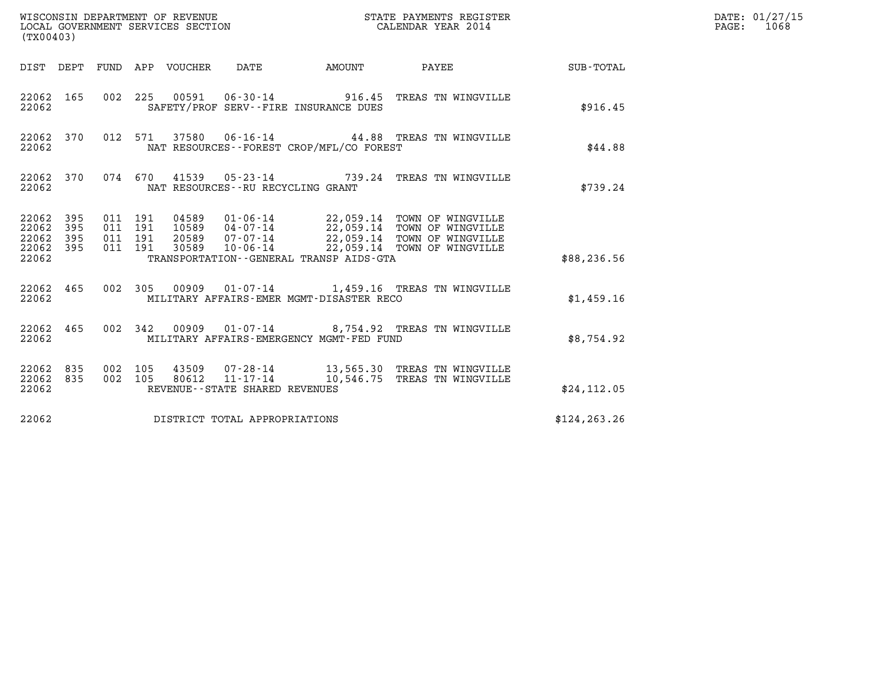WISCONSIN DEPARTMENT OF REVENUE
LOCAL GOVERNMENT SERVICES SECTION
(TX00403)

STATE PAYMENTS REGISTER
CALENDAR YEAR 2014

DATE: 01/27/15
PAGE: 1068

| DIST | DEPT | FUND | APP | VOUCHER | DATE | AMOUNT | PAYEE | SUB-TOTAL |
|---|---|---|---|---|---|---|---|---|
| 22062 | 165 | 002 | 225 | 00591 | 06-30-14 | 916.45 | TREAS TN WINGVILLE | |
| 22062 | | | | | SAFETY/PROF SERV--FIRE INSURANCE DUES | | | $916.45 |
| 22062 | 370 | 012 | 571 | 37580 | 06-16-14 | 44.88 | TREAS TN WINGVILLE | |
| 22062 | | | | | NAT RESOURCES--FOREST CROP/MFL/CO FOREST | | | $44.88 |
| 22062 | 370 | 074 | 670 | 41539 | 05-23-14 | 739.24 | TREAS TN WINGVILLE | |
| 22062 | | | | | NAT RESOURCES--RU RECYCLING GRANT | | | $739.24 |
| 22062 | 395 | 011 | 191 | 04589 | 01-06-14 | 22,059.14 | TOWN OF WINGVILLE | |
| 22062 | 395 | 011 | 191 | 10589 | 04-07-14 | 22,059.14 | TOWN OF WINGVILLE | |
| 22062 | 395 | 011 | 191 | 20589 | 07-07-14 | 22,059.14 | TOWN OF WINGVILLE | |
| 22062 | 395 | 011 | 191 | 30589 | 10-06-14 | 22,059.14 | TOWN OF WINGVILLE | |
| 22062 | | | | | TRANSPORTATION--GENERAL TRANSP AIDS-GTA | | | $88,236.56 |
| 22062 | 465 | 002 | 305 | 00909 | 01-07-14 | 1,459.16 | TREAS TN WINGVILLE | |
| 22062 | | | | | MILITARY AFFAIRS-EMER MGMT-DISASTER RECO | | | $1,459.16 |
| 22062 | 465 | 002 | 342 | 00909 | 01-07-14 | 8,754.92 | TREAS TN WINGVILLE | |
| 22062 | | | | | MILITARY AFFAIRS-EMERGENCY MGMT-FED FUND | | | $8,754.92 |
| 22062 | 835 | 002 | 105 | 43509 | 07-28-14 | 13,565.30 | TREAS TN WINGVILLE | |
| 22062 | 835 | 002 | 105 | 80612 | 11-17-14 | 10,546.75 | TREAS TN WINGVILLE | |
| 22062 | | | | | REVENUE--STATE SHARED REVENUES | | | $24,112.05 |
| 22062 | | | | | DISTRICT TOTAL APPROPRIATIONS | | | $124,263.26 |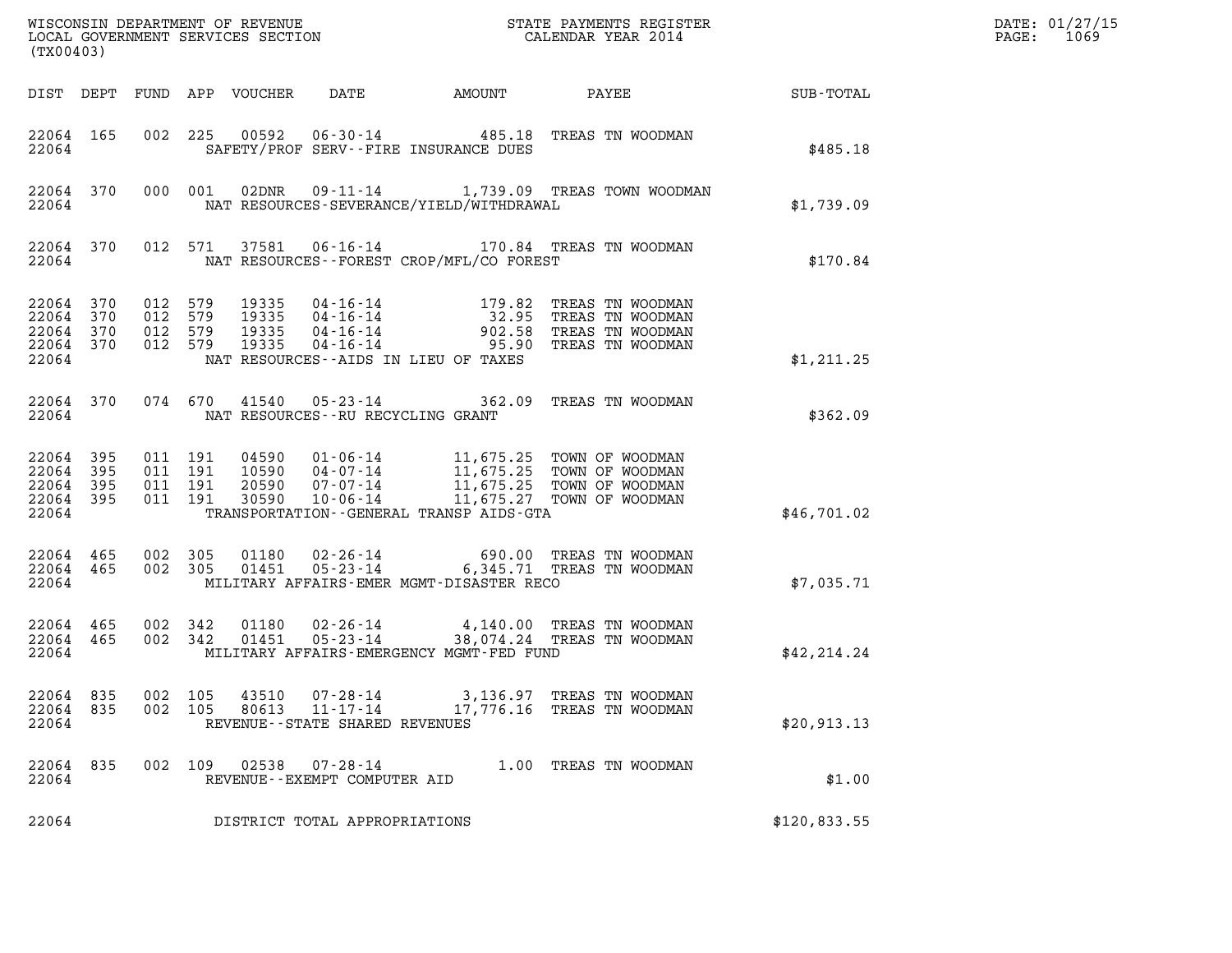WISCONSIN DEPARTMENT OF REVENUE
LOCAL GOVERNMENT SERVICES SECTION
(TX00403)

STATE PAYMENTS REGISTER
CALENDAR YEAR 2014

DATE: 01/27/15
PAGE: 1069

| DIST | DEPT | FUND | APP | VOUCHER | DATE | AMOUNT | PAYEE | SUB-TOTAL |
|---|---|---|---|---|---|---|---|---|
| 22064 | 165 | 002 | 225 | 00592 | 06-30-14 | 485.18 | TREAS TN WOODMAN | |
| 22064 | | | | | SAFETY/PROF SERV--FIRE INSURANCE DUES | | | $485.18 |
| 22064 | 370 | 000 | 001 | 02DNR | 09-11-14 | 1,739.09 | TREAS TOWN WOODMAN | |
| 22064 | | | | | NAT RESOURCES-SEVERANCE/YIELD/WITHDRAWAL | | | $1,739.09 |
| 22064 | 370 | 012 | 571 | 37581 | 06-16-14 | 170.84 | TREAS TN WOODMAN | |
| 22064 | | | | | NAT RESOURCES--FOREST CROP/MFL/CO FOREST | | | $170.84 |
| 22064 | 370 | 012 | 579 | 19335 | 04-16-14 | 179.82 | TREAS TN WOODMAN | |
| 22064 | 370 | 012 | 579 | 19335 | 04-16-14 | 32.95 | TREAS TN WOODMAN | |
| 22064 | 370 | 012 | 579 | 19335 | 04-16-14 | 902.58 | TREAS TN WOODMAN | |
| 22064 | 370 | 012 | 579 | 19335 | 04-16-14 | 95.90 | TREAS TN WOODMAN | |
| 22064 | | | | | NAT RESOURCES--AIDS IN LIEU OF TAXES | | | $1,211.25 |
| 22064 | 370 | 074 | 670 | 41540 | 05-23-14 | 362.09 | TREAS TN WOODMAN | |
| 22064 | | | | | NAT RESOURCES--RU RECYCLING GRANT | | | $362.09 |
| 22064 | 395 | 011 | 191 | 04590 | 01-06-14 | 11,675.25 | TOWN OF WOODMAN | |
| 22064 | 395 | 011 | 191 | 10590 | 04-07-14 | 11,675.25 | TOWN OF WOODMAN | |
| 22064 | 395 | 011 | 191 | 20590 | 07-07-14 | 11,675.25 | TOWN OF WOODMAN | |
| 22064 | 395 | 011 | 191 | 30590 | 10-06-14 | 11,675.27 | TOWN OF WOODMAN | |
| 22064 | | | | | TRANSPORTATION--GENERAL TRANSP AIDS-GTA | | | $46,701.02 |
| 22064 | 465 | 002 | 305 | 01180 | 02-26-14 | 690.00 | TREAS TN WOODMAN | |
| 22064 | 465 | 002 | 305 | 01451 | 05-23-14 | 6,345.71 | TREAS TN WOODMAN | |
| 22064 | | | | | MILITARY AFFAIRS-EMER MGMT-DISASTER RECO | | | $7,035.71 |
| 22064 | 465 | 002 | 342 | 01180 | 02-26-14 | 4,140.00 | TREAS TN WOODMAN | |
| 22064 | 465 | 002 | 342 | 01451 | 05-23-14 | 38,074.24 | TREAS TN WOODMAN | |
| 22064 | | | | | MILITARY AFFAIRS-EMERGENCY MGMT-FED FUND | | | $42,214.24 |
| 22064 | 835 | 002 | 105 | 43510 | 07-28-14 | 3,136.97 | TREAS TN WOODMAN | |
| 22064 | 835 | 002 | 105 | 80613 | 11-17-14 | 17,776.16 | TREAS TN WOODMAN | |
| 22064 | | | | | REVENUE--STATE SHARED REVENUES | | | $20,913.13 |
| 22064 | 835 | 002 | 109 | 02538 | 07-28-14 | 1.00 | TREAS TN WOODMAN | |
| 22064 | | | | | REVENUE--EXEMPT COMPUTER AID | | | $1.00 |
| 22064 | | | | | DISTRICT TOTAL APPROPRIATIONS | | | $120,833.55 |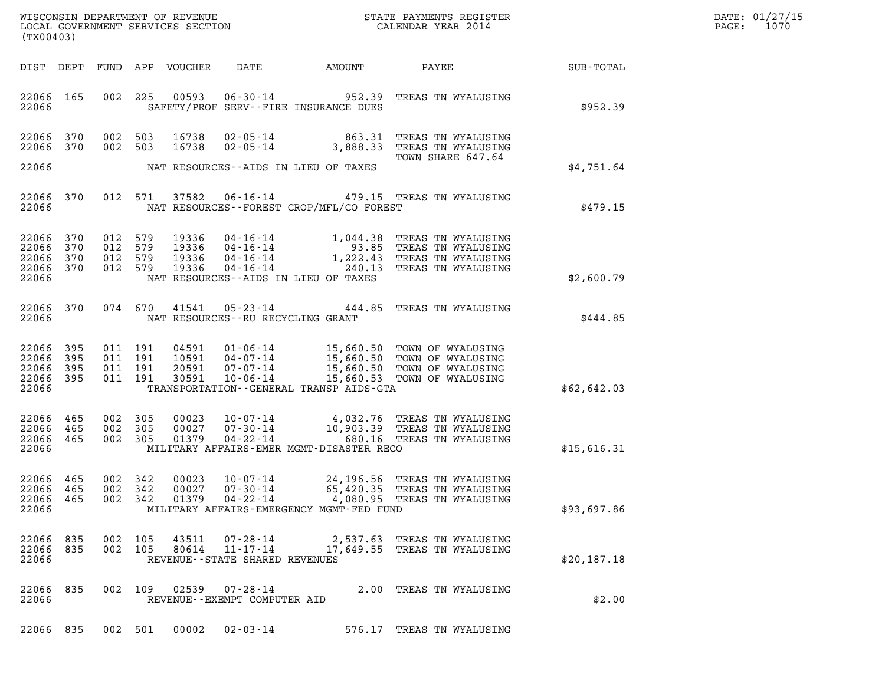WISCONSIN DEPARTMENT OF REVENUE
LOCAL GOVERNMENT SERVICES SECTION
(TX00403)

STATE PAYMENTS REGISTER
CALENDAR YEAR 2014

DATE: 01/27/15

| DIST | DEPT | FUND | APP | VOUCHER | DATE | AMOUNT | PAYEE | SUB-TOTAL |
|---|---|---|---|---|---|---|---|---|
| 22066 | 165 | 002 | 225 | 00593 | 06-30-14 | 952.39 | TREAS TN WYALUSING | |
| 22066 | | | | | SAFETY/PROF SERV--FIRE INSURANCE DUES | | | $952.39 |
| 22066 | 370 | 002 | 503 | 16738 | 02-05-14 | 863.31 | TREAS TN WYALUSING | |
| 22066 | 370 | 002 | 503 | 16738 | 02-05-14 | 3,888.33 | TREAS TN WYALUSING | |
| | | | | | | | TOWN SHARE 647.64 | |
| 22066 | | | | | NAT RESOURCES--AIDS IN LIEU OF TAXES | | | $4,751.64 |
| 22066 | 370 | 012 | 571 | 37582 | 06-16-14 | 479.15 | TREAS TN WYALUSING | |
| 22066 | | | | | NAT RESOURCES--FOREST CROP/MFL/CO FOREST | | | $479.15 |
| 22066 | 370 | 012 | 579 | 19336 | 04-16-14 | 1,044.38 | TREAS TN WYALUSING | |
| 22066 | 370 | 012 | 579 | 19336 | 04-16-14 | 93.85 | TREAS TN WYALUSING | |
| 22066 | 370 | 012 | 579 | 19336 | 04-16-14 | 1,222.43 | TREAS TN WYALUSING | |
| 22066 | 370 | 012 | 579 | 19336 | 04-16-14 | 240.13 | TREAS TN WYALUSING | |
| 22066 | | | | | NAT RESOURCES--AIDS IN LIEU OF TAXES | | | $2,600.79 |
| 22066 | 370 | 074 | 670 | 41541 | 05-23-14 | 444.85 | TREAS TN WYALUSING | |
| 22066 | | | | | NAT RESOURCES--RU RECYCLING GRANT | | | $444.85 |
| 22066 | 395 | 011 | 191 | 04591 | 01-06-14 | 15,660.50 | TOWN OF WYALUSING | |
| 22066 | 395 | 011 | 191 | 10591 | 04-07-14 | 15,660.50 | TOWN OF WYALUSING | |
| 22066 | 395 | 011 | 191 | 20591 | 07-07-14 | 15,660.50 | TOWN OF WYALUSING | |
| 22066 | 395 | 011 | 191 | 30591 | 10-06-14 | 15,660.53 | TOWN OF WYALUSING | |
| 22066 | | | | | TRANSPORTATION--GENERAL TRANSP AIDS-GTA | | | $62,642.03 |
| 22066 | 465 | 002 | 305 | 00023 | 10-07-14 | 4,032.76 | TREAS TN WYALUSING | |
| 22066 | 465 | 002 | 305 | 00027 | 07-30-14 | 10,903.39 | TREAS TN WYALUSING | |
| 22066 | 465 | 002 | 305 | 01379 | 04-22-14 | 680.16 | TREAS TN WYALUSING | |
| 22066 | | | | | MILITARY AFFAIRS-EMER MGMT-DISASTER RECO | | | $15,616.31 |
| 22066 | 465 | 002 | 342 | 00023 | 10-07-14 | 24,196.56 | TREAS TN WYALUSING | |
| 22066 | 465 | 002 | 342 | 00027 | 07-30-14 | 65,420.35 | TREAS TN WYALUSING | |
| 22066 | 465 | 002 | 342 | 01379 | 04-22-14 | 4,080.95 | TREAS TN WYALUSING | |
| 22066 | | | | | MILITARY AFFAIRS-EMERGENCY MGMT-FED FUND | | | $93,697.86 |
| 22066 | 835 | 002 | 105 | 43511 | 07-28-14 | 2,537.63 | TREAS TN WYALUSING | |
| 22066 | 835 | 002 | 105 | 80614 | 11-17-14 | 17,649.55 | TREAS TN WYALUSING | |
| 22066 | | | | | REVENUE--STATE SHARED REVENUES | | | $20,187.18 |
| 22066 | 835 | 002 | 109 | 02539 | 07-28-14 | 2.00 | TREAS TN WYALUSING | |
| 22066 | | | | | REVENUE--EXEMPT COMPUTER AID | | | $2.00 |
| 22066 | 835 | 002 | 501 | 00002 | 02-03-14 | 576.17 | TREAS TN WYALUSING | |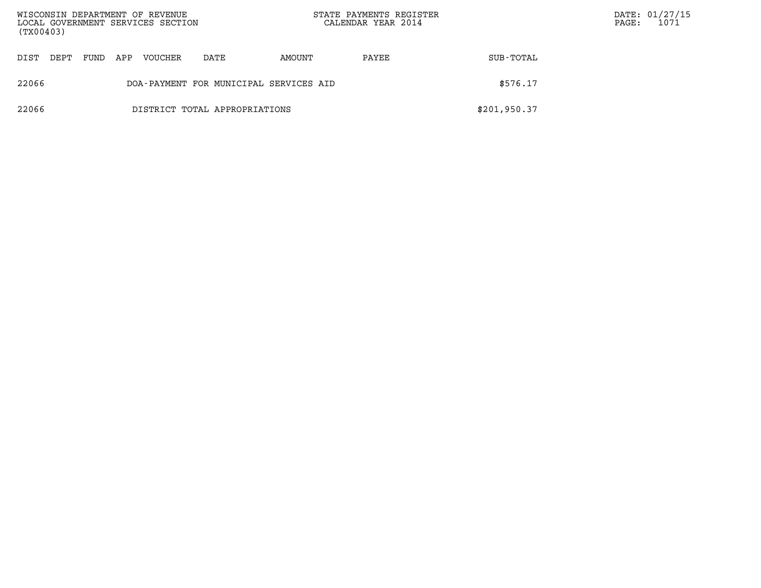| DIST | DEPT | FUND | APP | VOUCHER | DATE | AMOUNT | PAYEE | SUB-TOTAL |
|---|---|---|---|---|---|---|---|---|
| 22066 | | | | DOA-PAYMENT FOR MUNICIPAL SERVICES AID | | | | $576.17 |
| 22066 | | | | DISTRICT TOTAL APPROPRIATIONS | | | | $201,950.37 |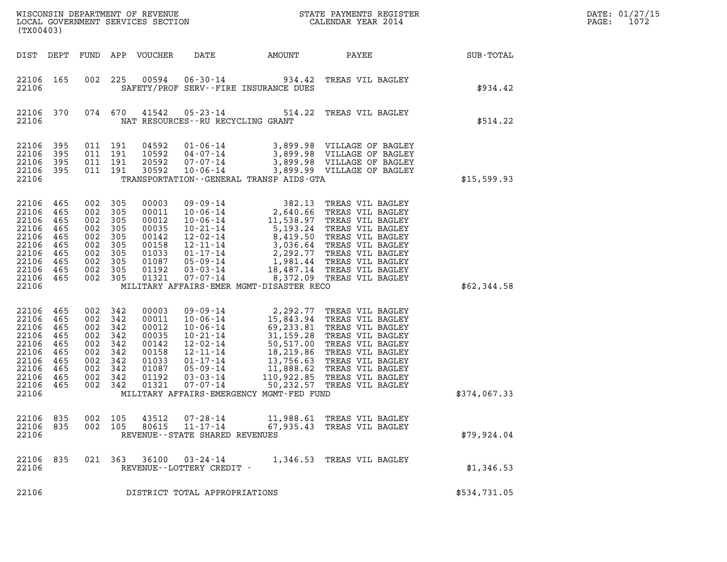WISCONSIN DEPARTMENT OF REVENUE
LOCAL GOVERNMENT SERVICES SECTION
(TX00403)

STATE PAYMENTS REGISTER
CALENDAR YEAR 2014

DATE: 01/27/15
PAGE: 1072

| DIST | DEPT | FUND | APP | VOUCHER | DATE | AMOUNT | PAYEE | SUB-TOTAL |
|---|---|---|---|---|---|---|---|---|
| 22106 | 165 | 002 | 225 | 00594 | 06-30-14 | 934.42 | TREAS VIL BAGLEY | |
| 22106 | | | | | SAFETY/PROF SERV--FIRE INSURANCE DUES | | | $934.42 |
| 22106 | 370 | 074 | 670 | 41542 | 05-23-14 | 514.22 | TREAS VIL BAGLEY | |
| 22106 | | | | | NAT RESOURCES--RU RECYCLING GRANT | | | $514.22 |
| 22106 | 395 | 011 | 191 | 04592 | 01-06-14 | 3,899.98 | VILLAGE OF BAGLEY | |
| 22106 | 395 | 011 | 191 | 10592 | 04-07-14 | 3,899.98 | VILLAGE OF BAGLEY | |
| 22106 | 395 | 011 | 191 | 20592 | 07-07-14 | 3,899.98 | VILLAGE OF BAGLEY | |
| 22106 | 395 | 011 | 191 | 30592 | 10-06-14 | 3,899.99 | VILLAGE OF BAGLEY | |
| 22106 | | | | | TRANSPORTATION--GENERAL TRANSP AIDS-GTA | | | $15,599.93 |
| 22106 | 465 | 002 | 305 | 00003 | 09-09-14 | 382.13 | TREAS VIL BAGLEY | |
| 22106 | 465 | 002 | 305 | 00011 | 10-06-14 | 2,640.66 | TREAS VIL BAGLEY | |
| 22106 | 465 | 002 | 305 | 00012 | 10-06-14 | 11,538.97 | TREAS VIL BAGLEY | |
| 22106 | 465 | 002 | 305 | 00035 | 10-21-14 | 5,193.24 | TREAS VIL BAGLEY | |
| 22106 | 465 | 002 | 305 | 00142 | 12-02-14 | 8,419.50 | TREAS VIL BAGLEY | |
| 22106 | 465 | 002 | 305 | 00158 | 12-11-14 | 3,036.64 | TREAS VIL BAGLEY | |
| 22106 | 465 | 002 | 305 | 01033 | 01-17-14 | 2,292.77 | TREAS VIL BAGLEY | |
| 22106 | 465 | 002 | 305 | 01087 | 05-09-14 | 1,981.44 | TREAS VIL BAGLEY | |
| 22106 | 465 | 002 | 305 | 01192 | 03-03-14 | 18,487.14 | TREAS VIL BAGLEY | |
| 22106 | 465 | 002 | 305 | 01321 | 07-07-14 | 8,372.09 | TREAS VIL BAGLEY | |
| 22106 | | | | | MILITARY AFFAIRS-EMER MGMT-DISASTER RECO | | | $62,344.58 |
| 22106 | 465 | 002 | 342 | 00003 | 09-09-14 | 2,292.77 | TREAS VIL BAGLEY | |
| 22106 | 465 | 002 | 342 | 00011 | 10-06-14 | 15,843.94 | TREAS VIL BAGLEY | |
| 22106 | 465 | 002 | 342 | 00012 | 10-06-14 | 69,233.81 | TREAS VIL BAGLEY | |
| 22106 | 465 | 002 | 342 | 00035 | 10-21-14 | 31,159.28 | TREAS VIL BAGLEY | |
| 22106 | 465 | 002 | 342 | 00142 | 12-02-14 | 50,517.00 | TREAS VIL BAGLEY | |
| 22106 | 465 | 002 | 342 | 00158 | 12-11-14 | 18,219.86 | TREAS VIL BAGLEY | |
| 22106 | 465 | 002 | 342 | 01033 | 01-17-14 | 13,756.63 | TREAS VIL BAGLEY | |
| 22106 | 465 | 002 | 342 | 01087 | 05-09-14 | 11,888.62 | TREAS VIL BAGLEY | |
| 22106 | 465 | 002 | 342 | 01192 | 03-03-14 | 110,922.85 | TREAS VIL BAGLEY | |
| 22106 | 465 | 002 | 342 | 01321 | 07-07-14 | 50,232.57 | TREAS VIL BAGLEY | |
| 22106 | | | | | MILITARY AFFAIRS-EMERGENCY MGMT-FED FUND | | | $374,067.33 |
| 22106 | 835 | 002 | 105 | 43512 | 07-28-14 | 11,988.61 | TREAS VIL BAGLEY | |
| 22106 | 835 | 002 | 105 | 80615 | 11-17-14 | 67,935.43 | TREAS VIL BAGLEY | |
| 22106 | | | | | REVENUE--STATE SHARED REVENUES | | | $79,924.04 |
| 22106 | 835 | 021 | 363 | 36100 | 03-24-14 | 1,346.53 | TREAS VIL BAGLEY | |
| 22106 | | | | | REVENUE--LOTTERY CREDIT - | | | $1,346.53 |
| 22106 | | | | | DISTRICT TOTAL APPROPRIATIONS | | | $534,731.05 |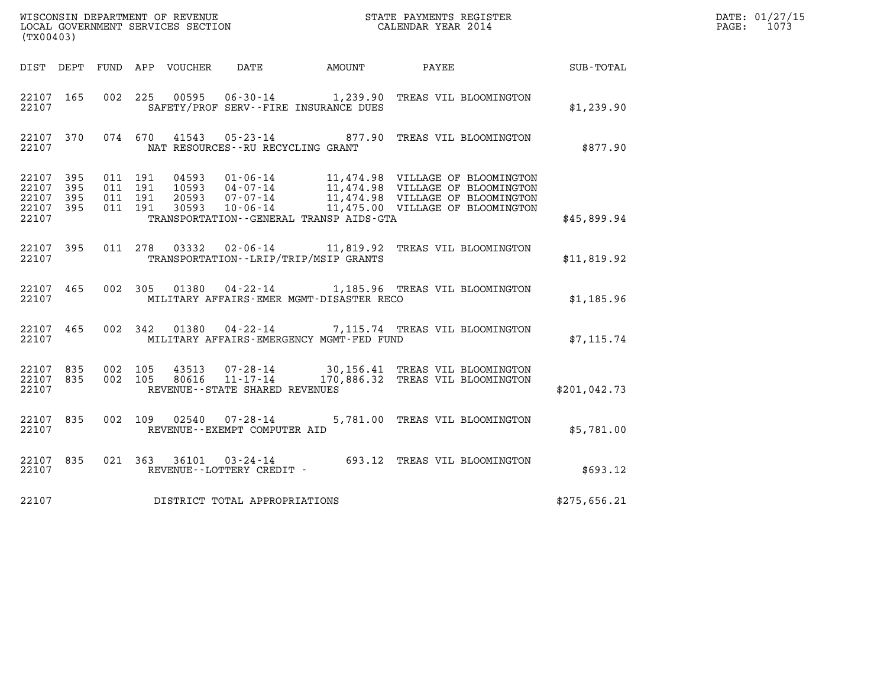WISCONSIN DEPARTMENT OF REVENUE
LOCAL GOVERNMENT SERVICES SECTION
(TX00403)

STATE PAYMENTS REGISTER
CALENDAR YEAR 2014

DATE: 01/27/15
PAGE: 1073

| DIST | DEPT | FUND | APP | VOUCHER | DATE | AMOUNT | PAYEE | SUB-TOTAL |
|---|---|---|---|---|---|---|---|---|
| 22107 | 165 | 002 | 225 | 00595 | 06-30-14 | 1,239.90 | TREAS VIL BLOOMINGTON | |
| 22107 | | | | | SAFETY/PROF SERV--FIRE INSURANCE DUES | | | $1,239.90 |
| 22107 | 370 | 074 | 670 | 41543 | 05-23-14 | 877.90 | TREAS VIL BLOOMINGTON | |
| 22107 | | | | | NAT RESOURCES--RU RECYCLING GRANT | | | $877.90 |
| 22107 | 395 | 011 | 191 | 04593 | 01-06-14 | 11,474.98 | VILLAGE OF BLOOMINGTON | |
| 22107 | 395 | 011 | 191 | 10593 | 04-07-14 | 11,474.98 | VILLAGE OF BLOOMINGTON | |
| 22107 | 395 | 011 | 191 | 20593 | 07-07-14 | 11,474.98 | VILLAGE OF BLOOMINGTON | |
| 22107 | 395 | 011 | 191 | 30593 | 10-06-14 | 11,475.00 | VILLAGE OF BLOOMINGTON | |
| 22107 | | | | | TRANSPORTATION--GENERAL TRANSP AIDS-GTA | | | $45,899.94 |
| 22107 | 395 | 011 | 278 | 03332 | 02-06-14 | 11,819.92 | TREAS VIL BLOOMINGTON | |
| 22107 | | | | | TRANSPORTATION--LRIP/TRIP/MSIP GRANTS | | | $11,819.92 |
| 22107 | 465 | 002 | 305 | 01380 | 04-22-14 | 1,185.96 | TREAS VIL BLOOMINGTON | |
| 22107 | | | | | MILITARY AFFAIRS-EMER MGMT-DISASTER RECO | | | $1,185.96 |
| 22107 | 465 | 002 | 342 | 01380 | 04-22-14 | 7,115.74 | TREAS VIL BLOOMINGTON | |
| 22107 | | | | | MILITARY AFFAIRS-EMERGENCY MGMT-FED FUND | | | $7,115.74 |
| 22107 | 835 | 002 | 105 | 43513 | 07-28-14 | 30,156.41 | TREAS VIL BLOOMINGTON | |
| 22107 | 835 | 002 | 105 | 80616 | 11-17-14 | 170,886.32 | TREAS VIL BLOOMINGTON | |
| 22107 | | | | | REVENUE--STATE SHARED REVENUES | | | $201,042.73 |
| 22107 | 835 | 002 | 109 | 02540 | 07-28-14 | 5,781.00 | TREAS VIL BLOOMINGTON | |
| 22107 | | | | | REVENUE--EXEMPT COMPUTER AID | | | $5,781.00 |
| 22107 | 835 | 021 | 363 | 36101 | 03-24-14 | 693.12 | TREAS VIL BLOOMINGTON | |
| 22107 | | | | | REVENUE--LOTTERY CREDIT - | | | $693.12 |
| 22107 | | | | | DISTRICT TOTAL APPROPRIATIONS | | | $275,656.21 |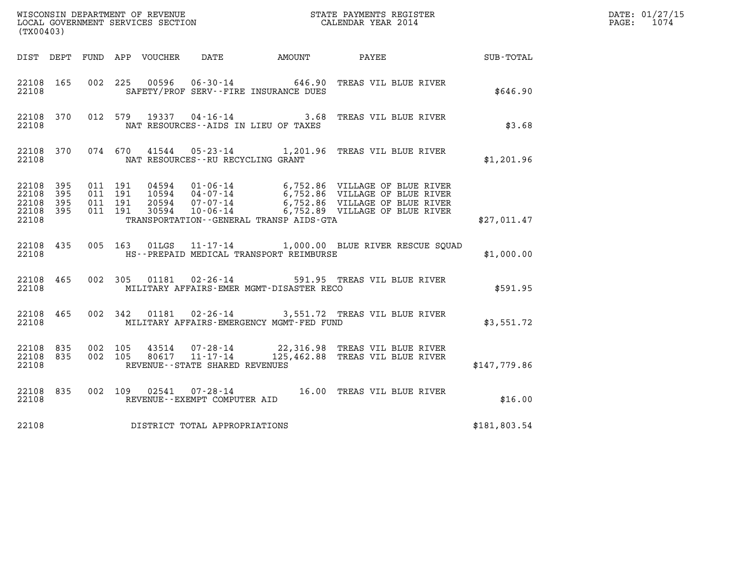WISCONSIN DEPARTMENT OF REVENUE
LOCAL GOVERNMENT SERVICES SECTION
(TX00403)

STATE PAYMENTS REGISTER
CALENDAR YEAR 2014

DATE: 01/27/15

| DIST | DEPT | FUND | APP | VOUCHER | DATE | AMOUNT | PAYEE | SUB-TOTAL |
|---|---|---|---|---|---|---|---|---|
| 22108 | 165 | 002 | 225 | 00596 | 06-30-14 | 646.90 | TREAS VIL BLUE RIVER | |
| 22108 | | | | SAFETY/PROF SERV--FIRE INSURANCE DUES | | | | $646.90 |
| 22108 | 370 | 012 | 579 | 19337 | 04-16-14 | 3.68 | TREAS VIL BLUE RIVER | |
| 22108 | | | | NAT RESOURCES--AIDS IN LIEU OF TAXES | | | | $3.68 |
| 22108 | 370 | 074 | 670 | 41544 | 05-23-14 | 1,201.96 | TREAS VIL BLUE RIVER | |
| 22108 | | | | NAT RESOURCES--RU RECYCLING GRANT | | | | $1,201.96 |
| 22108 | 395 | 011 | 191 | 04594 | 01-06-14 | 6,752.86 | VILLAGE OF BLUE RIVER | |
| 22108 | 395 | 011 | 191 | 10594 | 04-07-14 | 6,752.86 | VILLAGE OF BLUE RIVER | |
| 22108 | 395 | 011 | 191 | 20594 | 07-07-14 | 6,752.86 | VILLAGE OF BLUE RIVER | |
| 22108 | 395 | 011 | 191 | 30594 | 10-06-14 | 6,752.89 | VILLAGE OF BLUE RIVER | |
| 22108 | | | | TRANSPORTATION--GENERAL TRANSP AIDS-GTA | | | | $27,011.47 |
| 22108 | 435 | 005 | 163 | 01LGS | 11-17-14 | 1,000.00 | BLUE RIVER RESCUE SQUAD | |
| 22108 | | | | HS--PREPAID MEDICAL TRANSPORT REIMBURSE | | | | $1,000.00 |
| 22108 | 465 | 002 | 305 | 01181 | 02-26-14 | 591.95 | TREAS VIL BLUE RIVER | |
| 22108 | | | | MILITARY AFFAIRS-EMER MGMT-DISASTER RECO | | | | $591.95 |
| 22108 | 465 | 002 | 342 | 01181 | 02-26-14 | 3,551.72 | TREAS VIL BLUE RIVER | |
| 22108 | | | | MILITARY AFFAIRS-EMERGENCY MGMT-FED FUND | | | | $3,551.72 |
| 22108 | 835 | 002 | 105 | 43514 | 07-28-14 | 22,316.98 | TREAS VIL BLUE RIVER | |
| 22108 | 835 | 002 | 105 | 80617 | 11-17-14 | 125,462.88 | TREAS VIL BLUE RIVER | |
| 22108 | | | | REVENUE--STATE SHARED REVENUES | | | | $147,779.86 |
| 22108 | 835 | 002 | 109 | 02541 | 07-28-14 | 16.00 | TREAS VIL BLUE RIVER | |
| 22108 | | | | REVENUE--EXEMPT COMPUTER AID | | | | $16.00 |
| 22108 | | | | DISTRICT TOTAL APPROPRIATIONS | | | | $181,803.54 |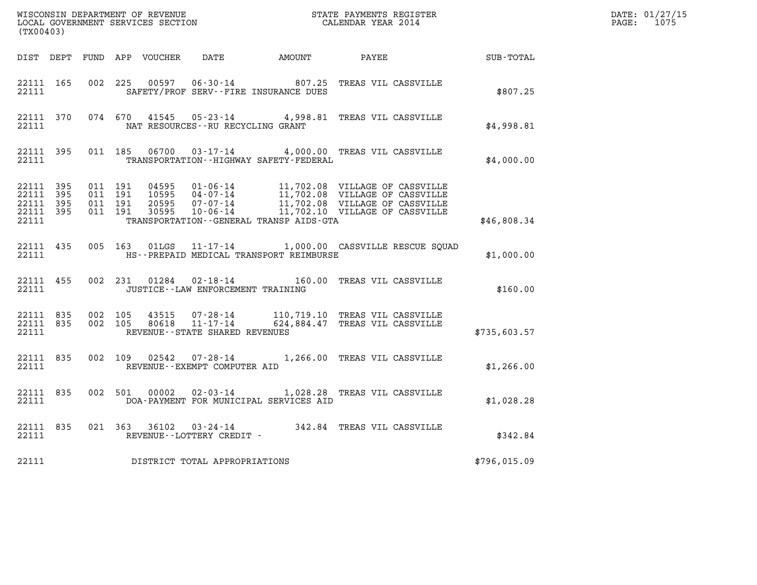WISCONSIN DEPARTMENT OF REVENUE
LOCAL GOVERNMENT SERVICES SECTION
(TX00403)

STATE PAYMENTS REGISTER
CALENDAR YEAR 2014

DATE: 01/27/15

| DIST | DEPT | FUND | APP | VOUCHER | DATE | AMOUNT | PAYEE | SUB-TOTAL |
|---|---|---|---|---|---|---|---|---|
| 22111 | 165 | 002 | 225 | 00597 | 06-30-14 | 807.25 | TREAS VIL CASSVILLE | |
| 22111 | | | | SAFETY/PROF SERV--FIRE INSURANCE DUES | | | | $807.25 |
| 22111 | 370 | 074 | 670 | 41545 | 05-23-14 | 4,998.81 | TREAS VIL CASSVILLE | |
| 22111 | | | | NAT RESOURCES--RU RECYCLING GRANT | | | | $4,998.81 |
| 22111 | 395 | 011 | 185 | 06700 | 03-17-14 | 4,000.00 | TREAS VIL CASSVILLE | |
| 22111 | | | | TRANSPORTATION--HIGHWAY SAFETY-FEDERAL | | | | $4,000.00 |
| 22111 | 395 | 011 | 191 | 04595 | 01-06-14 | 11,702.08 | VILLAGE OF CASSVILLE | |
| 22111 | 395 | 011 | 191 | 10595 | 04-07-14 | 11,702.08 | VILLAGE OF CASSVILLE | |
| 22111 | 395 | 011 | 191 | 20595 | 07-07-14 | 11,702.08 | VILLAGE OF CASSVILLE | |
| 22111 | 395 | 011 | 191 | 30595 | 10-06-14 | 11,702.10 | VILLAGE OF CASSVILLE | |
| 22111 | | | | TRANSPORTATION--GENERAL TRANSP AIDS-GTA | | | | $46,808.34 |
| 22111 | 435 | 005 | 163 | 01LGS | 11-17-14 | 1,000.00 | CASSVILLE RESCUE SQUAD | |
| 22111 | | | | HS--PREPAID MEDICAL TRANSPORT REIMBURSE | | | | $1,000.00 |
| 22111 | 455 | 002 | 231 | 01284 | 02-18-14 | 160.00 | TREAS VIL CASSVILLE | |
| 22111 | | | | JUSTICE--LAW ENFORCEMENT TRAINING | | | | $160.00 |
| 22111 | 835 | 002 | 105 | 43515 | 07-28-14 | 110,719.10 | TREAS VIL CASSVILLE | |
| 22111 | 835 | 002 | 105 | 80618 | 11-17-14 | 624,884.47 | TREAS VIL CASSVILLE | |
| 22111 | | | | REVENUE--STATE SHARED REVENUES | | | | $735,603.57 |
| 22111 | 835 | 002 | 109 | 02542 | 07-28-14 | 1,266.00 | TREAS VIL CASSVILLE | |
| 22111 | | | | REVENUE--EXEMPT COMPUTER AID | | | | $1,266.00 |
| 22111 | 835 | 002 | 501 | 00002 | 02-03-14 | 1,028.28 | TREAS VIL CASSVILLE | |
| 22111 | | | | DOA-PAYMENT FOR MUNICIPAL SERVICES AID | | | | $1,028.28 |
| 22111 | 835 | 021 | 363 | 36102 | 03-24-14 | 342.84 | TREAS VIL CASSVILLE | |
| 22111 | | | | REVENUE--LOTTERY CREDIT - | | | | $342.84 |
| 22111 | | | | DISTRICT TOTAL APPROPRIATIONS | | | | $796,015.09 |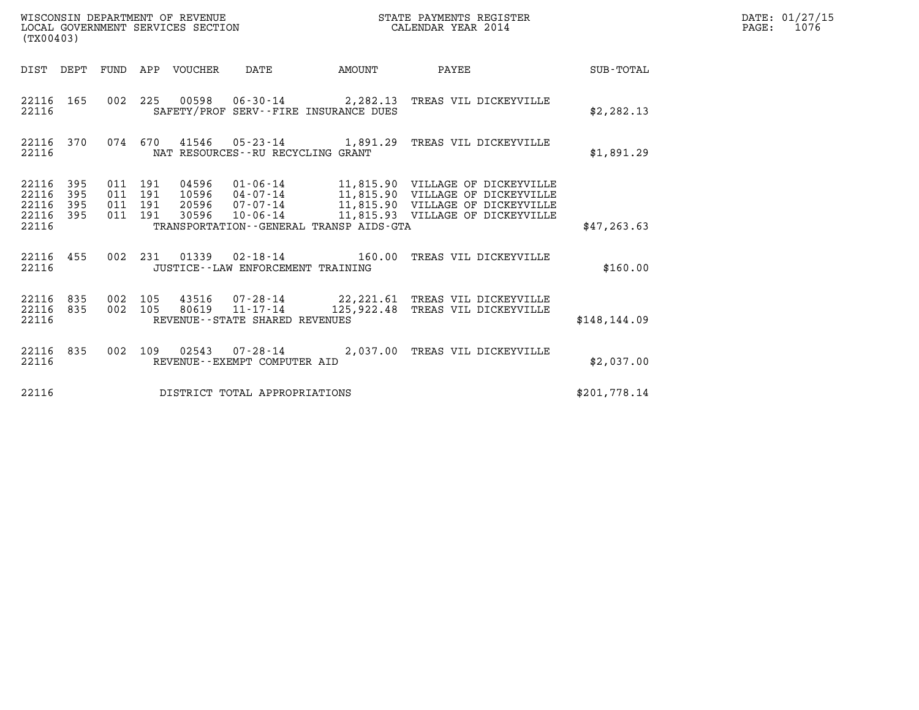WISCONSIN DEPARTMENT OF REVENUE
LOCAL GOVERNMENT SERVICES SECTION
(TX00403)

STATE PAYMENTS REGISTER
CALENDAR YEAR 2014

DATE: 01/27/15
PAGE: 1076

| DIST | DEPT | FUND | APP | VOUCHER | DATE | AMOUNT | PAYEE | SUB-TOTAL |
|---|---|---|---|---|---|---|---|---|
| 22116 | 165 | 002 | 225 | 00598 | 06-30-14 | 2,282.13 | TREAS VIL DICKEYVILLE | |
| 22116 | | | | SAFETY/PROF SERV--FIRE INSURANCE DUES | | | | $2,282.13 |
| 22116 | 370 | 074 | 670 | 41546 | 05-23-14 | 1,891.29 | TREAS VIL DICKEYVILLE | |
| 22116 | | | | NAT RESOURCES--RU RECYCLING GRANT | | | | $1,891.29 |
| 22116 | 395 | 011 | 191 | 04596 | 01-06-14 | 11,815.90 | VILLAGE OF DICKEYVILLE | |
| 22116 | 395 | 011 | 191 | 10596 | 04-07-14 | 11,815.90 | VILLAGE OF DICKEYVILLE | |
| 22116 | 395 | 011 | 191 | 20596 | 07-07-14 | 11,815.90 | VILLAGE OF DICKEYVILLE | |
| 22116 | 395 | 011 | 191 | 30596 | 10-06-14 | 11,815.93 | VILLAGE OF DICKEYVILLE | |
| 22116 | | | | TRANSPORTATION--GENERAL TRANSP AIDS-GTA | | | | $47,263.63 |
| 22116 | 455 | 002 | 231 | 01339 | 02-18-14 | 160.00 | TREAS VIL DICKEYVILLE | |
| 22116 | | | | JUSTICE--LAW ENFORCEMENT TRAINING | | | | $160.00 |
| 22116 | 835 | 002 | 105 | 43516 | 07-28-14 | 22,221.61 | TREAS VIL DICKEYVILLE | |
| 22116 | 835 | 002 | 105 | 80619 | 11-17-14 | 125,922.48 | TREAS VIL DICKEYVILLE | |
| 22116 | | | | REVENUE--STATE SHARED REVENUES | | | | $148,144.09 |
| 22116 | 835 | 002 | 109 | 02543 | 07-28-14 | 2,037.00 | TREAS VIL DICKEYVILLE | |
| 22116 | | | | REVENUE--EXEMPT COMPUTER AID | | | | $2,037.00 |
| 22116 | | | | DISTRICT TOTAL APPROPRIATIONS | | | | $201,778.14 |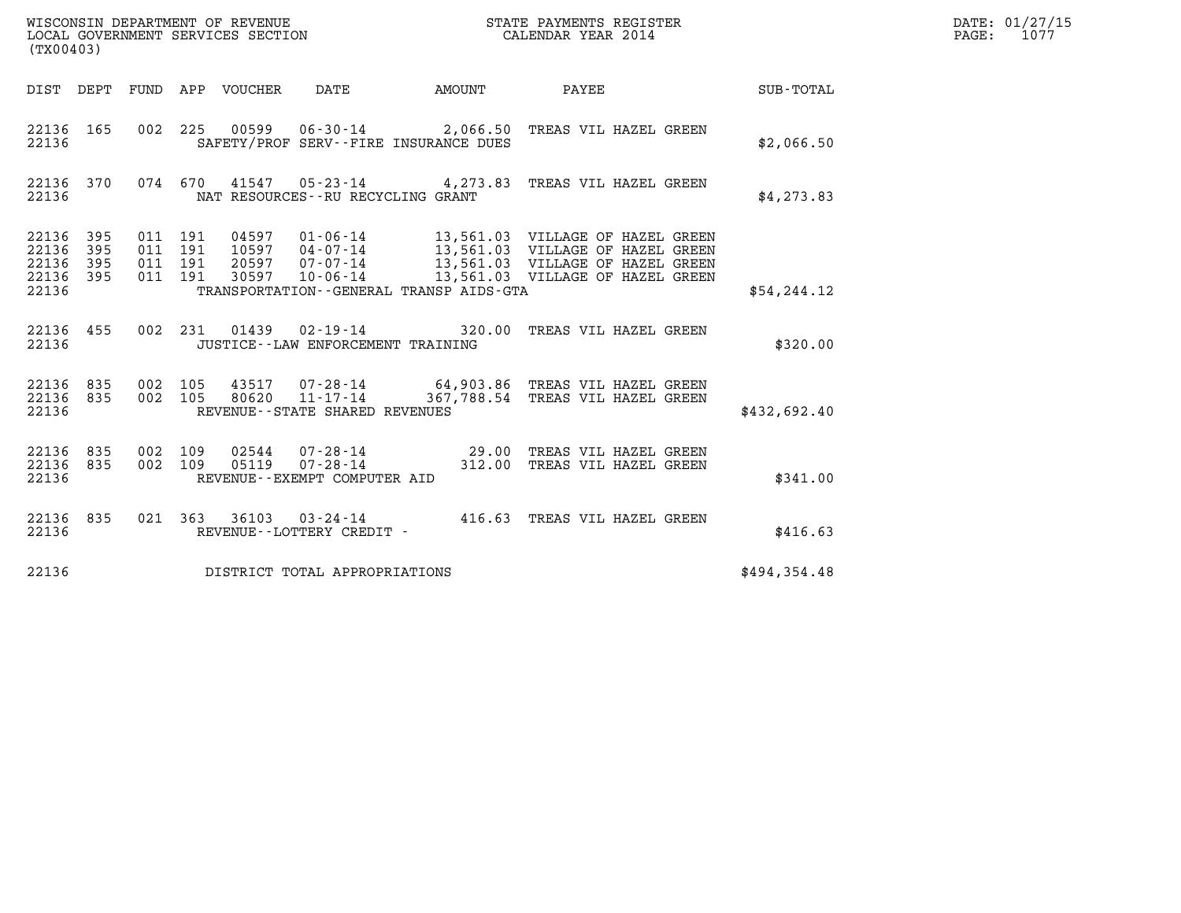WISCONSIN DEPARTMENT OF REVENUE
LOCAL GOVERNMENT SERVICES SECTION
(TX00403)

STATE PAYMENTS REGISTER
CALENDAR YEAR 2014

DATE: 01/27/15
PAGE: 1077

| DIST | DEPT | FUND | APP | VOUCHER | DATE | AMOUNT | PAYEE | SUB-TOTAL |
|---|---|---|---|---|---|---|---|---|
| 22136 | 165 | 002 | 225 | 00599 | 06-30-14 | 2,066.50 | TREAS VIL HAZEL GREEN | |
| 22136 | | | | | SAFETY/PROF SERV--FIRE INSURANCE DUES | | | $2,066.50 |
| 22136 | 370 | 074 | 670 | 41547 | 05-23-14 | 4,273.83 | TREAS VIL HAZEL GREEN | |
| 22136 | | | | | NAT RESOURCES--RU RECYCLING GRANT | | | $4,273.83 |
| 22136 | 395 | 011 | 191 | 04597 | 01-06-14 | 13,561.03 | VILLAGE OF HAZEL GREEN | |
| 22136 | 395 | 011 | 191 | 10597 | 04-07-14 | 13,561.03 | VILLAGE OF HAZEL GREEN | |
| 22136 | 395 | 011 | 191 | 20597 | 07-07-14 | 13,561.03 | VILLAGE OF HAZEL GREEN | |
| 22136 | 395 | 011 | 191 | 30597 | 10-06-14 | 13,561.03 | VILLAGE OF HAZEL GREEN | |
| 22136 | | | | | TRANSPORTATION--GENERAL TRANSP AIDS-GTA | | | $54,244.12 |
| 22136 | 455 | 002 | 231 | 01439 | 02-19-14 | 320.00 | TREAS VIL HAZEL GREEN | |
| 22136 | | | | | JUSTICE--LAW ENFORCEMENT TRAINING | | | $320.00 |
| 22136 | 835 | 002 | 105 | 43517 | 07-28-14 | 64,903.86 | TREAS VIL HAZEL GREEN | |
| 22136 | 835 | 002 | 105 | 80620 | 11-17-14 | 367,788.54 | TREAS VIL HAZEL GREEN | |
| 22136 | | | | | REVENUE--STATE SHARED REVENUES | | | $432,692.40 |
| 22136 | 835 | 002 | 109 | 02544 | 07-28-14 | 29.00 | TREAS VIL HAZEL GREEN | |
| 22136 | 835 | 002 | 109 | 05119 | 07-28-14 | 312.00 | TREAS VIL HAZEL GREEN | |
| 22136 | | | | | REVENUE--EXEMPT COMPUTER AID | | | $341.00 |
| 22136 | 835 | 021 | 363 | 36103 | 03-24-14 | 416.63 | TREAS VIL HAZEL GREEN | |
| 22136 | | | | | REVENUE--LOTTERY CREDIT - | | | $416.63 |
| 22136 | | | | | DISTRICT TOTAL APPROPRIATIONS | | | $494,354.48 |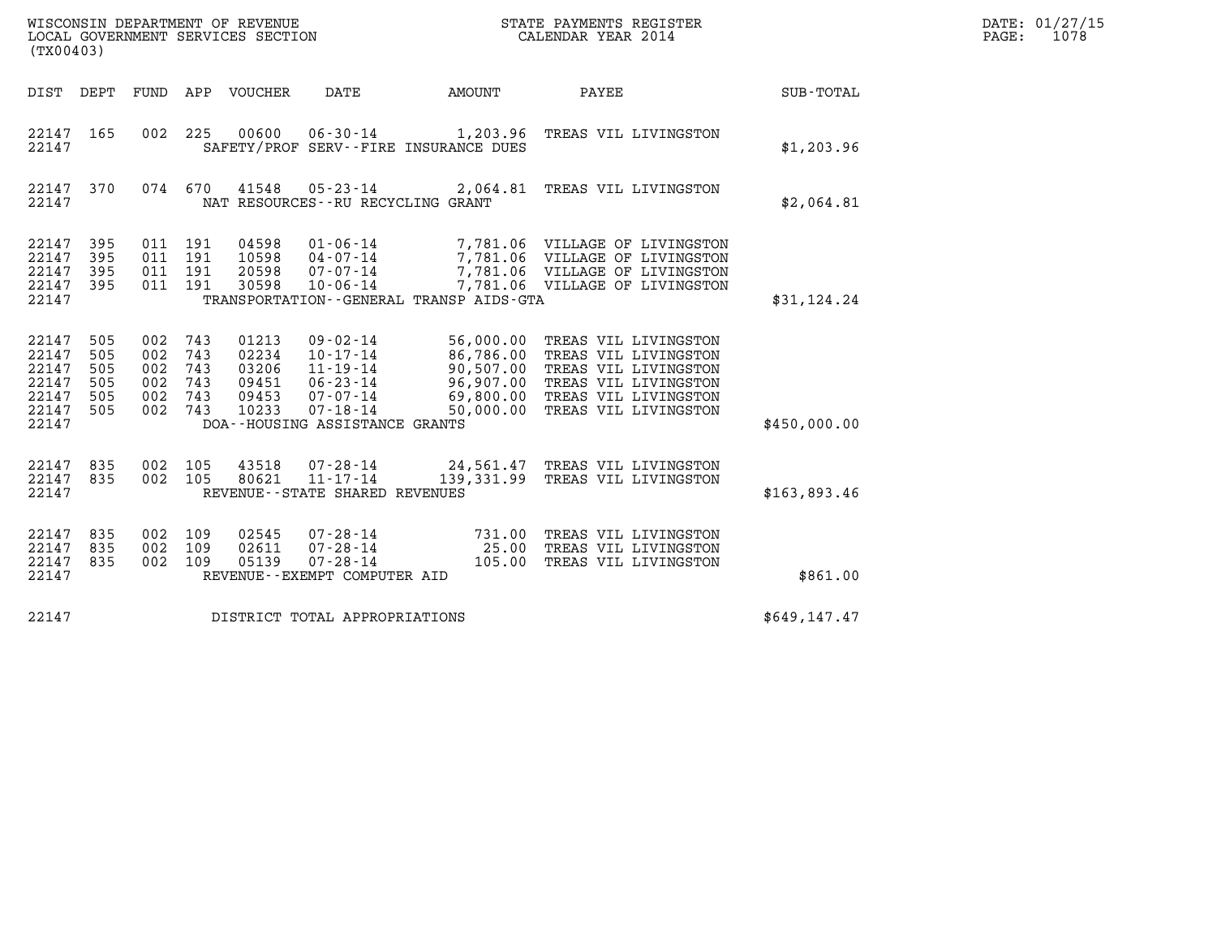WISCONSIN DEPARTMENT OF REVENUE
LOCAL GOVERNMENT SERVICES SECTION
(TX00403)

STATE PAYMENTS REGISTER
CALENDAR YEAR 2014

DATE: 01/27/15
PAGE: 1078

| DIST | DEPT | FUND | APP | VOUCHER | DATE | AMOUNT | PAYEE | SUB-TOTAL |
|---|---|---|---|---|---|---|---|---|
| 22147 | 165 | 002 | 225 | 00600 | 06-30-14 | 1,203.96 | TREAS VIL LIVINGSTON | |
| 22147 | | | | | SAFETY/PROF SERV--FIRE INSURANCE DUES | | | $1,203.96 |
| 22147 | 370 | 074 | 670 | 41548 | 05-23-14 | 2,064.81 | TREAS VIL LIVINGSTON | |
| 22147 | | | | | NAT RESOURCES--RU RECYCLING GRANT | | | $2,064.81 |
| 22147 | 395 | 011 | 191 | 04598 | 01-06-14 | 7,781.06 | VILLAGE OF LIVINGSTON | |
| 22147 | 395 | 011 | 191 | 10598 | 04-07-14 | 7,781.06 | VILLAGE OF LIVINGSTON | |
| 22147 | 395 | 011 | 191 | 20598 | 07-07-14 | 7,781.06 | VILLAGE OF LIVINGSTON | |
| 22147 | 395 | 011 | 191 | 30598 | 10-06-14 | 7,781.06 | VILLAGE OF LIVINGSTON | |
| 22147 | | | | | TRANSPORTATION--GENERAL TRANSP AIDS-GTA | | | $31,124.24 |
| 22147 | 505 | 002 | 743 | 01213 | 09-02-14 | 56,000.00 | TREAS VIL LIVINGSTON | |
| 22147 | 505 | 002 | 743 | 02234 | 10-17-14 | 86,786.00 | TREAS VIL LIVINGSTON | |
| 22147 | 505 | 002 | 743 | 03206 | 11-19-14 | 90,507.00 | TREAS VIL LIVINGSTON | |
| 22147 | 505 | 002 | 743 | 09451 | 06-23-14 | 96,907.00 | TREAS VIL LIVINGSTON | |
| 22147 | 505 | 002 | 743 | 09453 | 07-07-14 | 69,800.00 | TREAS VIL LIVINGSTON | |
| 22147 | 505 | 002 | 743 | 10233 | 07-18-14 | 50,000.00 | TREAS VIL LIVINGSTON | |
| 22147 | | | | | DOA--HOUSING ASSISTANCE GRANTS | | | $450,000.00 |
| 22147 | 835 | 002 | 105 | 43518 | 07-28-14 | 24,561.47 | TREAS VIL LIVINGSTON | |
| 22147 | 835 | 002 | 105 | 80621 | 11-17-14 | 139,331.99 | TREAS VIL LIVINGSTON | |
| 22147 | | | | | REVENUE--STATE SHARED REVENUES | | | $163,893.46 |
| 22147 | 835 | 002 | 109 | 02545 | 07-28-14 | 731.00 | TREAS VIL LIVINGSTON | |
| 22147 | 835 | 002 | 109 | 02611 | 07-28-14 | 25.00 | TREAS VIL LIVINGSTON | |
| 22147 | 835 | 002 | 109 | 05139 | 07-28-14 | 105.00 | TREAS VIL LIVINGSTON | |
| 22147 | | | | | REVENUE--EXEMPT COMPUTER AID | | | $861.00 |
| 22147 | | | | | DISTRICT TOTAL APPROPRIATIONS | | | $649,147.47 |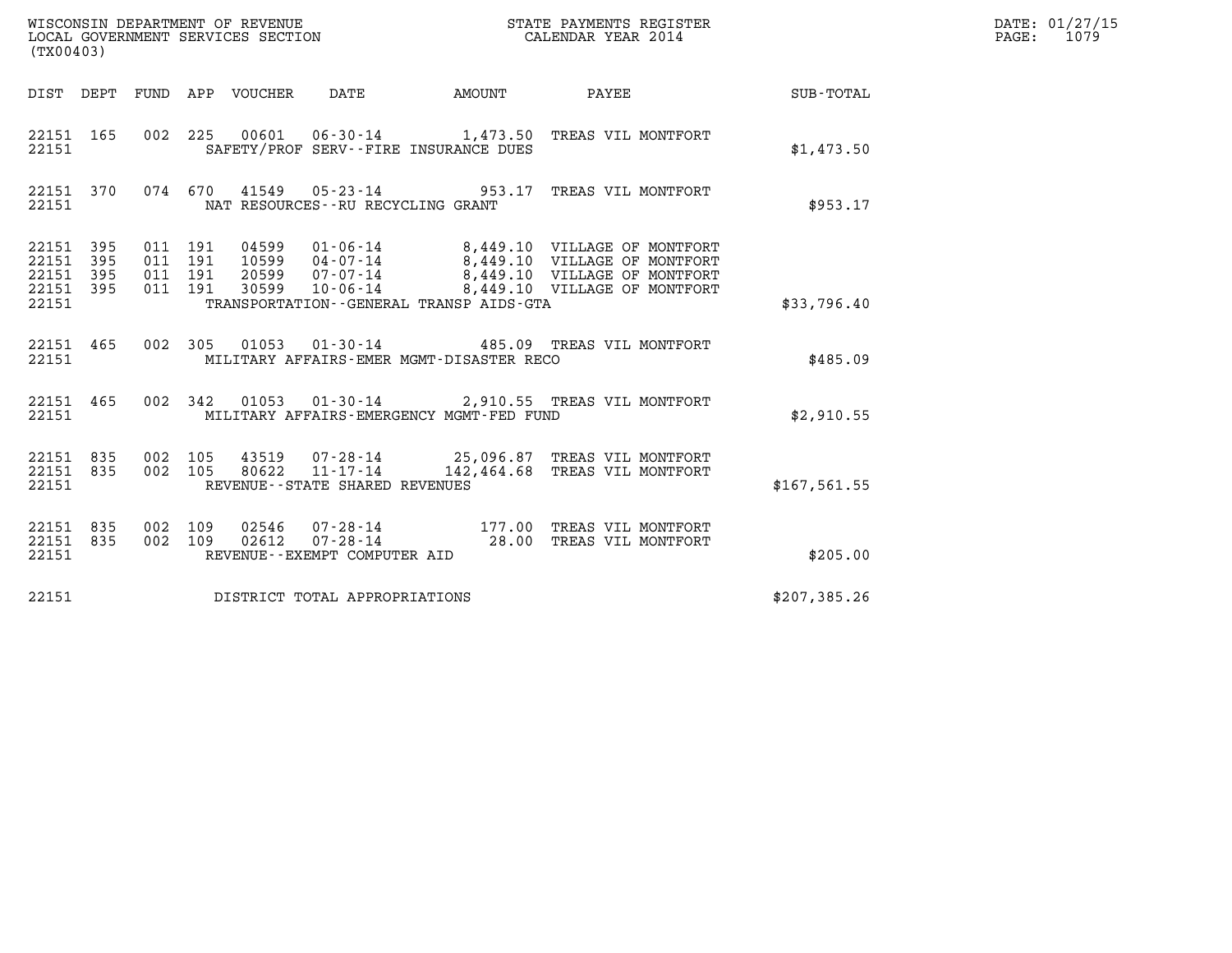WISCONSIN DEPARTMENT OF REVENUE
LOCAL GOVERNMENT SERVICES SECTION
(TX00403)

STATE PAYMENTS REGISTER
CALENDAR YEAR 2014

DATE: 01/27/15
PAGE: 1079

| DIST | DEPT | FUND | APP | VOUCHER | DATE | AMOUNT | PAYEE | SUB-TOTAL |
|---|---|---|---|---|---|---|---|---|
| 22151 | 165 | 002 | 225 | 00601 | 06-30-14 | 1,473.50 | TREAS VIL MONTFORT | |
| 22151 | | | | SAFETY/PROF SERV--FIRE INSURANCE DUES | | | | $1,473.50 |
| 22151 | 370 | 074 | 670 | 41549 | 05-23-14 | 953.17 | TREAS VIL MONTFORT | |
| 22151 | | | | NAT RESOURCES--RU RECYCLING GRANT | | | | $953.17 |
| 22151 | 395 | 011 | 191 | 04599 | 01-06-14 | 8,449.10 | VILLAGE OF MONTFORT | |
| 22151 | 395 | 011 | 191 | 10599 | 04-07-14 | 8,449.10 | VILLAGE OF MONTFORT | |
| 22151 | 395 | 011 | 191 | 20599 | 07-07-14 | 8,449.10 | VILLAGE OF MONTFORT | |
| 22151 | 395 | 011 | 191 | 30599 | 10-06-14 | 8,449.10 | VILLAGE OF MONTFORT | |
| 22151 | | | | TRANSPORTATION--GENERAL TRANSP AIDS-GTA | | | | $33,796.40 |
| 22151 | 465 | 002 | 305 | 01053 | 01-30-14 | 485.09 | TREAS VIL MONTFORT | |
| 22151 | | | | MILITARY AFFAIRS-EMER MGMT-DISASTER RECO | | | | $485.09 |
| 22151 | 465 | 002 | 342 | 01053 | 01-30-14 | 2,910.55 | TREAS VIL MONTFORT | |
| 22151 | | | | MILITARY AFFAIRS-EMERGENCY MGMT-FED FUND | | | | $2,910.55 |
| 22151 | 835 | 002 | 105 | 43519 | 07-28-14 | 25,096.87 | TREAS VIL MONTFORT | |
| 22151 | 835 | 002 | 105 | 80622 | 11-17-14 | 142,464.68 | TREAS VIL MONTFORT | |
| 22151 | | | | REVENUE--STATE SHARED REVENUES | | | | $167,561.55 |
| 22151 | 835 | 002 | 109 | 02546 | 07-28-14 | 177.00 | TREAS VIL MONTFORT | |
| 22151 | 835 | 002 | 109 | 02612 | 07-28-14 | 28.00 | TREAS VIL MONTFORT | |
| 22151 | | | | REVENUE--EXEMPT COMPUTER AID | | | | $205.00 |
| 22151 | | | | DISTRICT TOTAL APPROPRIATIONS | | | | $207,385.26 |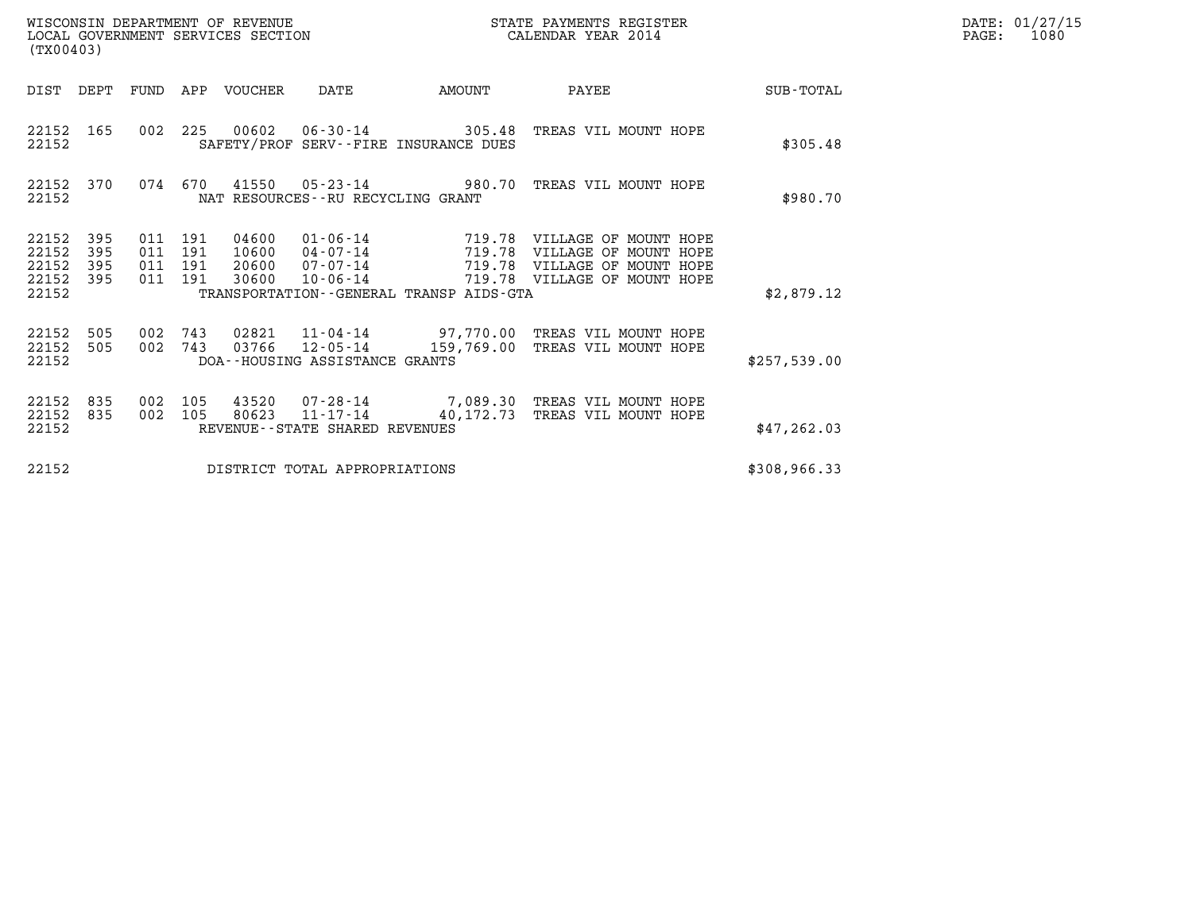WISCONSIN DEPARTMENT OF REVENUE
LOCAL GOVERNMENT SERVICES SECTION
(TX00403)

STATE PAYMENTS REGISTER
CALENDAR YEAR 2014

DATE: 01/27/15
PAGE: 1080

| DIST | DEPT | FUND | APP | VOUCHER | DATE | AMOUNT | PAYEE | SUB-TOTAL |
|---|---|---|---|---|---|---|---|---|
| 22152 | 165 | 002 | 225 | 00602 | 06-30-14 | 305.48 | TREAS VIL MOUNT HOPE | |
| 22152 | | | | | SAFETY/PROF SERV--FIRE INSURANCE DUES | | | $305.48 |
| 22152 | 370 | 074 | 670 | 41550 | 05-23-14 | 980.70 | TREAS VIL MOUNT HOPE | |
| 22152 | | | | | NAT RESOURCES--RU RECYCLING GRANT | | | $980.70 |
| 22152 | 395 | 011 | 191 | 04600 | 01-06-14 | 719.78 | VILLAGE OF MOUNT HOPE | |
| 22152 | 395 | 011 | 191 | 10600 | 04-07-14 | 719.78 | VILLAGE OF MOUNT HOPE | |
| 22152 | 395 | 011 | 191 | 20600 | 07-07-14 | 719.78 | VILLAGE OF MOUNT HOPE | |
| 22152 | 395 | 011 | 191 | 30600 | 10-06-14 | 719.78 | VILLAGE OF MOUNT HOPE | |
| 22152 | | | | | TRANSPORTATION--GENERAL TRANSP AIDS-GTA | | | $2,879.12 |
| 22152 | 505 | 002 | 743 | 02821 | 11-04-14 | 97,770.00 | TREAS VIL MOUNT HOPE | |
| 22152 | 505 | 002 | 743 | 03766 | 12-05-14 | 159,769.00 | TREAS VIL MOUNT HOPE | |
| 22152 | | | | | DOA--HOUSING ASSISTANCE GRANTS | | | $257,539.00 |
| 22152 | 835 | 002 | 105 | 43520 | 07-28-14 | 7,089.30 | TREAS VIL MOUNT HOPE | |
| 22152 | 835 | 002 | 105 | 80623 | 11-17-14 | 40,172.73 | TREAS VIL MOUNT HOPE | |
| 22152 | | | | | REVENUE--STATE SHARED REVENUES | | | $47,262.03 |
| 22152 | | | | | DISTRICT TOTAL APPROPRIATIONS | | | $308,966.33 |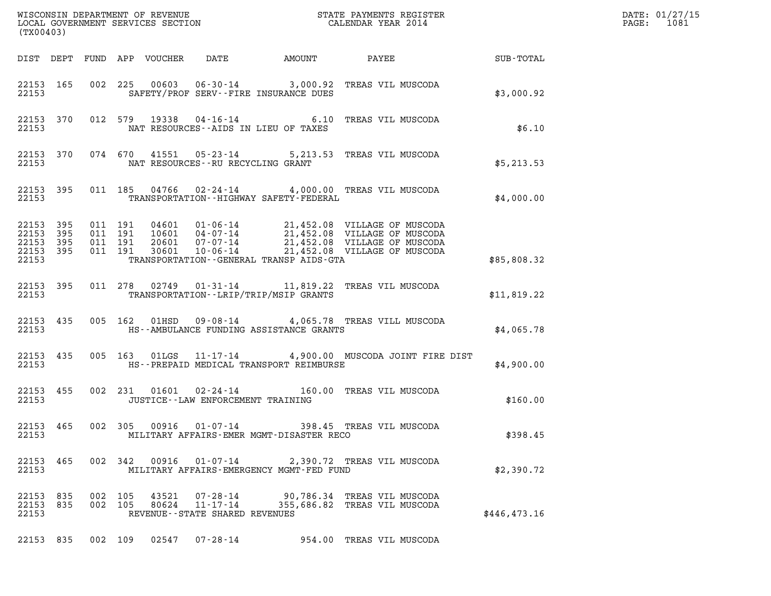WISCONSIN DEPARTMENT OF REVENUE
LOCAL GOVERNMENT SERVICES SECTION
(TX00403)

STATE PAYMENTS REGISTER
CALENDAR YEAR 2014

DATE: 01/27/15
PAGE: 1081

| DIST | DEPT | FUND | APP | VOUCHER | DATE | AMOUNT | PAYEE | SUB-TOTAL |
|---|---|---|---|---|---|---|---|---|
| 22153 | 165 | 002 | 225 | 00603 | 06-30-14 | 3,000.92 | TREAS VIL MUSCODA | |
| 22153 | | | | | SAFETY/PROF SERV--FIRE INSURANCE DUES | | | $3,000.92 |
| 22153 | 370 | 012 | 579 | 19338 | 04-16-14 | 6.10 | TREAS VIL MUSCODA | |
| 22153 | | | | | NAT RESOURCES--AIDS IN LIEU OF TAXES | | | $6.10 |
| 22153 | 370 | 074 | 670 | 41551 | 05-23-14 | 5,213.53 | TREAS VIL MUSCODA | |
| 22153 | | | | | NAT RESOURCES--RU RECYCLING GRANT | | | $5,213.53 |
| 22153 | 395 | 011 | 185 | 04766 | 02-24-14 | 4,000.00 | TREAS VIL MUSCODA | |
| 22153 | | | | | TRANSPORTATION--HIGHWAY SAFETY-FEDERAL | | | $4,000.00 |
| 22153 | 395 | 011 | 191 | 04601 | 01-06-14 | 21,452.08 | VILLAGE OF MUSCODA | |
| 22153 | 395 | 011 | 191 | 10601 | 04-07-14 | 21,452.08 | VILLAGE OF MUSCODA | |
| 22153 | 395 | 011 | 191 | 20601 | 07-07-14 | 21,452.08 | VILLAGE OF MUSCODA | |
| 22153 | 395 | 011 | 191 | 30601 | 10-06-14 | 21,452.08 | VILLAGE OF MUSCODA | |
| 22153 | | | | | TRANSPORTATION--GENERAL TRANSP AIDS-GTA | | | $85,808.32 |
| 22153 | 395 | 011 | 278 | 02749 | 01-31-14 | 11,819.22 | TREAS VIL MUSCODA | |
| 22153 | | | | | TRANSPORTATION--LRIP/TRIP/MSIP GRANTS | | | $11,819.22 |
| 22153 | 435 | 005 | 162 | 01HSD | 09-08-14 | 4,065.78 | TREAS VILL MUSCODA | |
| 22153 | | | | | HS--AMBULANCE FUNDING ASSISTANCE GRANTS | | | $4,065.78 |
| 22153 | 435 | 005 | 163 | 01LGS | 11-17-14 | 4,900.00 | MUSCODA JOINT FIRE DIST | |
| 22153 | | | | | HS--PREPAID MEDICAL TRANSPORT REIMBURSE | | | $4,900.00 |
| 22153 | 455 | 002 | 231 | 01601 | 02-24-14 | 160.00 | TREAS VIL MUSCODA | |
| 22153 | | | | | JUSTICE--LAW ENFORCEMENT TRAINING | | | $160.00 |
| 22153 | 465 | 002 | 305 | 00916 | 01-07-14 | 398.45 | TREAS VIL MUSCODA | |
| 22153 | | | | | MILITARY AFFAIRS-EMER MGMT-DISASTER RECO | | | $398.45 |
| 22153 | 465 | 002 | 342 | 00916 | 01-07-14 | 2,390.72 | TREAS VIL MUSCODA | |
| 22153 | | | | | MILITARY AFFAIRS-EMERGENCY MGMT-FED FUND | | | $2,390.72 |
| 22153 | 835 | 002 | 105 | 43521 | 07-28-14 | 90,786.34 | TREAS VIL MUSCODA | |
| 22153 | 835 | 002 | 105 | 80624 | 11-17-14 | 355,686.82 | TREAS VIL MUSCODA | |
| 22153 | | | | | REVENUE--STATE SHARED REVENUES | | | $446,473.16 |
| 22153 | 835 | 002 | 109 | 02547 | 07-28-14 | 954.00 | TREAS VIL MUSCODA | |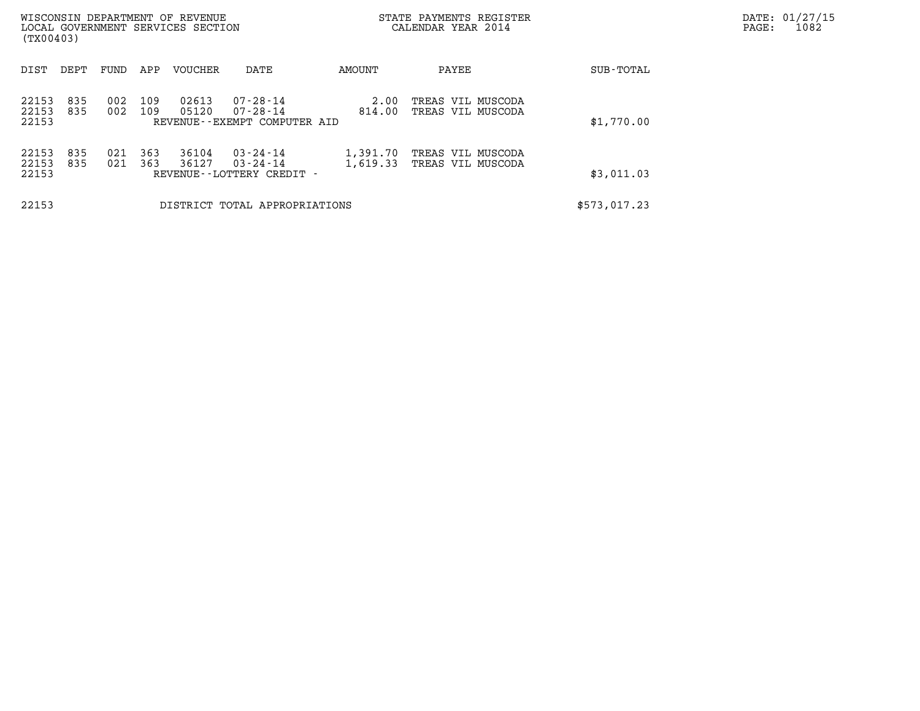WISCONSIN DEPARTMENT OF REVENUE
LOCAL GOVERNMENT SERVICES SECTION
(TX00403)

STATE PAYMENTS REGISTER
CALENDAR YEAR 2014

DATE: 01/27/15
PAGE: 1082

| DIST | DEPT | FUND | APP | VOUCHER | DATE | AMOUNT | PAYEE | SUB-TOTAL |
|---|---|---|---|---|---|---|---|---|
| 22153 | 835 | 002 | 109 | 02613 | 07-28-14 | 2.00 | TREAS VIL MUSCODA | |
| 22153 | 835 | 002 | 109 | 05120 | 07-28-14 | 814.00 | TREAS VIL MUSCODA | |
| 22153 | | | | REVENUE--EXEMPT COMPUTER AID | | | | $1,770.00 |
| 22153 | 835 | 021 | 363 | 36104 | 03-24-14 | 1,391.70 | TREAS VIL MUSCODA | |
| 22153 | 835 | 021 | 363 | 36127 | 03-24-14 | 1,619.33 | TREAS VIL MUSCODA | |
| 22153 | | | | REVENUE--LOTTERY CREDIT - | | | | $3,011.03 |
| 22153 | | | | DISTRICT TOTAL APPROPRIATIONS | | | | $573,017.23 |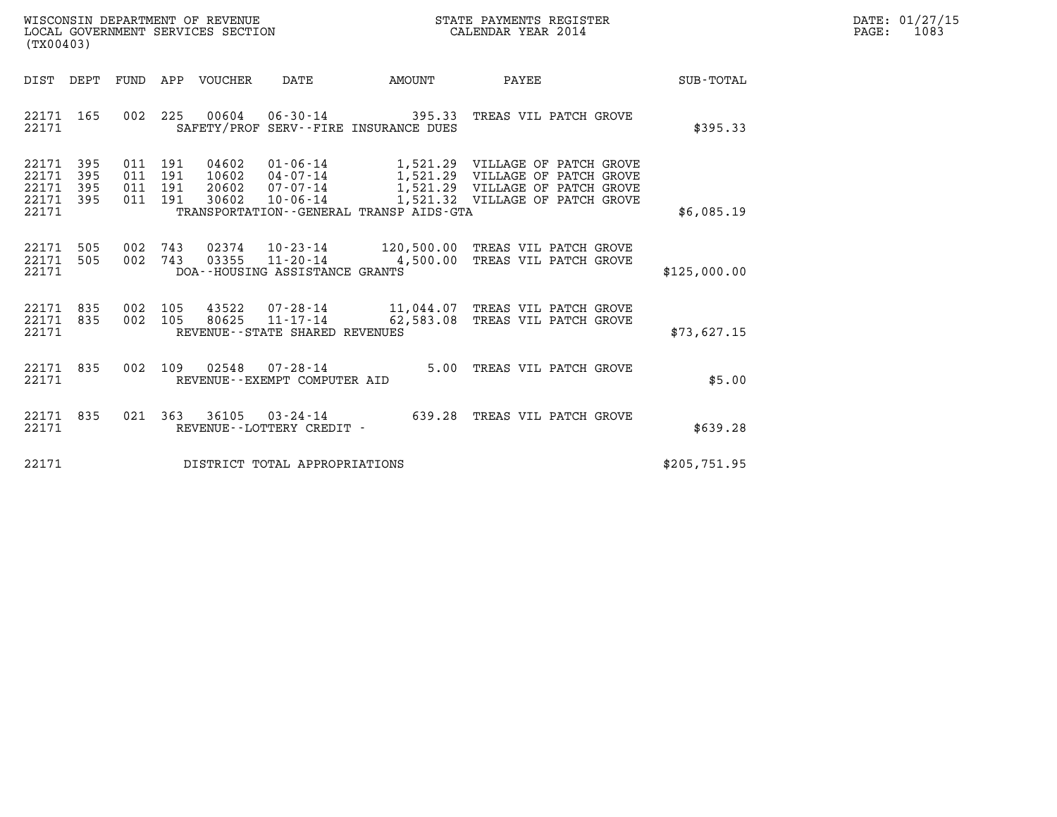WISCONSIN DEPARTMENT OF REVENUE
LOCAL GOVERNMENT SERVICES SECTION
(TX00403)

STATE PAYMENTS REGISTER
CALENDAR YEAR 2014

DATE: 01/27/15
PAGE: 1083

| DIST | DEPT | FUND | APP | VOUCHER | DATE | AMOUNT | PAYEE | SUB-TOTAL |
|---|---|---|---|---|---|---|---|---|
| 22171 | 165 | 002 | 225 | 00604 | 06-30-14 | 395.33 | TREAS VIL PATCH GROVE | |
| 22171 | | | | | SAFETY/PROF SERV--FIRE INSURANCE DUES | | | $395.33 |
| 22171 | 395 | 011 | 191 | 04602 | 01-06-14 | 1,521.29 | VILLAGE OF PATCH GROVE | |
| 22171 | 395 | 011 | 191 | 10602 | 04-07-14 | 1,521.29 | VILLAGE OF PATCH GROVE | |
| 22171 | 395 | 011 | 191 | 20602 | 07-07-14 | 1,521.29 | VILLAGE OF PATCH GROVE | |
| 22171 | 395 | 011 | 191 | 30602 | 10-06-14 | 1,521.32 | VILLAGE OF PATCH GROVE | |
| 22171 | | | | | TRANSPORTATION--GENERAL TRANSP AIDS-GTA | | | $6,085.19 |
| 22171 | 505 | 002 | 743 | 02374 | 10-23-14 | 120,500.00 | TREAS VIL PATCH GROVE | |
| 22171 | 505 | 002 | 743 | 03355 | 11-20-14 | 4,500.00 | TREAS VIL PATCH GROVE | |
| 22171 | | | | | DOA--HOUSING ASSISTANCE GRANTS | | | $125,000.00 |
| 22171 | 835 | 002 | 105 | 43522 | 07-28-14 | 11,044.07 | TREAS VIL PATCH GROVE | |
| 22171 | 835 | 002 | 105 | 80625 | 11-17-14 | 62,583.08 | TREAS VIL PATCH GROVE | |
| 22171 | | | | | REVENUE--STATE SHARED REVENUES | | | $73,627.15 |
| 22171 | 835 | 002 | 109 | 02548 | 07-28-14 | 5.00 | TREAS VIL PATCH GROVE | |
| 22171 | | | | | REVENUE--EXEMPT COMPUTER AID | | | $5.00 |
| 22171 | 835 | 021 | 363 | 36105 | 03-24-14 | 639.28 | TREAS VIL PATCH GROVE | |
| 22171 | | | | | REVENUE--LOTTERY CREDIT - | | | $639.28 |
| 22171 | | | | | DISTRICT TOTAL APPROPRIATIONS | | | $205,751.95 |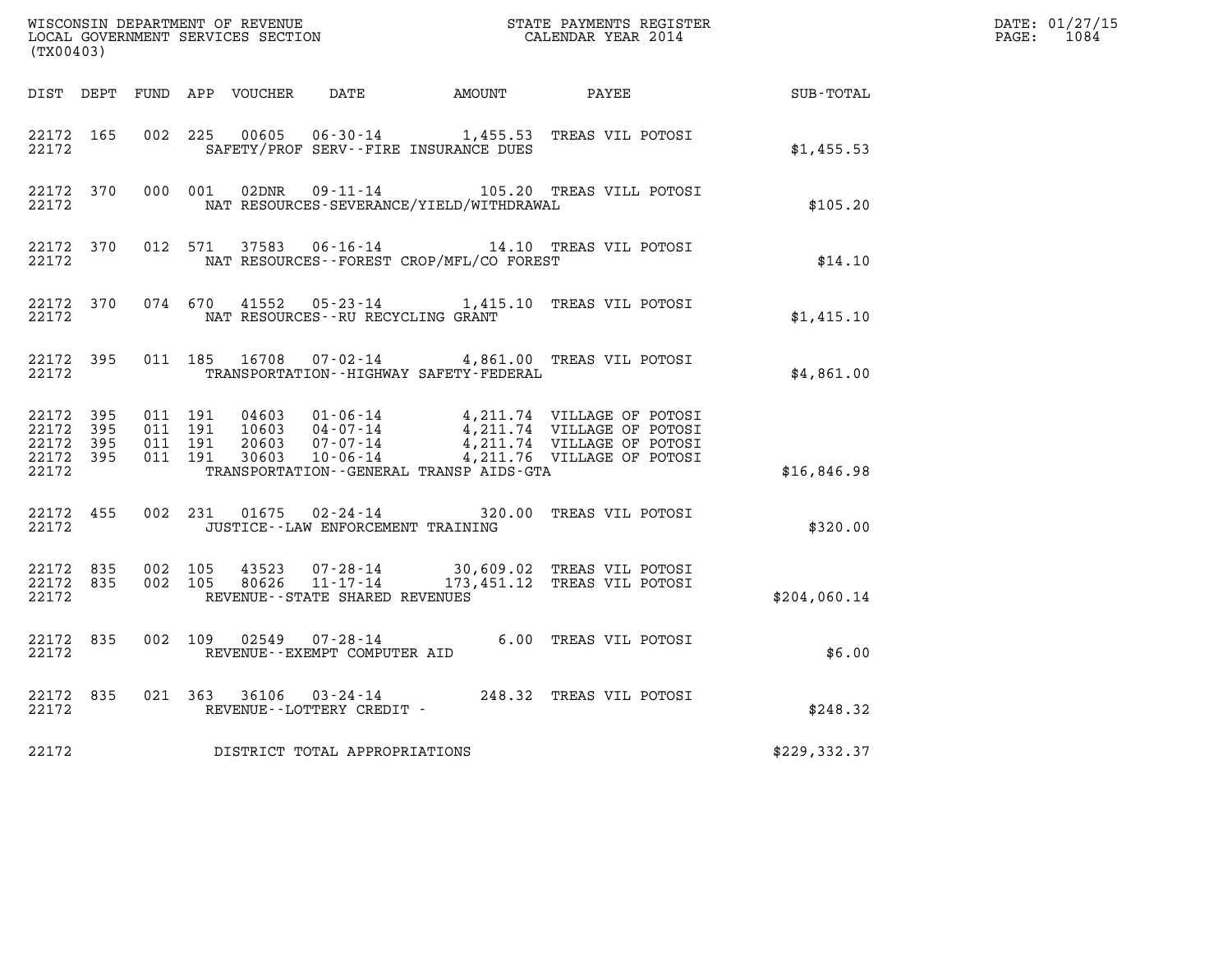WISCONSIN DEPARTMENT OF REVENUE
LOCAL GOVERNMENT SERVICES SECTION
(TX00403)

STATE PAYMENTS REGISTER
CALENDAR YEAR 2014

DATE: 01/27/15
PAGE: 1084

| DIST | DEPT | FUND | APP | VOUCHER | DATE | AMOUNT | PAYEE | SUB-TOTAL |
|---|---|---|---|---|---|---|---|---|
| 22172 | 165 | 002 | 225 | 00605 | 06-30-14 | 1,455.53 | TREAS VIL POTOSI | |
| 22172 | | | | SAFETY/PROF SERV--FIRE INSURANCE DUES | | | | $1,455.53 |
| 22172 | 370 | 000 | 001 | 02DNR | 09-11-14 | 105.20 | TREAS VILL POTOSI | |
| 22172 | | | | NAT RESOURCES-SEVERANCE/YIELD/WITHDRAWAL | | | | $105.20 |
| 22172 | 370 | 012 | 571 | 37583 | 06-16-14 | 14.10 | TREAS VIL POTOSI | |
| 22172 | | | | NAT RESOURCES--FOREST CROP/MFL/CO FOREST | | | | $14.10 |
| 22172 | 370 | 074 | 670 | 41552 | 05-23-14 | 1,415.10 | TREAS VIL POTOSI | |
| 22172 | | | | NAT RESOURCES--RU RECYCLING GRANT | | | | $1,415.10 |
| 22172 | 395 | 011 | 185 | 16708 | 07-02-14 | 4,861.00 | TREAS VIL POTOSI | |
| 22172 | | | | TRANSPORTATION--HIGHWAY SAFETY-FEDERAL | | | | $4,861.00 |
| 22172 | 395 | 011 | 191 | 04603 | 01-06-14 | 4,211.74 | VILLAGE OF POTOSI | |
| 22172 | 395 | 011 | 191 | 10603 | 04-07-14 | 4,211.74 | VILLAGE OF POTOSI | |
| 22172 | 395 | 011 | 191 | 20603 | 07-07-14 | 4,211.74 | VILLAGE OF POTOSI | |
| 22172 | 395 | 011 | 191 | 30603 | 10-06-14 | 4,211.76 | VILLAGE OF POTOSI | |
| 22172 | | | | TRANSPORTATION--GENERAL TRANSP AIDS-GTA | | | | $16,846.98 |
| 22172 | 455 | 002 | 231 | 01675 | 02-24-14 | 320.00 | TREAS VIL POTOSI | |
| 22172 | | | | JUSTICE--LAW ENFORCEMENT TRAINING | | | | $320.00 |
| 22172 | 835 | 002 | 105 | 43523 | 07-28-14 | 30,609.02 | TREAS VIL POTOSI | |
| 22172 | 835 | 002 | 105 | 80626 | 11-17-14 | 173,451.12 | TREAS VIL POTOSI | |
| 22172 | | | | REVENUE--STATE SHARED REVENUES | | | | $204,060.14 |
| 22172 | 835 | 002 | 109 | 02549 | 07-28-14 | 6.00 | TREAS VIL POTOSI | |
| 22172 | | | | REVENUE--EXEMPT COMPUTER AID | | | | $6.00 |
| 22172 | 835 | 021 | 363 | 36106 | 03-24-14 | 248.32 | TREAS VIL POTOSI | |
| 22172 | | | | REVENUE--LOTTERY CREDIT - | | | | $248.32 |
| 22172 | | | | DISTRICT TOTAL APPROPRIATIONS | | | | $229,332.37 |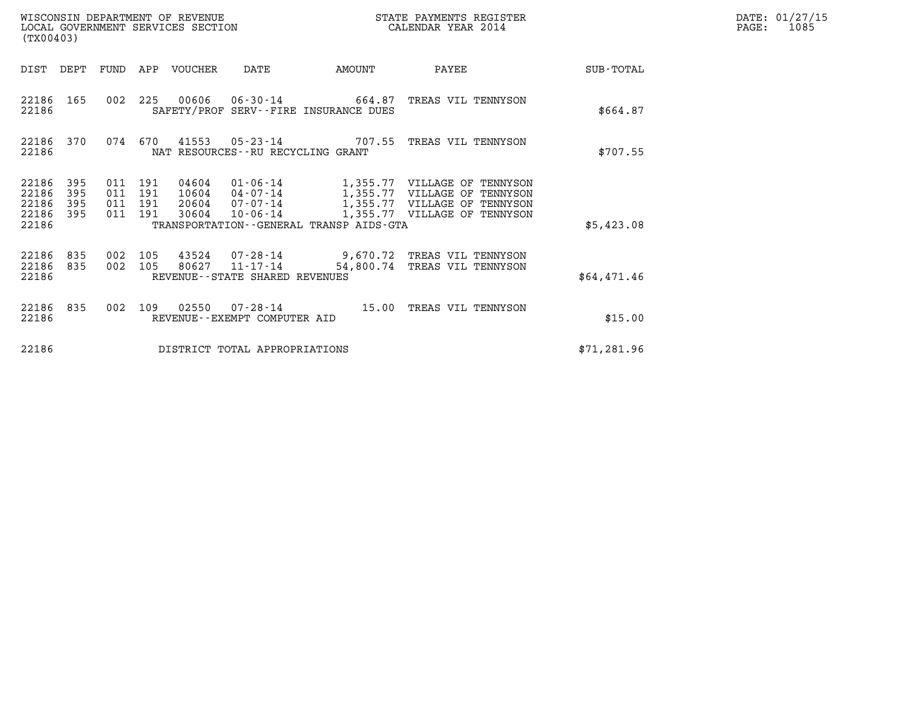WISCONSIN DEPARTMENT OF REVENUE
LOCAL GOVERNMENT SERVICES SECTION
(TX00403)

STATE PAYMENTS REGISTER
CALENDAR YEAR 2014

DATE: 01/27/15

| DIST | DEPT | FUND | APP | VOUCHER | DATE | AMOUNT | PAYEE | SUB-TOTAL |
|---|---|---|---|---|---|---|---|---|
| 22186 | 165 | 002 | 225 | 00606 | 06-30-14 | 664.87 | TREAS VIL TENNYSON | |
| 22186 | | | | SAFETY/PROF SERV--FIRE INSURANCE DUES | | | | $664.87 |
| 22186 | 370 | 074 | 670 | 41553 | 05-23-14 | 707.55 | TREAS VIL TENNYSON | |
| 22186 | | | | NAT RESOURCES--RU RECYCLING GRANT | | | | $707.55 |
| 22186 | 395 | 011 | 191 | 04604 | 01-06-14 | 1,355.77 | VILLAGE OF TENNYSON | |
| 22186 | 395 | 011 | 191 | 10604 | 04-07-14 | 1,355.77 | VILLAGE OF TENNYSON | |
| 22186 | 395 | 011 | 191 | 20604 | 07-07-14 | 1,355.77 | VILLAGE OF TENNYSON | |
| 22186 | 395 | 011 | 191 | 30604 | 10-06-14 | 1,355.77 | VILLAGE OF TENNYSON | |
| 22186 | | | | TRANSPORTATION--GENERAL TRANSP AIDS-GTA | | | | $5,423.08 |
| 22186 | 835 | 002 | 105 | 43524 | 07-28-14 | 9,670.72 | TREAS VIL TENNYSON | |
| 22186 | 835 | 002 | 105 | 80627 | 11-17-14 | 54,800.74 | TREAS VIL TENNYSON | |
| 22186 | | | | REVENUE--STATE SHARED REVENUES | | | | $64,471.46 |
| 22186 | 835 | 002 | 109 | 02550 | 07-28-14 | 15.00 | TREAS VIL TENNYSON | |
| 22186 | | | | REVENUE--EXEMPT COMPUTER AID | | | | $15.00 |
| 22186 | | | | DISTRICT TOTAL APPROPRIATIONS | | | | $71,281.96 |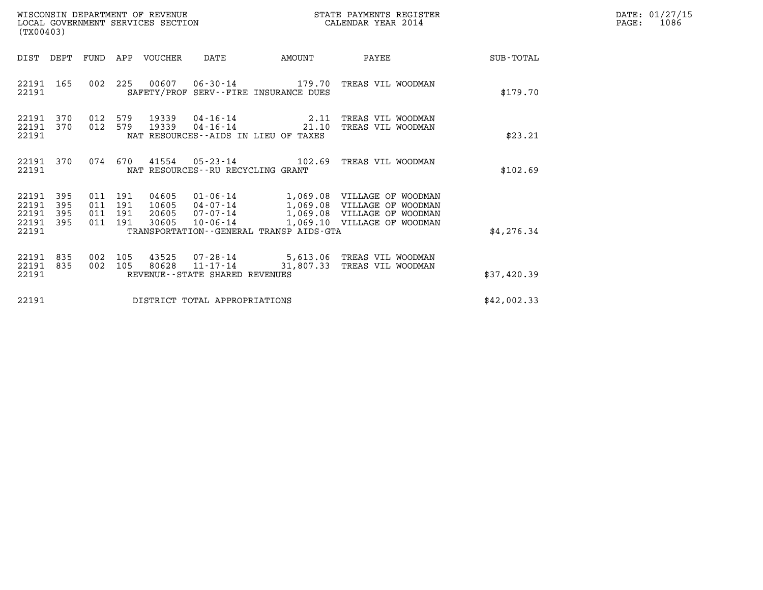WISCONSIN DEPARTMENT OF REVENUE
LOCAL GOVERNMENT SERVICES SECTION
(TX00403)

STATE PAYMENTS REGISTER
CALENDAR YEAR 2014

DATE: 01/27/15
PAGE: 1086

| DIST | DEPT | FUND | APP | VOUCHER | DATE | AMOUNT | PAYEE | SUB-TOTAL |
|---|---|---|---|---|---|---|---|---|
| 22191 | 165 | 002 | 225 | 00607 | 06-30-14 | 179.70 | TREAS VIL WOODMAN | |
| 22191 | | | | | SAFETY/PROF SERV--FIRE INSURANCE DUES | | | $179.70 |
| 22191 | 370 | 012 | 579 | 19339 | 04-16-14 | 2.11 | TREAS VIL WOODMAN | |
| 22191 | 370 | 012 | 579 | 19339 | 04-16-14 | 21.10 | TREAS VIL WOODMAN | |
| 22191 | | | | | NAT RESOURCES--AIDS IN LIEU OF TAXES | | | $23.21 |
| 22191 | 370 | 074 | 670 | 41554 | 05-23-14 | 102.69 | TREAS VIL WOODMAN | |
| 22191 | | | | | NAT RESOURCES--RU RECYCLING GRANT | | | $102.69 |
| 22191 | 395 | 011 | 191 | 04605 | 01-06-14 | 1,069.08 | VILLAGE OF WOODMAN | |
| 22191 | 395 | 011 | 191 | 10605 | 04-07-14 | 1,069.08 | VILLAGE OF WOODMAN | |
| 22191 | 395 | 011 | 191 | 20605 | 07-07-14 | 1,069.08 | VILLAGE OF WOODMAN | |
| 22191 | 395 | 011 | 191 | 30605 | 10-06-14 | 1,069.10 | VILLAGE OF WOODMAN | |
| 22191 | | | | | TRANSPORTATION--GENERAL TRANSP AIDS-GTA | | | $4,276.34 |
| 22191 | 835 | 002 | 105 | 43525 | 07-28-14 | 5,613.06 | TREAS VIL WOODMAN | |
| 22191 | 835 | 002 | 105 | 80628 | 11-17-14 | 31,807.33 | TREAS VIL WOODMAN | |
| 22191 | | | | | REVENUE--STATE SHARED REVENUES | | | $37,420.39 |
| 22191 | | | | | DISTRICT TOTAL APPROPRIATIONS | | | $42,002.33 |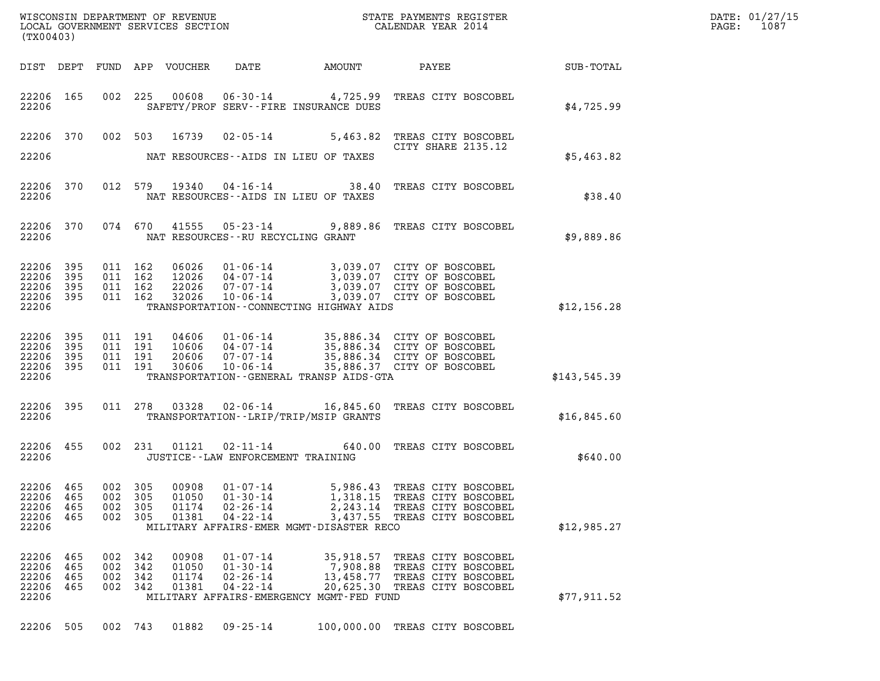WISCONSIN DEPARTMENT OF REVENUE
LOCAL GOVERNMENT SERVICES SECTION
(TX00403)

STATE PAYMENTS REGISTER
CALENDAR YEAR 2014

| DIST | DEPT | FUND | APP | VOUCHER | DATE | AMOUNT | PAYEE | SUB-TOTAL |
|---|---|---|---|---|---|---|---|---|
| 22206 | 165 | 002 | 225 | 00608 | 06-30-14 | 4,725.99 | TREAS CITY BOSCOBEL | |
| 22206 | | | | | SAFETY/PROF SERV--FIRE INSURANCE DUES | | | $4,725.99 |
| 22206 | 370 | 002 | 503 | 16739 | 02-05-14 | 5,463.82 | TREAS CITY BOSCOBEL CITY SHARE 2135.12 | |
| 22206 | | | | | NAT RESOURCES--AIDS IN LIEU OF TAXES | | | $5,463.82 |
| 22206 | 370 | 012 | 579 | 19340 | 04-16-14 | 38.40 | TREAS CITY BOSCOBEL | |
| 22206 | | | | | NAT RESOURCES--AIDS IN LIEU OF TAXES | | | $38.40 |
| 22206 | 370 | 074 | 670 | 41555 | 05-23-14 | 9,889.86 | TREAS CITY BOSCOBEL | |
| 22206 | | | | | NAT RESOURCES--RU RECYCLING GRANT | | | $9,889.86 |
| 22206 | 395 | 011 | 162 | 06026 | 01-06-14 | 3,039.07 | CITY OF BOSCOBEL | |
| 22206 | 395 | 011 | 162 | 12026 | 04-07-14 | 3,039.07 | CITY OF BOSCOBEL | |
| 22206 | 395 | 011 | 162 | 22026 | 07-07-14 | 3,039.07 | CITY OF BOSCOBEL | |
| 22206 | 395 | 011 | 162 | 32026 | 10-06-14 | 3,039.07 | CITY OF BOSCOBEL | |
| 22206 | | | | | TRANSPORTATION--CONNECTING HIGHWAY AIDS | | | $12,156.28 |
| 22206 | 395 | 011 | 191 | 04606 | 01-06-14 | 35,886.34 | CITY OF BOSCOBEL | |
| 22206 | 395 | 011 | 191 | 10606 | 04-07-14 | 35,886.34 | CITY OF BOSCOBEL | |
| 22206 | 395 | 011 | 191 | 20606 | 07-07-14 | 35,886.34 | CITY OF BOSCOBEL | |
| 22206 | 395 | 011 | 191 | 30606 | 10-06-14 | 35,886.37 | CITY OF BOSCOBEL | |
| 22206 | | | | | TRANSPORTATION--GENERAL TRANSP AIDS-GTA | | | $143,545.39 |
| 22206 | 395 | 011 | 278 | 03328 | 02-06-14 | 16,845.60 | TREAS CITY BOSCOBEL | |
| 22206 | | | | | TRANSPORTATION--LRIP/TRIP/MSIP GRANTS | | | $16,845.60 |
| 22206 | 455 | 002 | 231 | 01121 | 02-11-14 | 640.00 | TREAS CITY BOSCOBEL | |
| 22206 | | | | | JUSTICE--LAW ENFORCEMENT TRAINING | | | $640.00 |
| 22206 | 465 | 002 | 305 | 00908 | 01-07-14 | 5,986.43 | TREAS CITY BOSCOBEL | |
| 22206 | 465 | 002 | 305 | 01050 | 01-30-14 | 1,318.15 | TREAS CITY BOSCOBEL | |
| 22206 | 465 | 002 | 305 | 01174 | 02-26-14 | 2,243.14 | TREAS CITY BOSCOBEL | |
| 22206 | 465 | 002 | 305 | 01381 | 04-22-14 | 3,437.55 | TREAS CITY BOSCOBEL | |
| 22206 | | | | | MILITARY AFFAIRS-EMER MGMT-DISASTER RECO | | | $12,985.27 |
| 22206 | 465 | 002 | 342 | 00908 | 01-07-14 | 35,918.57 | TREAS CITY BOSCOBEL | |
| 22206 | 465 | 002 | 342 | 01050 | 01-30-14 | 7,908.88 | TREAS CITY BOSCOBEL | |
| 22206 | 465 | 002 | 342 | 01174 | 02-26-14 | 13,458.77 | TREAS CITY BOSCOBEL | |
| 22206 | 465 | 002 | 342 | 01381 | 04-22-14 | 20,625.30 | TREAS CITY BOSCOBEL | |
| 22206 | | | | | MILITARY AFFAIRS-EMERGENCY MGMT-FED FUND | | | $77,911.52 |
| 22206 | 505 | 002 | 743 | 01882 | 09-25-14 | 100,000.00 | TREAS CITY BOSCOBEL | |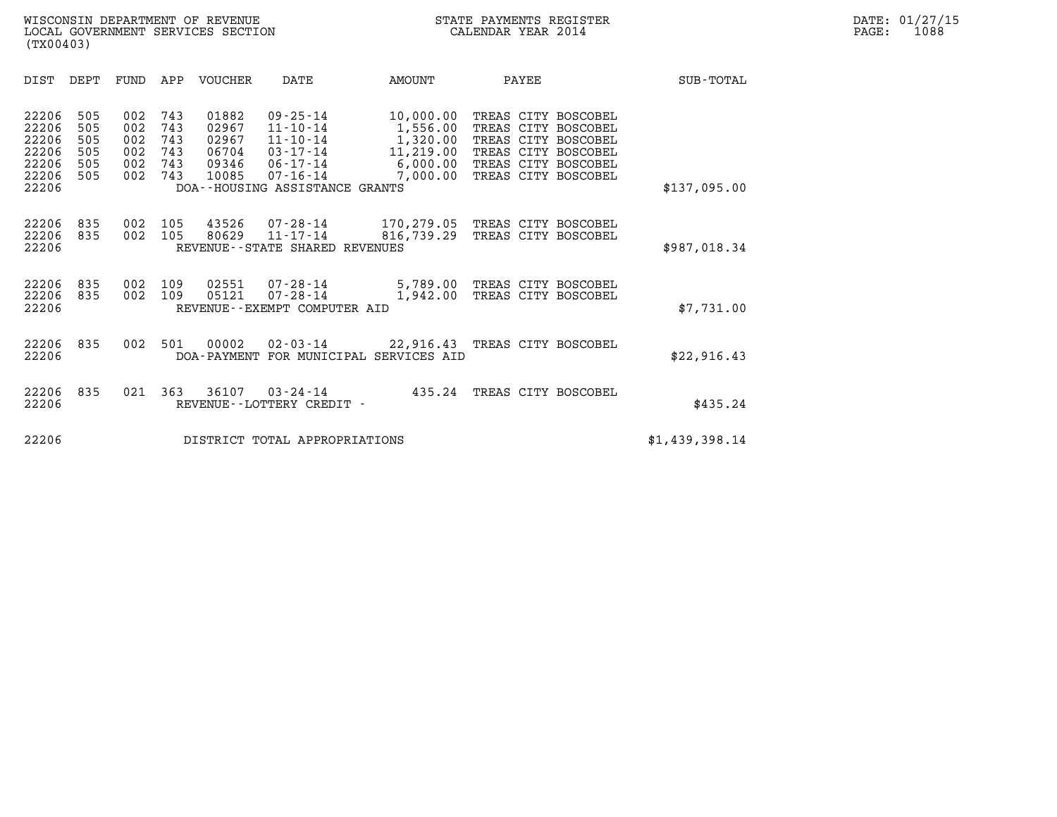WISCONSIN DEPARTMENT OF REVENUE
LOCAL GOVERNMENT SERVICES SECTION
(TX00403)

STATE PAYMENTS REGISTER
CALENDAR YEAR 2014

DATE: 01/27/15
PAGE: 1088

| DIST | DEPT | FUND | APP | VOUCHER | DATE | AMOUNT | PAYEE | SUB-TOTAL |
|---|---|---|---|---|---|---|---|---|
| 22206 | 505 | 002 | 743 | 01882 | 09-25-14 | 10,000.00 | TREAS CITY BOSCOBEL | |
| 22206 | 505 | 002 | 743 | 02967 | 11-10-14 | 1,556.00 | TREAS CITY BOSCOBEL | |
| 22206 | 505 | 002 | 743 | 02967 | 11-10-14 | 1,320.00 | TREAS CITY BOSCOBEL | |
| 22206 | 505 | 002 | 743 | 06704 | 03-17-14 | 11,219.00 | TREAS CITY BOSCOBEL | |
| 22206 | 505 | 002 | 743 | 09346 | 06-17-14 | 6,000.00 | TREAS CITY BOSCOBEL | |
| 22206 | 505 | 002 | 743 | 10085 | 07-16-14 | 7,000.00 | TREAS CITY BOSCOBEL | |
| 22206 | | | | DOA--HOUSING ASSISTANCE GRANTS | | | | $137,095.00 |
| 22206 | 835 | 002 | 105 | 43526 | 07-28-14 | 170,279.05 | TREAS CITY BOSCOBEL | |
| 22206 | 835 | 002 | 105 | 80629 | 11-17-14 | 816,739.29 | TREAS CITY BOSCOBEL | |
| 22206 | | | | REVENUE--STATE SHARED REVENUES | | | | $987,018.34 |
| 22206 | 835 | 002 | 109 | 02551 | 07-28-14 | 5,789.00 | TREAS CITY BOSCOBEL | |
| 22206 | 835 | 002 | 109 | 05121 | 07-28-14 | 1,942.00 | TREAS CITY BOSCOBEL | |
| 22206 | | | | REVENUE--EXEMPT COMPUTER AID | | | | $7,731.00 |
| 22206 | 835 | 002 | 501 | 00002 | 02-03-14 | 22,916.43 | TREAS CITY BOSCOBEL | |
| 22206 | | | | DOA-PAYMENT FOR MUNICIPAL SERVICES AID | | | | $22,916.43 |
| 22206 | 835 | 021 | 363 | 36107 | 03-24-14 | 435.24 | TREAS CITY BOSCOBEL | |
| 22206 | | | | REVENUE--LOTTERY CREDIT - | | | | $435.24 |
| 22206 | | | | DISTRICT TOTAL APPROPRIATIONS | | | | $1,439,398.14 |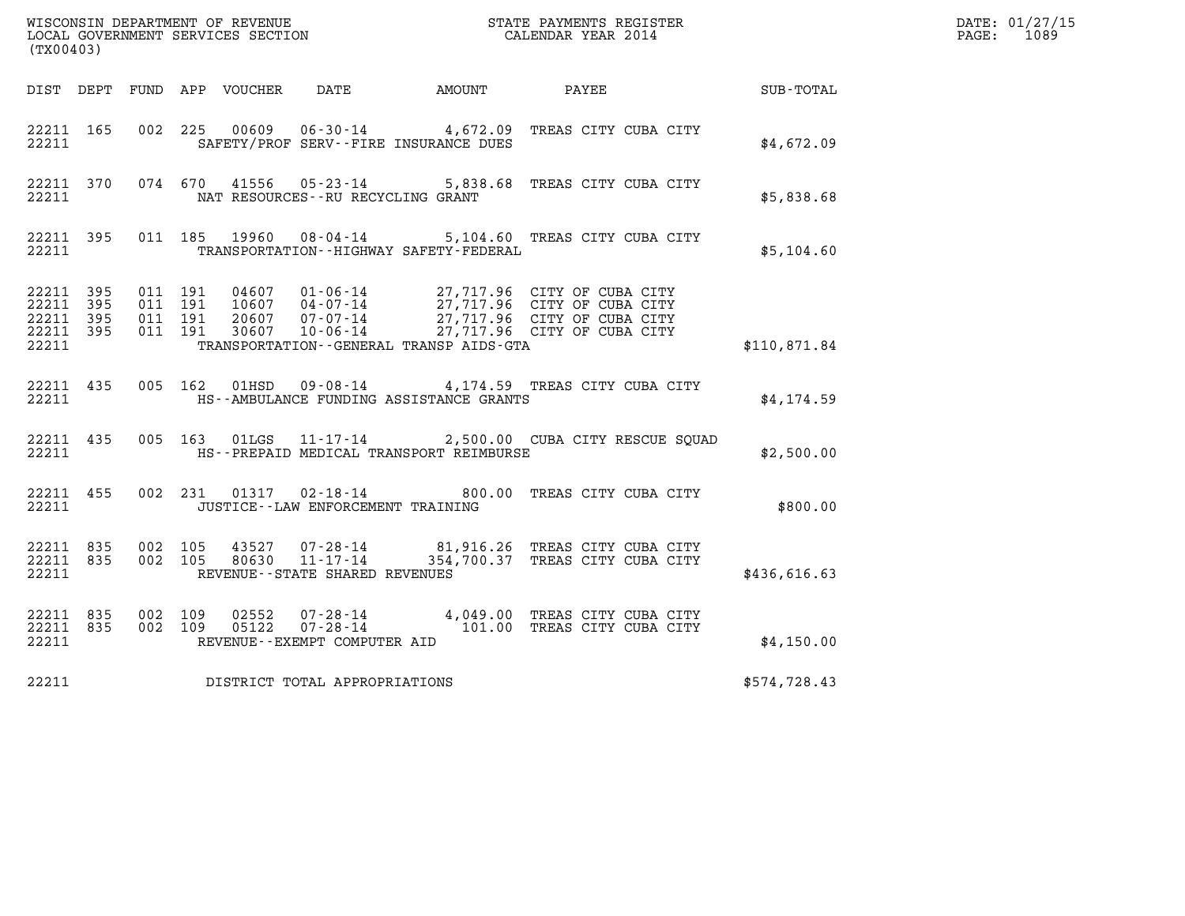WISCONSIN DEPARTMENT OF REVENUE
LOCAL GOVERNMENT SERVICES SECTION
(TX00403)

STATE PAYMENTS REGISTER
CALENDAR YEAR 2014

DATE: 01/27/15
PAGE: 1089

| DIST | DEPT | FUND | APP | VOUCHER | DATE | AMOUNT | PAYEE | SUB-TOTAL |
|---|---|---|---|---|---|---|---|---|
| 22211 | 165 | 002 | 225 | 00609 | 06-30-14 | 4,672.09 | TREAS CITY CUBA CITY | |
| 22211 | | | | | SAFETY/PROF SERV--FIRE INSURANCE DUES | | | $4,672.09 |
| 22211 | 370 | 074 | 670 | 41556 | 05-23-14 | 5,838.68 | TREAS CITY CUBA CITY | |
| 22211 | | | | | NAT RESOURCES--RU RECYCLING GRANT | | | $5,838.68 |
| 22211 | 395 | 011 | 185 | 19960 | 08-04-14 | 5,104.60 | TREAS CITY CUBA CITY | |
| 22211 | | | | | TRANSPORTATION--HIGHWAY SAFETY-FEDERAL | | | $5,104.60 |
| 22211 | 395 | 011 | 191 | 04607 | 01-06-14 | 27,717.96 | CITY OF CUBA CITY | |
| 22211 | 395 | 011 | 191 | 10607 | 04-07-14 | 27,717.96 | CITY OF CUBA CITY | |
| 22211 | 395 | 011 | 191 | 20607 | 07-07-14 | 27,717.96 | CITY OF CUBA CITY | |
| 22211 | 395 | 011 | 191 | 30607 | 10-06-14 | 27,717.96 | CITY OF CUBA CITY | |
| 22211 | | | | | TRANSPORTATION--GENERAL TRANSP AIDS-GTA | | | $110,871.84 |
| 22211 | 435 | 005 | 162 | 01HSD | 09-08-14 | 4,174.59 | TREAS CITY CUBA CITY | |
| 22211 | | | | | HS--AMBULANCE FUNDING ASSISTANCE GRANTS | | | $4,174.59 |
| 22211 | 435 | 005 | 163 | 01LGS | 11-17-14 | 2,500.00 | CUBA CITY RESCUE SQUAD | |
| 22211 | | | | | HS--PREPAID MEDICAL TRANSPORT REIMBURSE | | | $2,500.00 |
| 22211 | 455 | 002 | 231 | 01317 | 02-18-14 | 800.00 | TREAS CITY CUBA CITY | |
| 22211 | | | | | JUSTICE--LAW ENFORCEMENT TRAINING | | | $800.00 |
| 22211 | 835 | 002 | 105 | 43527 | 07-28-14 | 81,916.26 | TREAS CITY CUBA CITY | |
| 22211 | 835 | 002 | 105 | 80630 | 11-17-14 | 354,700.37 | TREAS CITY CUBA CITY | |
| 22211 | | | | | REVENUE--STATE SHARED REVENUES | | | $436,616.63 |
| 22211 | 835 | 002 | 109 | 02552 | 07-28-14 | 4,049.00 | TREAS CITY CUBA CITY | |
| 22211 | 835 | 002 | 109 | 05122 | 07-28-14 | 101.00 | TREAS CITY CUBA CITY | |
| 22211 | | | | | REVENUE--EXEMPT COMPUTER AID | | | $4,150.00 |
| 22211 | | | | | DISTRICT TOTAL APPROPRIATIONS | | | $574,728.43 |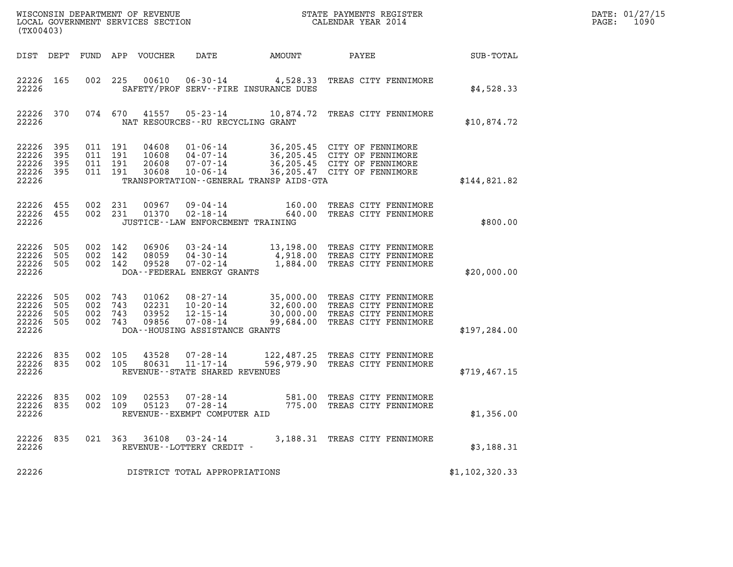WISCONSIN DEPARTMENT OF REVENUE
LOCAL GOVERNMENT SERVICES SECTION
(TX00403)

STATE PAYMENTS REGISTER
CALENDAR YEAR 2014

DATE: 01/27/15
PAGE: 1090

| DIST | DEPT | FUND | APP | VOUCHER | DATE | AMOUNT | PAYEE | SUB-TOTAL |
|---|---|---|---|---|---|---|---|---|
| 22226 | 165 | 002 | 225 | 00610 | 06-30-14 | 4,528.33 | TREAS CITY FENNIMORE | |
| 22226 | | | | | SAFETY/PROF SERV--FIRE INSURANCE DUES | | | $4,528.33 |
| 22226 | 370 | 074 | 670 | 41557 | 05-23-14 | 10,874.72 | TREAS CITY FENNIMORE | |
| 22226 | | | | | NAT RESOURCES--RU RECYCLING GRANT | | | $10,874.72 |
| 22226 | 395 | 011 | 191 | 04608 | 01-06-14 | 36,205.45 | CITY OF FENNIMORE | |
| 22226 | 395 | 011 | 191 | 10608 | 04-07-14 | 36,205.45 | CITY OF FENNIMORE | |
| 22226 | 395 | 011 | 191 | 20608 | 07-07-14 | 36,205.45 | CITY OF FENNIMORE | |
| 22226 | 395 | 011 | 191 | 30608 | 10-06-14 | 36,205.47 | CITY OF FENNIMORE | |
| 22226 | | | | | TRANSPORTATION--GENERAL TRANSP AIDS-GTA | | | $144,821.82 |
| 22226 | 455 | 002 | 231 | 00967 | 09-04-14 | 160.00 | TREAS CITY FENNIMORE | |
| 22226 | 455 | 002 | 231 | 01370 | 02-18-14 | 640.00 | TREAS CITY FENNIMORE | |
| 22226 | | | | | JUSTICE--LAW ENFORCEMENT TRAINING | | | $800.00 |
| 22226 | 505 | 002 | 142 | 06906 | 03-24-14 | 13,198.00 | TREAS CITY FENNIMORE | |
| 22226 | 505 | 002 | 142 | 08059 | 04-30-14 | 4,918.00 | TREAS CITY FENNIMORE | |
| 22226 | 505 | 002 | 142 | 09528 | 07-02-14 | 1,884.00 | TREAS CITY FENNIMORE | |
| 22226 | | | | | DOA--FEDERAL ENERGY GRANTS | | | $20,000.00 |
| 22226 | 505 | 002 | 743 | 01062 | 08-27-14 | 35,000.00 | TREAS CITY FENNIMORE | |
| 22226 | 505 | 002 | 743 | 02231 | 10-20-14 | 32,600.00 | TREAS CITY FENNIMORE | |
| 22226 | 505 | 002 | 743 | 03952 | 12-15-14 | 30,000.00 | TREAS CITY FENNIMORE | |
| 22226 | 505 | 002 | 743 | 09856 | 07-08-14 | 99,684.00 | TREAS CITY FENNIMORE | |
| 22226 | | | | | DOA--HOUSING ASSISTANCE GRANTS | | | $197,284.00 |
| 22226 | 835 | 002 | 105 | 43528 | 07-28-14 | 122,487.25 | TREAS CITY FENNIMORE | |
| 22226 | 835 | 002 | 105 | 80631 | 11-17-14 | 596,979.90 | TREAS CITY FENNIMORE | |
| 22226 | | | | | REVENUE--STATE SHARED REVENUES | | | $719,467.15 |
| 22226 | 835 | 002 | 109 | 02553 | 07-28-14 | 581.00 | TREAS CITY FENNIMORE | |
| 22226 | 835 | 002 | 109 | 05123 | 07-28-14 | 775.00 | TREAS CITY FENNIMORE | |
| 22226 | | | | | REVENUE--EXEMPT COMPUTER AID | | | $1,356.00 |
| 22226 | 835 | 021 | 363 | 36108 | 03-24-14 | 3,188.31 | TREAS CITY FENNIMORE | |
| 22226 | | | | | REVENUE--LOTTERY CREDIT - | | | $3,188.31 |
| 22226 | | | | | DISTRICT TOTAL APPROPRIATIONS | | | $1,102,320.33 |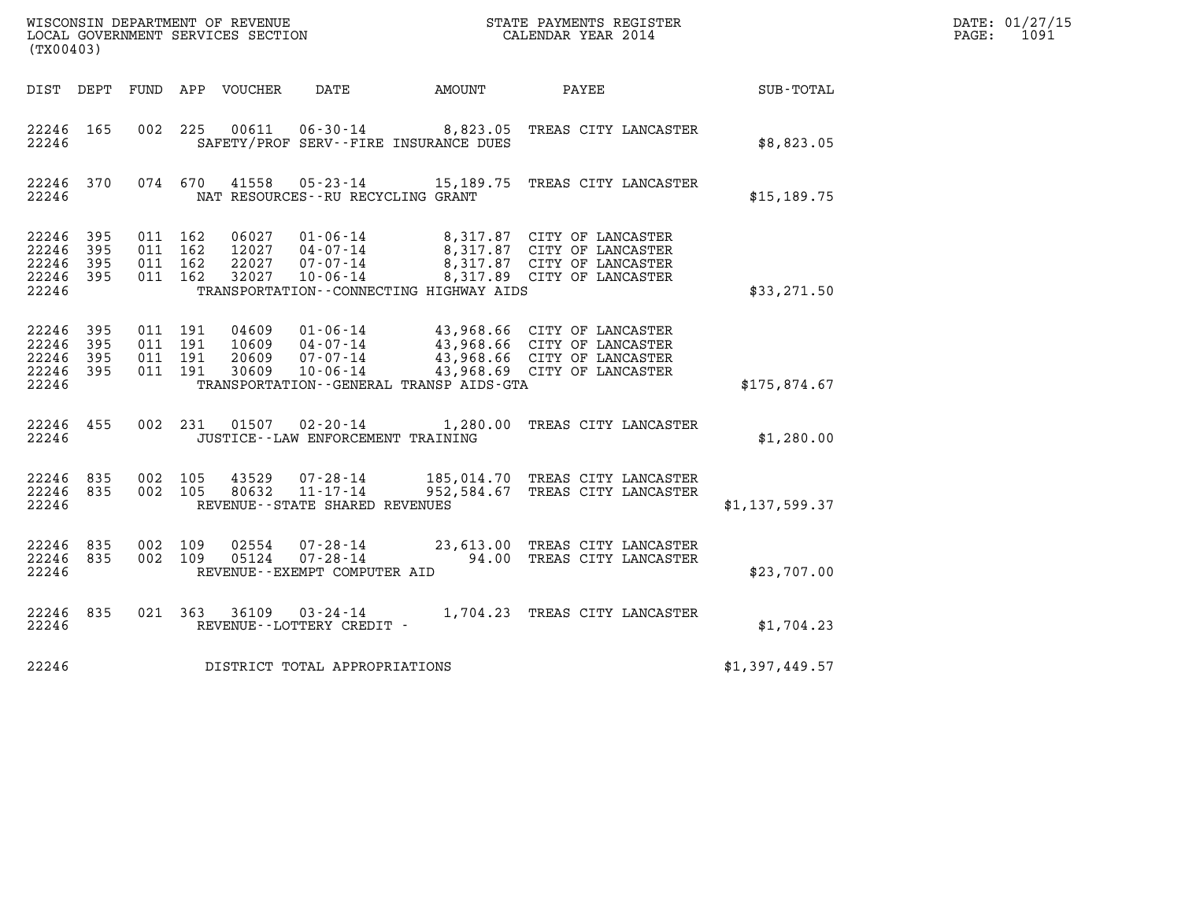WISCONSIN DEPARTMENT OF REVENUE
LOCAL GOVERNMENT SERVICES SECTION
(TX00403)

STATE PAYMENTS REGISTER
CALENDAR YEAR 2014

DATE: 01/27/15

| DIST | DEPT | FUND | APP | VOUCHER | DATE | AMOUNT | PAYEE | SUB-TOTAL |
|---|---|---|---|---|---|---|---|---|
| 22246 | 165 | 002 | 225 | 00611 | 06-30-14 | 8,823.05 | TREAS CITY LANCASTER | |
| 22246 | | | | | SAFETY/PROF SERV--FIRE INSURANCE DUES | | | $8,823.05 |
| 22246 | 370 | 074 | 670 | 41558 | 05-23-14 | 15,189.75 | TREAS CITY LANCASTER | |
| 22246 | | | | | NAT RESOURCES--RU RECYCLING GRANT | | | $15,189.75 |
| 22246 | 395 | 011 | 162 | 06027 | 01-06-14 | 8,317.87 | CITY OF LANCASTER | |
| 22246 | 395 | 011 | 162 | 12027 | 04-07-14 | 8,317.87 | CITY OF LANCASTER | |
| 22246 | 395 | 011 | 162 | 22027 | 07-07-14 | 8,317.87 | CITY OF LANCASTER | |
| 22246 | 395 | 011 | 162 | 32027 | 10-06-14 | 8,317.89 | CITY OF LANCASTER | |
| 22246 | | | | | TRANSPORTATION--CONNECTING HIGHWAY AIDS | | | $33,271.50 |
| 22246 | 395 | 011 | 191 | 04609 | 01-06-14 | 43,968.66 | CITY OF LANCASTER | |
| 22246 | 395 | 011 | 191 | 10609 | 04-07-14 | 43,968.66 | CITY OF LANCASTER | |
| 22246 | 395 | 011 | 191 | 20609 | 07-07-14 | 43,968.66 | CITY OF LANCASTER | |
| 22246 | 395 | 011 | 191 | 30609 | 10-06-14 | 43,968.69 | CITY OF LANCASTER | |
| 22246 | | | | | TRANSPORTATION--GENERAL TRANSP AIDS-GTA | | | $175,874.67 |
| 22246 | 455 | 002 | 231 | 01507 | 02-20-14 | 1,280.00 | TREAS CITY LANCASTER | |
| 22246 | | | | | JUSTICE--LAW ENFORCEMENT TRAINING | | | $1,280.00 |
| 22246 | 835 | 002 | 105 | 43529 | 07-28-14 | 185,014.70 | TREAS CITY LANCASTER | |
| 22246 | 835 | 002 | 105 | 80632 | 11-17-14 | 952,584.67 | TREAS CITY LANCASTER | |
| 22246 | | | | | REVENUE--STATE SHARED REVENUES | | | $1,137,599.37 |
| 22246 | 835 | 002 | 109 | 02554 | 07-28-14 | 23,613.00 | TREAS CITY LANCASTER | |
| 22246 | 835 | 002 | 109 | 05124 | 07-28-14 | 94.00 | TREAS CITY LANCASTER | |
| 22246 | | | | | REVENUE--EXEMPT COMPUTER AID | | | $23,707.00 |
| 22246 | 835 | 021 | 363 | 36109 | 03-24-14 | 1,704.23 | TREAS CITY LANCASTER | |
| 22246 | | | | | REVENUE--LOTTERY CREDIT - | | | $1,704.23 |
| 22246 | | | | | DISTRICT TOTAL APPROPRIATIONS | | | $1,397,449.57 |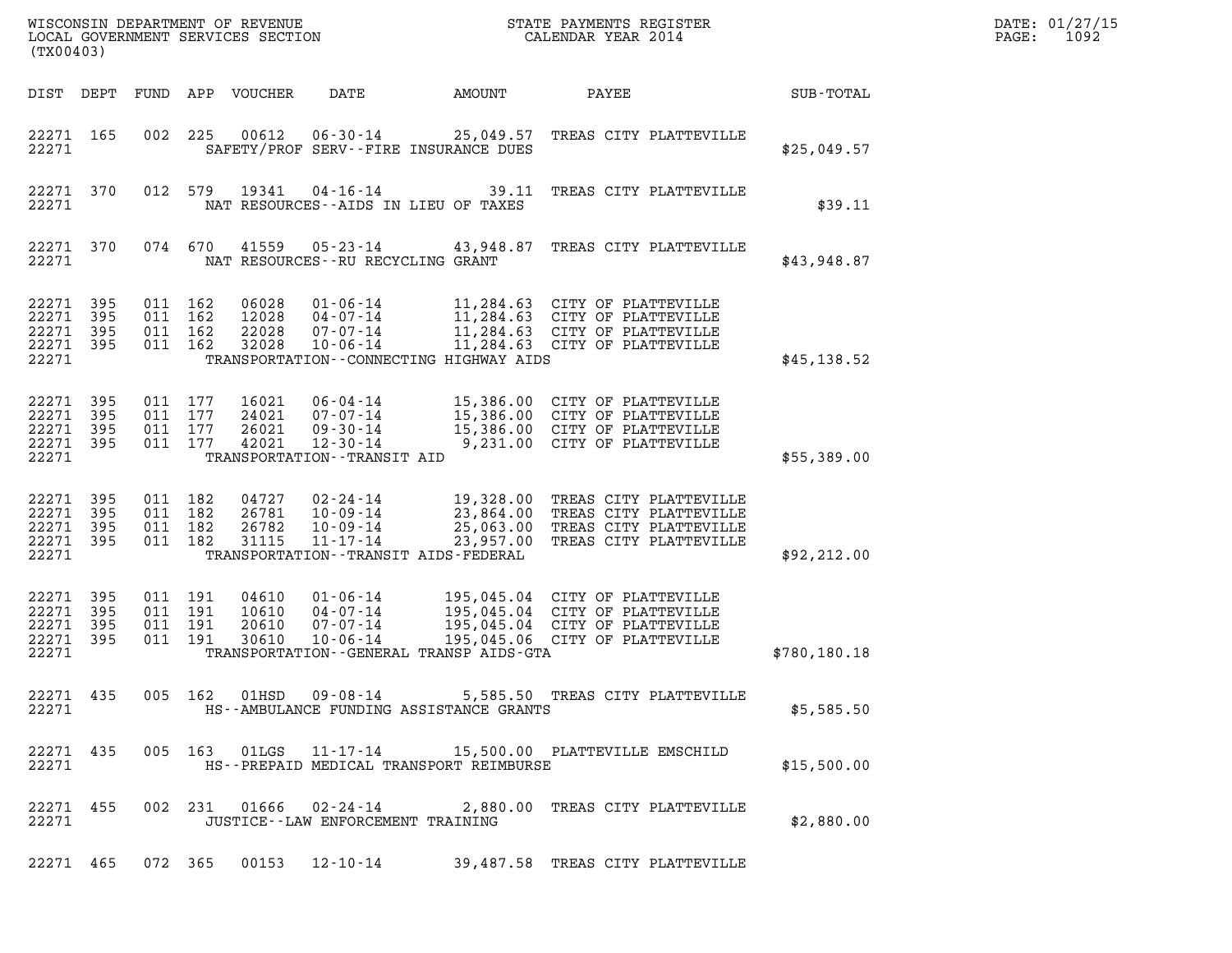WISCONSIN DEPARTMENT OF REVENUE
LOCAL GOVERNMENT SERVICES SECTION
(TX00403)

STATE PAYMENTS REGISTER
CALENDAR YEAR 2014

DATE: 01/27/15

| DIST | DEPT | FUND | APP | VOUCHER | DATE | AMOUNT | PAYEE | SUB-TOTAL |
|---|---|---|---|---|---|---|---|---|
| 22271 | 165 | 002 | 225 | 00612 | 06-30-14 | 25,049.57 | TREAS CITY PLATTEVILLE | |
| 22271 | | | | | SAFETY/PROF SERV--FIRE INSURANCE DUES | | | $25,049.57 |
| 22271 | 370 | 012 | 579 | 19341 | 04-16-14 | 39.11 | TREAS CITY PLATTEVILLE | |
| 22271 | | | | | NAT RESOURCES--AIDS IN LIEU OF TAXES | | | $39.11 |
| 22271 | 370 | 074 | 670 | 41559 | 05-23-14 | 43,948.87 | TREAS CITY PLATTEVILLE | |
| 22271 | | | | | NAT RESOURCES--RU RECYCLING GRANT | | | $43,948.87 |
| 22271 | 395 | 011 | 162 | 06028 | 01-06-14 | 11,284.63 | CITY OF PLATTEVILLE | |
| 22271 | 395 | 011 | 162 | 12028 | 04-07-14 | 11,284.63 | CITY OF PLATTEVILLE | |
| 22271 | 395 | 011 | 162 | 22028 | 07-07-14 | 11,284.63 | CITY OF PLATTEVILLE | |
| 22271 | 395 | 011 | 162 | 32028 | 10-06-14 | 11,284.63 | CITY OF PLATTEVILLE | |
| 22271 | | | | | TRANSPORTATION--CONNECTING HIGHWAY AIDS | | | $45,138.52 |
| 22271 | 395 | 011 | 177 | 16021 | 06-04-14 | 15,386.00 | CITY OF PLATTEVILLE | |
| 22271 | 395 | 011 | 177 | 24021 | 07-07-14 | 15,386.00 | CITY OF PLATTEVILLE | |
| 22271 | 395 | 011 | 177 | 26021 | 09-30-14 | 15,386.00 | CITY OF PLATTEVILLE | |
| 22271 | 395 | 011 | 177 | 42021 | 12-30-14 | 9,231.00 | CITY OF PLATTEVILLE | |
| 22271 | | | | | TRANSPORTATION--TRANSIT AID | | | $55,389.00 |
| 22271 | 395 | 011 | 182 | 04727 | 02-24-14 | 19,328.00 | TREAS CITY PLATTEVILLE | |
| 22271 | 395 | 011 | 182 | 26781 | 10-09-14 | 23,864.00 | TREAS CITY PLATTEVILLE | |
| 22271 | 395 | 011 | 182 | 26782 | 10-09-14 | 25,063.00 | TREAS CITY PLATTEVILLE | |
| 22271 | 395 | 011 | 182 | 31115 | 11-17-14 | 23,957.00 | TREAS CITY PLATTEVILLE | |
| 22271 | | | | | TRANSPORTATION--TRANSIT AIDS-FEDERAL | | | $92,212.00 |
| 22271 | 395 | 011 | 191 | 04610 | 01-06-14 | 195,045.04 | CITY OF PLATTEVILLE | |
| 22271 | 395 | 011 | 191 | 10610 | 04-07-14 | 195,045.04 | CITY OF PLATTEVILLE | |
| 22271 | 395 | 011 | 191 | 20610 | 07-07-14 | 195,045.04 | CITY OF PLATTEVILLE | |
| 22271 | 395 | 011 | 191 | 30610 | 10-06-14 | 195,045.06 | CITY OF PLATTEVILLE | |
| 22271 | | | | | TRANSPORTATION--GENERAL TRANSP AIDS-GTA | | | $780,180.18 |
| 22271 | 435 | 005 | 162 | 01HSD | 09-08-14 | 5,585.50 | TREAS CITY PLATTEVILLE | |
| 22271 | | | | | HS--AMBULANCE FUNDING ASSISTANCE GRANTS | | | $5,585.50 |
| 22271 | 435 | 005 | 163 | 01LGS | 11-17-14 | 15,500.00 | PLATTEVILLE EMSCHILD | |
| 22271 | | | | | HS--PREPAID MEDICAL TRANSPORT REIMBURSE | | | $15,500.00 |
| 22271 | 455 | 002 | 231 | 01666 | 02-24-14 | 2,880.00 | TREAS CITY PLATTEVILLE | |
| 22271 | | | | | JUSTICE--LAW ENFORCEMENT TRAINING | | | $2,880.00 |
| 22271 | 465 | 072 | 365 | 00153 | 12-10-14 | 39,487.58 | TREAS CITY PLATTEVILLE | |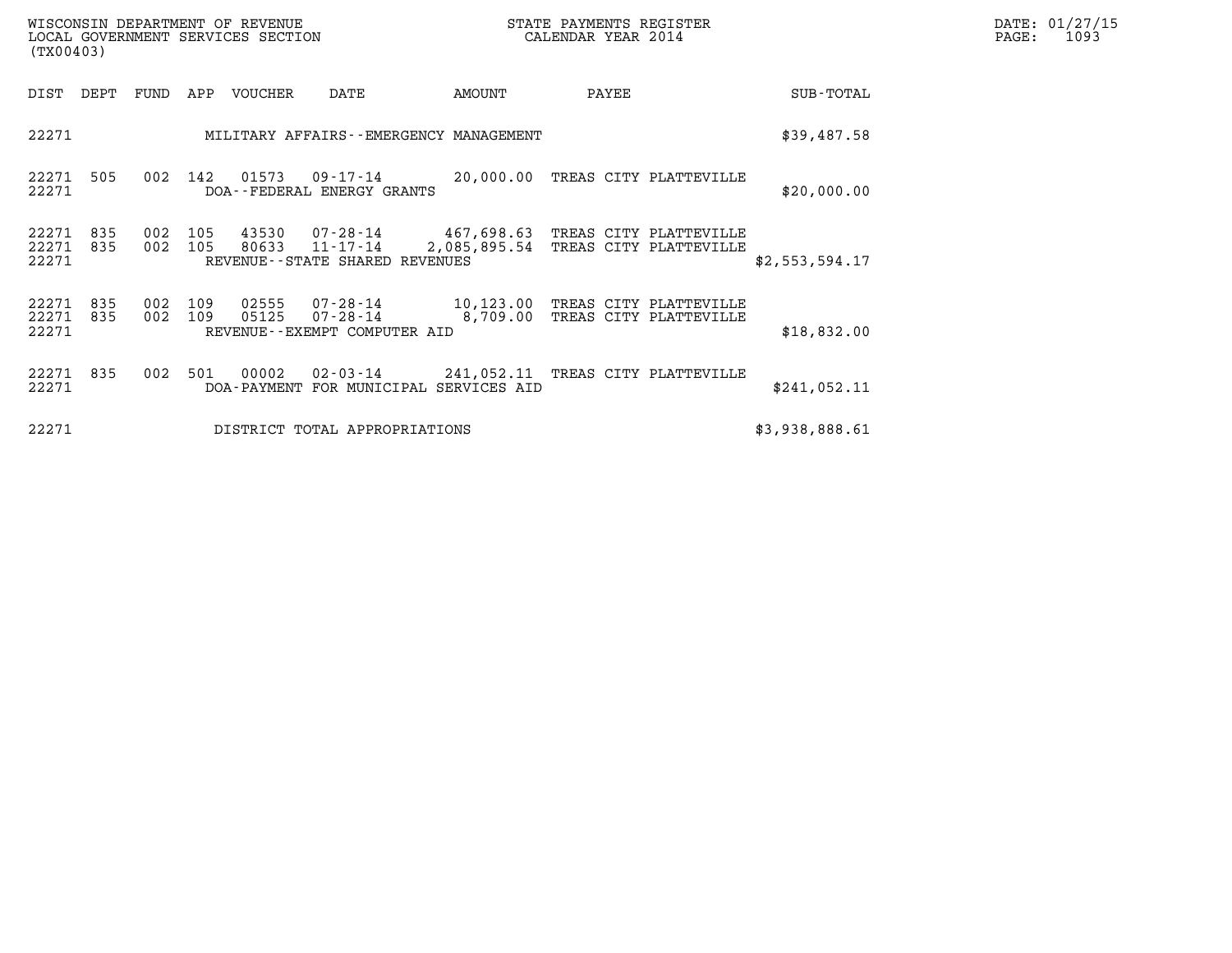WISCONSIN DEPARTMENT OF REVENUE
LOCAL GOVERNMENT SERVICES SECTION
(TX00403)

STATE PAYMENTS REGISTER
CALENDAR YEAR 2014

DATE: 01/27/15
PAGE: 1093

| DIST | DEPT | FUND | APP | VOUCHER | DATE | AMOUNT | PAYEE | SUB-TOTAL |
|---|---|---|---|---|---|---|---|---|
| 22271 | | | | | MILITARY AFFAIRS--EMERGENCY MANAGEMENT | | | $39,487.58 |
| 22271 | 505 | 002 | 142 | 01573 | 09-17-14 | 20,000.00 | TREAS CITY PLATTEVILLE | |
| 22271 | | | | | DOA--FEDERAL ENERGY GRANTS | | | $20,000.00 |
| 22271 | 835 | 002 | 105 | 43530 | 07-28-14 | 467,698.63 | TREAS CITY PLATTEVILLE | |
| 22271 | 835 | 002 | 105 | 80633 | 11-17-14 | 2,085,895.54 | TREAS CITY PLATTEVILLE | |
| 22271 | | | | | REVENUE--STATE SHARED REVENUES | | | $2,553,594.17 |
| 22271 | 835 | 002 | 109 | 02555 | 07-28-14 | 10,123.00 | TREAS CITY PLATTEVILLE | |
| 22271 | 835 | 002 | 109 | 05125 | 07-28-14 | 8,709.00 | TREAS CITY PLATTEVILLE | |
| 22271 | | | | | REVENUE--EXEMPT COMPUTER AID | | | $18,832.00 |
| 22271 | 835 | 002 | 501 | 00002 | 02-03-14 | 241,052.11 | TREAS CITY PLATTEVILLE | |
| 22271 | | | | | DOA-PAYMENT FOR MUNICIPAL SERVICES AID | | | $241,052.11 |
| 22271 | | | | | DISTRICT TOTAL APPROPRIATIONS | | | $3,938,888.61 |